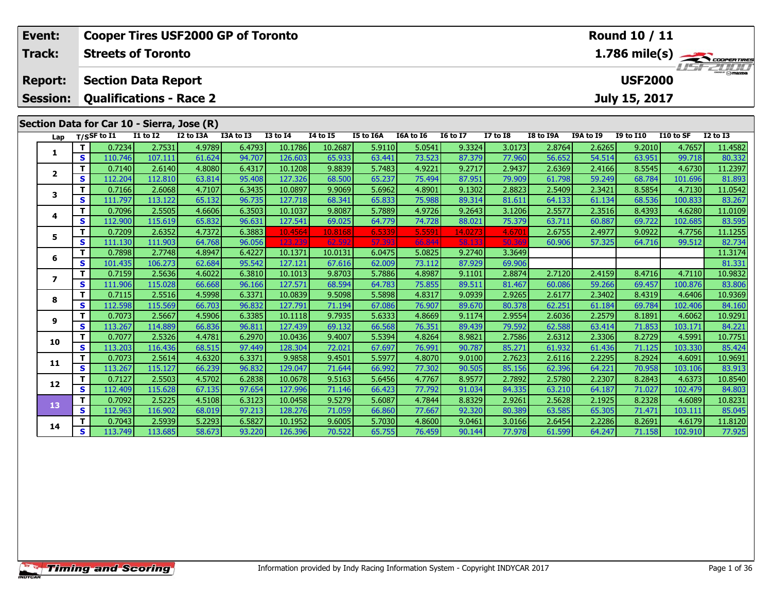| Event: | Cooper Tires USF2000 GP of Toronto | Round 10 / 11 |
|---|---|---|
| Track: | Streets of Toronto | 1.786 mile(s) |
| Report: | Section Data Report | USF2000 |
| Session: | Qualifications - Race 2 | July 15, 2017 |

## Section Data for Car 10 - Sierra, Jose (R)

| Lap | T/S | SF to I1 | I1 to I2 | I2 to I3A | I3A to I3 | I3 to I4 | I4 to I5 | I5 to I6A | I6A to I6 | I6 to I7 | I7 to I8 | I8 to I9A | I9A to I9 | I9 to I10 | I10 to SF | I2 to I3 |
|---|---|---|---|---|---|---|---|---|---|---|---|---|---|---|---|---|
| 1 | T | 0.7234 | 2.7531 | 4.9789 | 6.4793 | 10.1786 | 10.2687 | 5.9110 | 5.0541 | 9.3324 | 3.0173 | 2.8764 | 2.6265 | 9.2010 | 4.7657 | 11.4582 |
| | S | 110.746 | 107.111 | 61.624 | 94.707 | 126.603 | 65.933 | 63.441 | 73.523 | 87.379 | 77.960 | 56.652 | 54.514 | 63.951 | 99.718 | 80.332 |
| 2 | T | 0.7140 | 2.6140 | 4.8080 | 6.4317 | 10.1208 | 9.8839 | 5.7483 | 4.9221 | 9.2717 | 2.9437 | 2.6369 | 2.4166 | 8.5545 | 4.6730 | 11.2397 |
| | S | 112.204 | 112.810 | 63.814 | 95.408 | 127.326 | 68.500 | 65.237 | 75.494 | 87.951 | 79.909 | 61.798 | 59.249 | 68.784 | 101.696 | 81.893 |
| 3 | T | 0.7166 | 2.6068 | 4.7107 | 6.3435 | 10.0897 | 9.9069 | 5.6962 | 4.8901 | 9.1302 | 2.8823 | 2.5409 | 2.3421 | 8.5854 | 4.7130 | 11.0542 |
| | S | 111.797 | 113.122 | 65.132 | 96.735 | 127.718 | 68.341 | 65.833 | 75.988 | 89.314 | 81.611 | 64.133 | 61.134 | 68.536 | 100.833 | 83.267 |
| 4 | T | 0.7096 | 2.5505 | 4.6606 | 6.3503 | 10.1037 | 9.8087 | 5.7889 | 4.9726 | 9.2643 | 3.1206 | 2.5577 | 2.3516 | 8.4393 | 4.6280 | 11.0109 |
| | S | 112.900 | 115.619 | 65.832 | 96.631 | 127.541 | 69.025 | 64.779 | 74.728 | 88.021 | 75.379 | 63.711 | 60.887 | 69.722 | 102.685 | 83.595 |
| 5 | T | 0.7209 | 2.6352 | 4.7372 | 6.3883 | 10.4564 | 10.8168 | 6.5339 | 5.5591 | 14.0273 | 4.6701 | 2.6755 | 2.4977 | 9.0922 | 4.7756 | 11.1255 |
| | S | 111.130 | 111.903 | 64.768 | 96.056 | 123.239 | 62.592 | 57.393 | 66.844 | 58.133 | 50.369 | 60.906 | 57.325 | 64.716 | 99.512 | 82.734 |
| 6 | T | 0.7898 | 2.7748 | 4.8947 | 6.4227 | 10.1371 | 10.0131 | 6.0475 | 5.0825 | 9.2740 | 3.3649 | | | | | 11.3174 |
| | S | 101.435 | 106.273 | 62.684 | 95.542 | 127.121 | 67.616 | 62.009 | 73.112 | 87.929 | 69.906 | | | | | 81.331 |
| 7 | T | 0.7159 | 2.5636 | 4.6022 | 6.3810 | 10.1013 | 9.8703 | 5.7886 | 4.8987 | 9.1101 | 2.8874 | 2.7120 | 2.4159 | 8.4716 | 4.7110 | 10.9832 |
| | S | 111.906 | 115.028 | 66.668 | 96.166 | 127.571 | 68.594 | 64.783 | 75.855 | 89.511 | 81.467 | 60.086 | 59.266 | 69.457 | 100.876 | 83.806 |
| 8 | T | 0.7115 | 2.5516 | 4.5998 | 6.3371 | 10.0839 | 9.5098 | 5.5898 | 4.8317 | 9.0939 | 2.9265 | 2.6177 | 2.3402 | 8.4319 | 4.6406 | 10.9369 |
| | S | 112.598 | 115.569 | 66.703 | 96.832 | 127.791 | 71.194 | 67.086 | 76.907 | 89.670 | 80.378 | 62.251 | 61.184 | 69.784 | 102.406 | 84.160 |
| 9 | T | 0.7073 | 2.5667 | 4.5906 | 6.3385 | 10.1118 | 9.7935 | 5.6333 | 4.8669 | 9.1174 | 2.9554 | 2.6036 | 2.2579 | 8.1891 | 4.6062 | 10.9291 |
| | S | 113.267 | 114.889 | 66.836 | 96.811 | 127.439 | 69.132 | 66.568 | 76.351 | 89.439 | 79.592 | 62.588 | 63.414 | 71.853 | 103.171 | 84.221 |
| 10 | T | 0.7077 | 2.5326 | 4.4781 | 6.2970 | 10.0436 | 9.4007 | 5.5394 | 4.8264 | 8.9821 | 2.7586 | 2.6312 | 2.3306 | 8.2729 | 4.5991 | 10.7751 |
| | S | 113.203 | 116.436 | 68.515 | 97.449 | 128.304 | 72.021 | 67.697 | 76.991 | 90.787 | 85.271 | 61.932 | 61.436 | 71.125 | 103.330 | 85.424 |
| 11 | T | 0.7073 | 2.5614 | 4.6320 | 6.3371 | 9.9858 | 9.4501 | 5.5977 | 4.8070 | 9.0100 | 2.7623 | 2.6116 | 2.2295 | 8.2924 | 4.6091 | 10.9691 |
| | S | 113.267 | 115.127 | 66.239 | 96.832 | 129.047 | 71.644 | 66.992 | 77.302 | 90.505 | 85.156 | 62.396 | 64.221 | 70.958 | 103.106 | 83.913 |
| 12 | T | 0.7127 | 2.5503 | 4.5702 | 6.2838 | 10.0678 | 9.5163 | 5.6456 | 4.7767 | 8.9577 | 2.7892 | 2.5780 | 2.2307 | 8.2843 | 4.6373 | 10.8540 |
| | S | 112.409 | 115.628 | 67.135 | 97.654 | 127.996 | 71.146 | 66.423 | 77.792 | 91.034 | 84.335 | 63.210 | 64.187 | 71.027 | 102.479 | 84.803 |
| 13 | T | 0.7092 | 2.5225 | 4.5108 | 6.3123 | 10.0458 | 9.5279 | 5.6087 | 4.7844 | 8.8329 | 2.9261 | 2.5628 | 2.1925 | 8.2328 | 4.6089 | 10.8231 |
| | S | 112.963 | 116.902 | 68.019 | 97.213 | 128.276 | 71.059 | 66.860 | 77.667 | 92.320 | 80.389 | 63.585 | 65.305 | 71.471 | 103.111 | 85.045 |
| 14 | T | 0.7043 | 2.5939 | 5.2293 | 6.5827 | 10.1952 | 9.6005 | 5.7030 | 4.8600 | 9.0461 | 3.0166 | 2.6454 | 2.2286 | 8.2691 | 4.6179 | 11.8120 |
| | S | 113.749 | 113.685 | 58.673 | 93.220 | 126.396 | 70.522 | 65.755 | 76.459 | 90.144 | 77.978 | 61.599 | 64.247 | 71.158 | 102.910 | 77.925 |

Information provided by Indy Racing Information System - Copyright INDYCAR 2017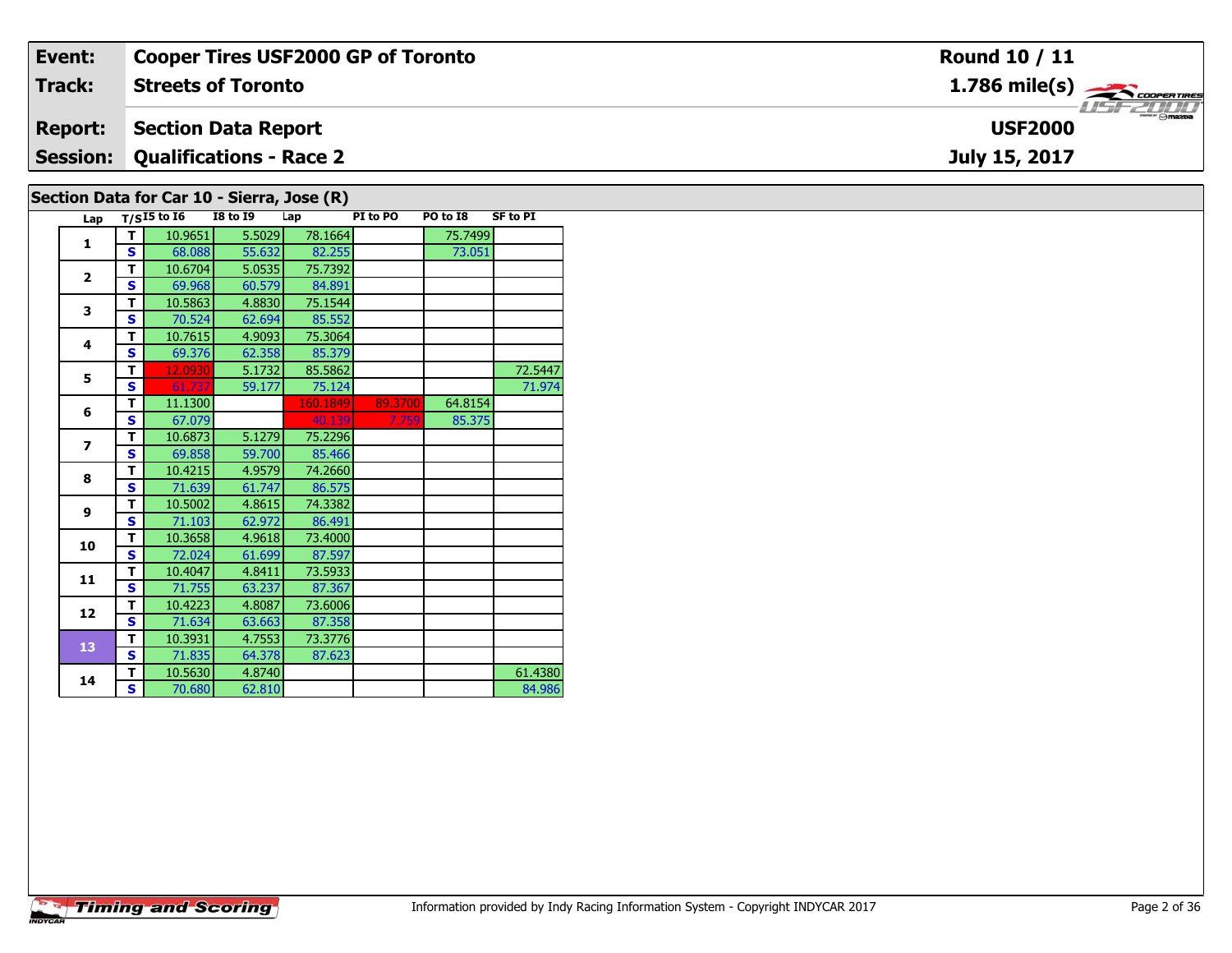| Event: | Cooper Tires USF2000 GP of Toronto | Round 10 / 11 |
|---|---|---|
| Track: | Streets of Toronto | 1.786 mile(s) |
| Report: | Section Data Report | USF2000 |
| Session: | Qualifications - Race 2 | July 15, 2017 |

## Section Data for Car 10 - Sierra, Jose (R)

| Lap | T/S | I5 to I6 | I8 to I9 | Lap | PI to PO | PO to I8 | SF to PI |
|---|---|---|---|---|---|---|---|
| 1 | T | 10.9651 | 5.5029 | 78.1664 | | 75.7499 | |
| | S | 68.088 | 55.632 | 82.255 | | 73.051 | |
| 2 | T | 10.6704 | 5.0535 | 75.7392 | | | |
| | S | 69.968 | 60.579 | 84.891 | | | |
| 3 | T | 10.5863 | 4.8830 | 75.1544 | | | |
| | S | 70.524 | 62.694 | 85.552 | | | |
| 4 | T | 10.7615 | 4.9093 | 75.3064 | | | |
| | S | 69.376 | 62.358 | 85.379 | | | |
| 5 | T | 12.0930 | 5.1732 | 85.5862 | | | 72.5447 |
| | S | 61.737 | 59.177 | 75.124 | | | 71.974 |
| 6 | T | 11.1300 | | 160.1849 | 89.3700 | 64.8154 | |
| | S | 67.079 | | 40.139 | 7.759 | 85.375 | |
| 7 | T | 10.6873 | 5.1279 | 75.2296 | | | |
| | S | 69.858 | 59.700 | 85.466 | | | |
| 8 | T | 10.4215 | 4.9579 | 74.2660 | | | |
| | S | 71.639 | 61.747 | 86.575 | | | |
| 9 | T | 10.5002 | 4.8615 | 74.3382 | | | |
| | S | 71.103 | 62.972 | 86.491 | | | |
| 10 | T | 10.3658 | 4.9618 | 73.4000 | | | |
| | S | 72.024 | 61.699 | 87.597 | | | |
| 11 | T | 10.4047 | 4.8411 | 73.5933 | | | |
| | S | 71.755 | 63.237 | 87.367 | | | |
| 12 | T | 10.4223 | 4.8087 | 73.6006 | | | |
| | S | 71.634 | 63.663 | 87.358 | | | |
| 13 | T | 10.3931 | 4.7553 | 73.3776 | | | |
| | S | 71.835 | 64.378 | 87.623 | | | |
| 14 | T | 10.5630 | 4.8740 | | | | 61.4380 |
| | S | 70.680 | 62.810 | | | | 84.986 |

Information provided by Indy Racing Information System - Copyright INDYCAR 2017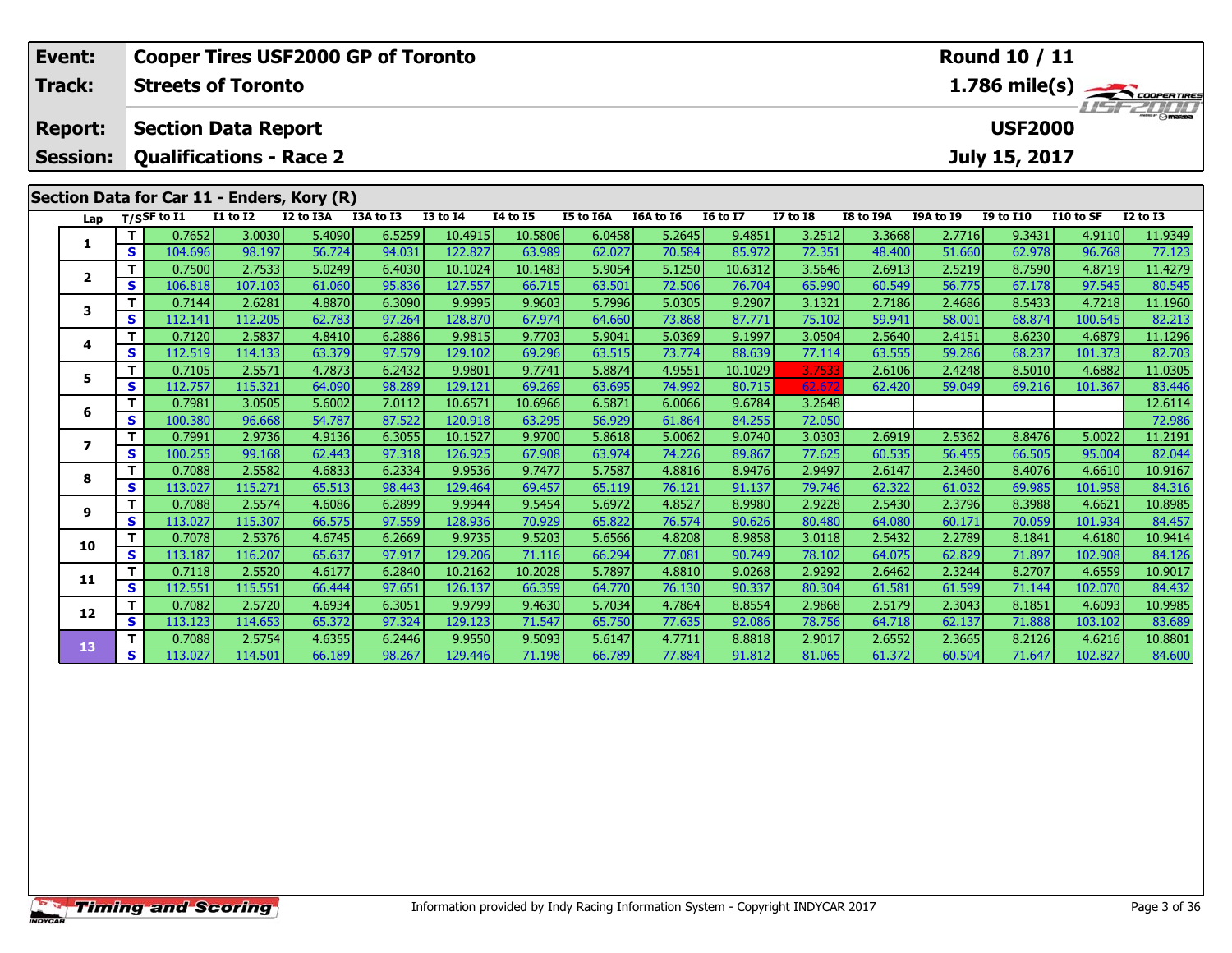| Event: | Cooper Tires USF2000 GP of Toronto | Round 10 / 11 |
|---|---|---|
| Track: | Streets of Toronto | 1.786 mile(s) |
| Report: | Section Data Report | USF2000 |
| Session: | Qualifications - Race 2 | July 15, 2017 |

## Section Data for Car 11 - Enders, Kory (R)

| Lap | T/S | SF to I1 | I1 to I2 | I2 to I3A | I3A to I3 | I3 to I4 | I4 to I5 | I5 to I6A | I6A to I6 | I6 to I7 | I7 to I8 | I8 to I9A | I9A to I9 | I9 to I10 | I10 to SF | I2 to I3 |
|---|---|---|---|---|---|---|---|---|---|---|---|---|---|---|---|---|
| 1 | T | 0.7652 | 3.0030 | 5.4090 | 6.5259 | 10.4915 | 10.5806 | 6.0458 | 5.2645 | 9.4851 | 3.2512 | 3.3668 | 2.7716 | 9.3431 | 4.9110 | 11.9349 |
| | S | 104.696 | 98.197 | 56.724 | 94.031 | 122.827 | 63.989 | 62.027 | 70.584 | 85.972 | 72.351 | 48.400 | 51.660 | 62.978 | 96.768 | 77.123 |
| 2 | T | 0.7500 | 2.7533 | 5.0249 | 6.4030 | 10.1024 | 10.1483 | 5.9054 | 5.1250 | 10.6312 | 3.5646 | 2.6913 | 2.5219 | 8.7590 | 4.8719 | 11.4279 |
| | S | 106.818 | 107.103 | 61.060 | 95.836 | 127.557 | 66.715 | 63.501 | 72.506 | 76.704 | 65.990 | 60.549 | 56.775 | 67.178 | 97.545 | 80.545 |
| 3 | T | 0.7144 | 2.6281 | 4.8870 | 6.3090 | 9.9995 | 9.9603 | 5.7996 | 5.0305 | 9.2907 | 3.1321 | 2.7186 | 2.4686 | 8.5433 | 4.7218 | 11.1960 |
| | S | 112.141 | 112.205 | 62.783 | 97.264 | 128.870 | 67.974 | 64.660 | 73.868 | 87.771 | 75.102 | 59.941 | 58.001 | 68.874 | 100.645 | 82.213 |
| 4 | T | 0.7120 | 2.5837 | 4.8410 | 6.2886 | 9.9815 | 9.7703 | 5.9041 | 5.0369 | 9.1997 | 3.0504 | 2.5640 | 2.4151 | 8.6230 | 4.6879 | 11.1296 |
| | S | 112.519 | 114.133 | 63.379 | 97.579 | 129.102 | 69.296 | 63.515 | 73.774 | 88.639 | 77.114 | 63.555 | 59.286 | 68.237 | 101.373 | 82.703 |
| 5 | T | 0.7105 | 2.5571 | 4.7873 | 6.2432 | 9.9801 | 9.7741 | 5.8874 | 4.9551 | 10.1029 | 3.7533 | 2.6106 | 2.4248 | 8.5010 | 4.6882 | 11.0305 |
| | S | 112.757 | 115.321 | 64.090 | 98.289 | 129.121 | 69.269 | 63.695 | 74.992 | 80.715 | 62.672 | 62.420 | 59.049 | 69.216 | 101.367 | 83.446 |
| 6 | T | 0.7981 | 3.0505 | 5.6002 | 7.0112 | 10.6571 | 10.6966 | 6.5871 | 6.0066 | 9.6784 | 3.2648 | | | | | 12.6114 |
| | S | 100.380 | 96.668 | 54.787 | 87.522 | 120.918 | 63.295 | 56.929 | 61.864 | 84.255 | 72.050 | | | | | 72.986 |
| 7 | T | 0.7991 | 2.9736 | 4.9136 | 6.3055 | 10.1527 | 9.9700 | 5.8618 | 5.0062 | 9.0740 | 3.0303 | 2.6919 | 2.5362 | 8.8476 | 5.0022 | 11.2191 |
| | S | 100.255 | 99.168 | 62.443 | 97.318 | 126.925 | 67.908 | 63.974 | 74.226 | 89.867 | 77.625 | 60.535 | 56.455 | 66.505 | 95.004 | 82.044 |
| 8 | T | 0.7088 | 2.5582 | 4.6833 | 6.2334 | 9.9536 | 9.7477 | 5.7587 | 4.8816 | 8.9476 | 2.9497 | 2.6147 | 2.3460 | 8.4076 | 4.6610 | 10.9167 |
| | S | 113.027 | 115.271 | 65.513 | 98.443 | 129.464 | 69.457 | 65.119 | 76.121 | 91.137 | 79.746 | 62.322 | 61.032 | 69.985 | 101.958 | 84.316 |
| 9 | T | 0.7088 | 2.5574 | 4.6086 | 6.2899 | 9.9944 | 9.5454 | 5.6972 | 4.8527 | 8.9980 | 2.9228 | 2.5430 | 2.3796 | 8.3988 | 4.6621 | 10.8985 |
| | S | 113.027 | 115.307 | 66.575 | 97.559 | 128.936 | 70.929 | 65.822 | 76.574 | 90.626 | 80.480 | 64.080 | 60.171 | 70.059 | 101.934 | 84.457 |
| 10 | T | 0.7078 | 2.5376 | 4.6745 | 6.2669 | 9.9735 | 9.5203 | 5.6566 | 4.8208 | 8.9858 | 3.0118 | 2.5432 | 2.2789 | 8.1841 | 4.6180 | 10.9414 |
| | S | 113.187 | 116.207 | 65.637 | 97.917 | 129.206 | 71.116 | 66.294 | 77.081 | 90.749 | 78.102 | 64.075 | 62.829 | 71.897 | 102.908 | 84.126 |
| 11 | T | 0.7118 | 2.5520 | 4.6177 | 6.2840 | 10.2162 | 10.2028 | 5.7897 | 4.8810 | 9.0268 | 2.9292 | 2.6462 | 2.3244 | 8.2707 | 4.6559 | 10.9017 |
| | S | 112.551 | 115.551 | 66.444 | 97.651 | 126.137 | 66.359 | 64.770 | 76.130 | 90.337 | 80.304 | 61.581 | 61.599 | 71.144 | 102.070 | 84.432 |
| 12 | T | 0.7082 | 2.5720 | 4.6934 | 6.3051 | 9.9799 | 9.4630 | 5.7034 | 4.7864 | 8.8554 | 2.9868 | 2.5179 | 2.3043 | 8.1851 | 4.6093 | 10.9985 |
| | S | 113.123 | 114.653 | 65.372 | 97.324 | 129.123 | 71.547 | 65.750 | 77.635 | 92.086 | 78.756 | 64.718 | 62.137 | 71.888 | 103.102 | 83.689 |
| 13 | T | 0.7088 | 2.5754 | 4.6355 | 6.2446 | 9.9550 | 9.5093 | 5.6147 | 4.7711 | 8.8818 | 2.9017 | 2.6552 | 2.3665 | 8.2126 | 4.6216 | 10.8801 |
| | S | 113.027 | 114.501 | 66.189 | 98.267 | 129.446 | 71.198 | 66.789 | 77.884 | 91.812 | 81.065 | 61.372 | 60.504 | 71.647 | 102.827 | 84.600 |

Information provided by Indy Racing Information System - Copyright INDYCAR 2017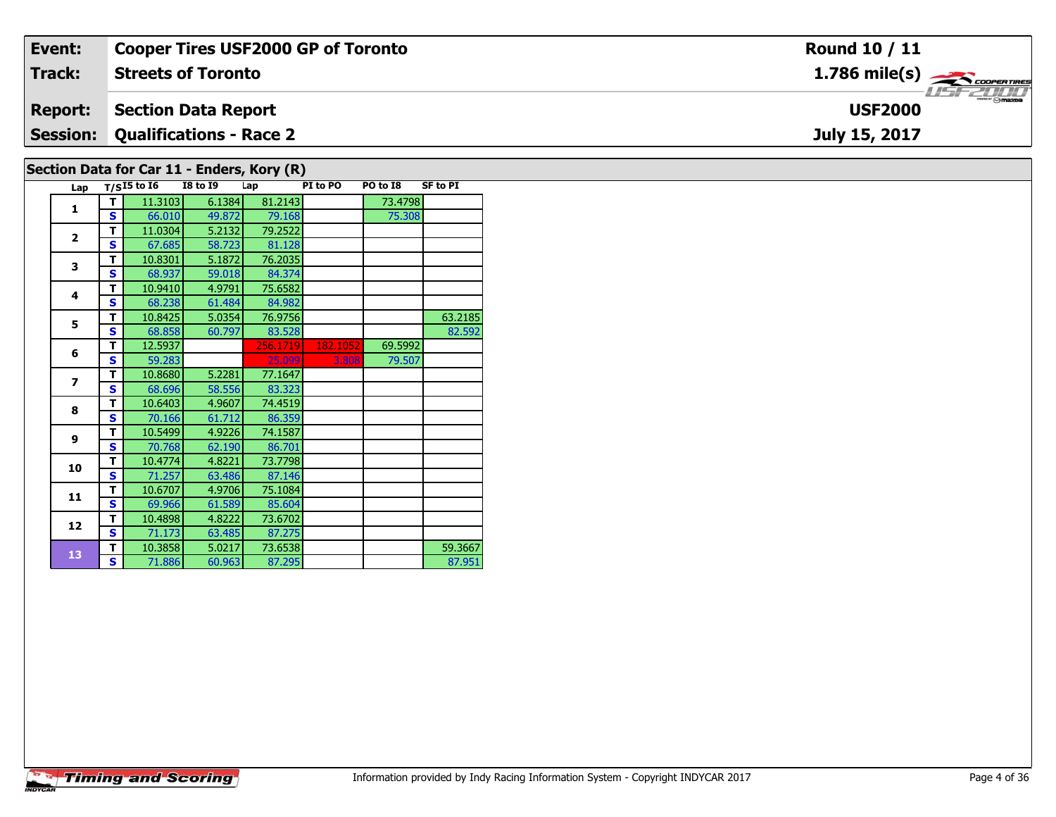| Event: | Cooper Tires USF2000 GP of Toronto | Round 10 / 11 |
|---|---|---|
| Track: | Streets of Toronto | 1.786 mile(s) |
| Report: | Section Data Report | USF2000 |
| Session: | Qualifications - Race 2 | July 15, 2017 |

## Section Data for Car 11 - Enders, Kory (R)

| Lap | T/S | I5 to I6 | I8 to I9 | Lap | PI to PO | PO to I8 | SF to PI |
|---|---|---|---|---|---|---|---|
| 1 | T | 11.3103 | 6.1384 | 81.2143 | | 73.4798 | |
| | S | 66.010 | 49.872 | 79.168 | | 75.308 | |
| 2 | T | 11.0304 | 5.2132 | 79.2522 | | | |
| | S | 67.685 | 58.723 | 81.128 | | | |
| 3 | T | 10.8301 | 5.1872 | 76.2035 | | | |
| | S | 68.937 | 59.018 | 84.374 | | | |
| 4 | T | 10.9410 | 4.9791 | 75.6582 | | | |
| | S | 68.238 | 61.484 | 84.982 | | | |
| 5 | T | 10.8425 | 5.0354 | 76.9756 | | | 63.2185 |
| | S | 68.858 | 60.797 | 83.528 | | | 82.592 |
| 6 | T | 12.5937 | | 256.1719 | 182.1052 | 69.5992 | |
| | S | 59.283 | | 25.099 | 3.808 | 79.507 | |
| 7 | T | 10.8680 | 5.2281 | 77.1647 | | | |
| | S | 68.696 | 58.556 | 83.323 | | | |
| 8 | T | 10.6403 | 4.9607 | 74.4519 | | | |
| | S | 70.166 | 61.712 | 86.359 | | | |
| 9 | T | 10.5499 | 4.9226 | 74.1587 | | | |
| | S | 70.768 | 62.190 | 86.701 | | | |
| 10 | T | 10.4774 | 4.8221 | 73.7798 | | | |
| | S | 71.257 | 63.486 | 87.146 | | | |
| 11 | T | 10.6707 | 4.9706 | 75.1084 | | | |
| | S | 69.966 | 61.589 | 85.604 | | | |
| 12 | T | 10.4898 | 4.8222 | 73.6702 | | | |
| | S | 71.173 | 63.485 | 87.275 | | | |
| 13 | T | 10.3858 | 5.0217 | 73.6538 | | | 59.3667 |
| | S | 71.886 | 60.963 | 87.295 | | | 87.951 |

Information provided by Indy Racing Information System - Copyright INDYCAR 2017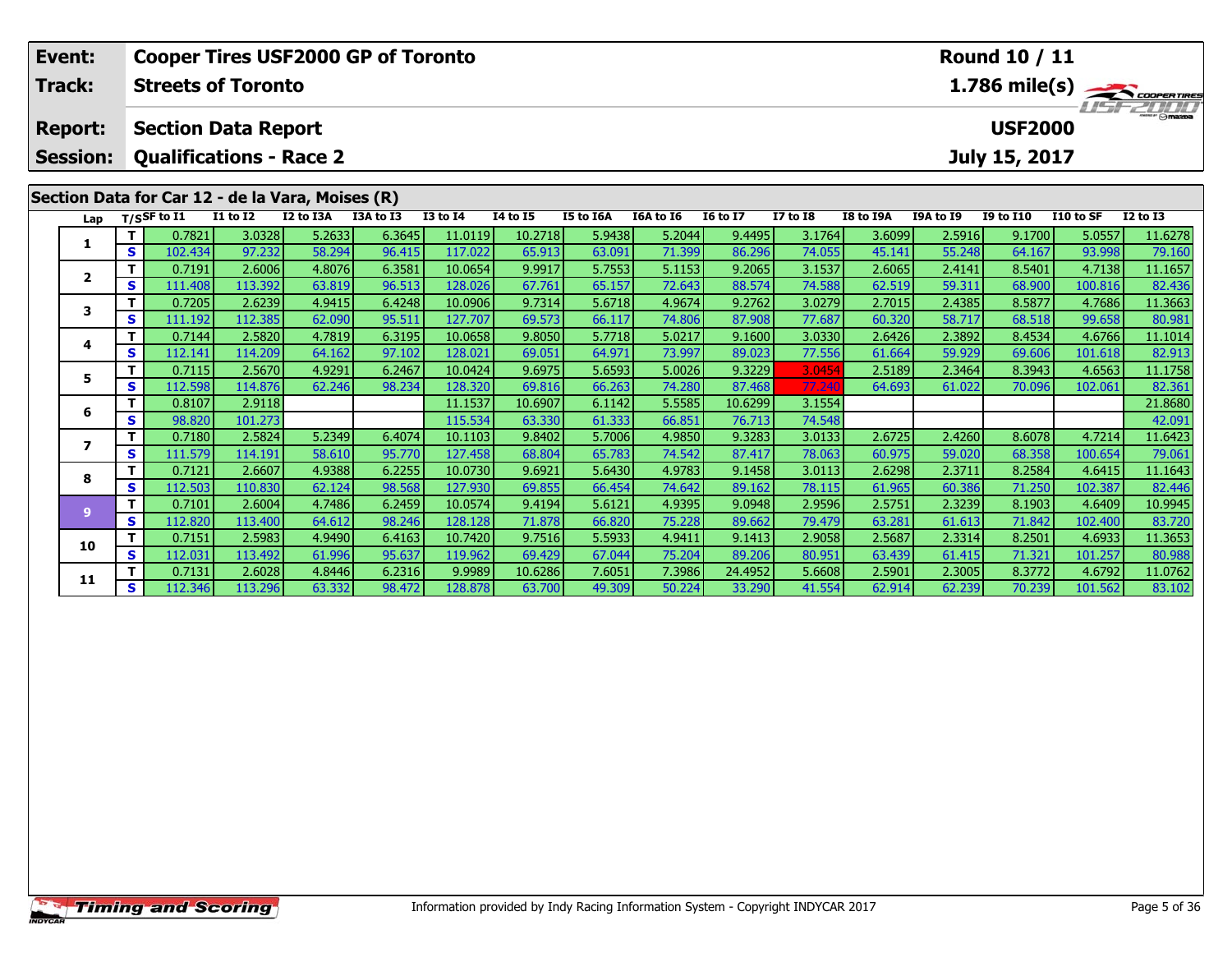| Event: | Cooper Tires USF2000 GP of Toronto | Round 10 / 11 |
|---|---|---|
| Track: | Streets of Toronto | 1.786 mile(s) |
| Report: | Section Data Report | USF2000 |
| Session: | Qualifications - Race 2 | July 15, 2017 |

## Section Data for Car 12 - de la Vara, Moises (R)

| Lap | T/S | SF to I1 | I1 to I2 | I2 to I3A | I3A to I3 | I3 to I4 | I4 to I5 | I5 to I6A | I6A to I6 | I6 to I7 | I7 to I8 | I8 to I9A | I9A to I9 | I9 to I10 | I10 to SF | I2 to I3 |
|---|---|---|---|---|---|---|---|---|---|---|---|---|---|---|---|---|
| 1 | T | 0.7821 | 3.0328 | 5.2633 | 6.3645 | 11.0119 | 10.2718 | 5.9438 | 5.2044 | 9.4495 | 3.1764 | 3.6099 | 2.5916 | 9.1700 | 5.0557 | 11.6278 |
| | S | 102.434 | 97.232 | 58.294 | 96.415 | 117.022 | 65.913 | 63.091 | 71.399 | 86.296 | 74.055 | 45.141 | 55.248 | 64.167 | 93.998 | 79.160 |
| 2 | T | 0.7191 | 2.6006 | 4.8076 | 6.3581 | 10.0654 | 9.9917 | 5.7553 | 5.1153 | 9.2065 | 3.1537 | 2.6065 | 2.4141 | 8.5401 | 4.7138 | 11.1657 |
| | S | 111.408 | 113.392 | 63.819 | 96.513 | 128.026 | 67.761 | 65.157 | 72.643 | 88.574 | 74.588 | 62.519 | 59.311 | 68.900 | 100.816 | 82.436 |
| 3 | T | 0.7205 | 2.6239 | 4.9415 | 6.4248 | 10.0906 | 9.7314 | 5.6718 | 4.9674 | 9.2762 | 3.0279 | 2.7015 | 2.4385 | 8.5877 | 4.7686 | 11.3663 |
| | S | 111.192 | 112.385 | 62.090 | 95.511 | 127.707 | 69.573 | 66.117 | 74.806 | 87.908 | 77.687 | 60.320 | 58.717 | 68.518 | 99.658 | 80.981 |
| 4 | T | 0.7144 | 2.5820 | 4.7819 | 6.3195 | 10.0658 | 9.8050 | 5.7718 | 5.0217 | 9.1600 | 3.0330 | 2.6426 | 2.3892 | 8.4534 | 4.6766 | 11.1014 |
| | S | 112.141 | 114.209 | 64.162 | 97.102 | 128.021 | 69.051 | 64.971 | 73.997 | 89.023 | 77.556 | 61.664 | 59.929 | 69.606 | 101.618 | 82.913 |
| 5 | T | 0.7115 | 2.5670 | 4.9291 | 6.2467 | 10.0424 | 9.6975 | 5.6593 | 5.0026 | 9.3229 | 3.0454 | 2.5189 | 2.3464 | 8.3943 | 4.6563 | 11.1758 |
| | S | 112.598 | 114.876 | 62.246 | 98.234 | 128.320 | 69.816 | 66.263 | 74.280 | 87.468 | 77.240 | 64.693 | 61.022 | 70.096 | 102.061 | 82.361 |
| 6 | T | 0.8107 | 2.9118 | | | 11.1537 | 10.6907 | 6.1142 | 5.5585 | 10.6299 | 3.1554 | | | | | 21.8680 |
| | S | 98.820 | 101.273 | | | 115.534 | 63.330 | 61.333 | 66.851 | 76.713 | 74.548 | | | | | 42.091 |
| 7 | T | 0.7180 | 2.5824 | 5.2349 | 6.4074 | 10.1103 | 9.8402 | 5.7006 | 4.9850 | 9.3283 | 3.0133 | 2.6725 | 2.4260 | 8.6078 | 4.7214 | 11.6423 |
| | S | 111.579 | 114.191 | 58.610 | 95.770 | 127.458 | 68.804 | 65.783 | 74.542 | 87.417 | 78.063 | 60.975 | 59.020 | 68.358 | 100.654 | 79.061 |
| 8 | T | 0.7121 | 2.6607 | 4.9388 | 6.2255 | 10.0730 | 9.6921 | 5.6430 | 4.9783 | 9.1458 | 3.0113 | 2.6298 | 2.3711 | 8.2584 | 4.6415 | 11.1643 |
| | S | 112.503 | 110.830 | 62.124 | 98.568 | 127.930 | 69.855 | 66.454 | 74.642 | 89.162 | 78.115 | 61.965 | 60.386 | 71.250 | 102.387 | 82.446 |
| 9 | T | 0.7101 | 2.6004 | 4.7486 | 6.2459 | 10.0574 | 9.4194 | 5.6121 | 4.9395 | 9.0948 | 2.9596 | 2.5751 | 2.3239 | 8.1903 | 4.6409 | 10.9945 |
| | S | 112.820 | 113.400 | 64.612 | 98.246 | 128.128 | 71.878 | 66.820 | 75.228 | 89.662 | 79.479 | 63.281 | 61.613 | 71.842 | 102.400 | 83.720 |
| 10 | T | 0.7151 | 2.5983 | 4.9490 | 6.4163 | 10.7420 | 9.7516 | 5.5933 | 4.9411 | 9.1413 | 2.9058 | 2.5687 | 2.3314 | 8.2501 | 4.6933 | 11.3653 |
| | S | 112.031 | 113.492 | 61.996 | 95.637 | 119.962 | 69.429 | 67.044 | 75.204 | 89.206 | 80.951 | 63.439 | 61.415 | 71.321 | 101.257 | 80.988 |
| 11 | T | 0.7131 | 2.6028 | 4.8446 | 6.2316 | 9.9989 | 10.6286 | 7.6051 | 7.3986 | 24.4952 | 5.6608 | 2.5901 | 2.3005 | 8.3772 | 4.6792 | 11.0762 |
| | S | 112.346 | 113.296 | 63.332 | 98.472 | 128.878 | 63.700 | 49.309 | 50.224 | 33.290 | 41.554 | 62.914 | 62.239 | 70.239 | 101.562 | 83.102 |

Information provided by Indy Racing Information System - Copyright INDYCAR 2017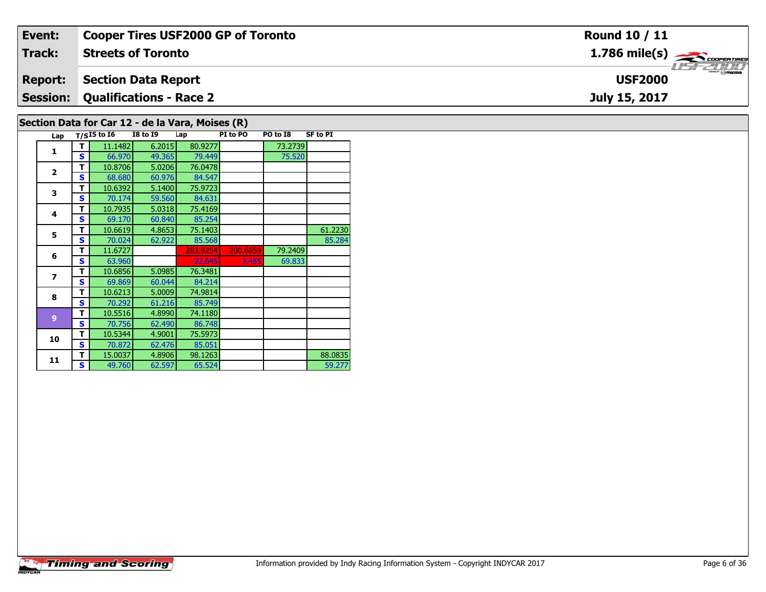| Event: | Cooper Tires USF2000 GP of Toronto | Round 10 / 11 |
|---|---|---|
| Track: | Streets of Toronto | 1.786 mile(s) |
| Report: | Section Data Report | USF2000 |
| Session: | Qualifications - Race 2 | July 15, 2017 |

## Section Data for Car 12 - de la Vara, Moises (R)

| Lap | T/S | I5 to I6 | I8 to I9 | Lap | PI to PO | PO to I8 | SF to PI |
|---|---|---|---|---|---|---|---|
| 1 | T | 11.1482 | 6.2015 | 80.9277 | | 73.2739 | |
| | S | 66.970 | 49.365 | 79.449 | | 75.520 | |
| 2 | T | 10.8706 | 5.0206 | 76.0478 | | | |
| | S | 68.680 | 60.976 | 84.547 | | | |
| 3 | T | 10.6392 | 5.1400 | 75.9723 | | | |
| | S | 70.174 | 59.560 | 84.631 | | | |
| 4 | T | 10.7935 | 5.0318 | 75.4169 | | | |
| | S | 69.170 | 60.840 | 85.254 | | | |
| 5 | T | 10.6619 | 4.8653 | 75.1403 | | | 61.2230 |
| | S | 70.024 | 62.922 | 85.568 | | | 85.284 |
| 6 | T | 11.6727 | | 283.9254 | 200.6859 | 79.2409 | |
| | S | 63.960 | | 22.645 | 3.455 | 69.833 | |
| 7 | T | 10.6856 | 5.0985 | 76.3481 | | | |
| | S | 69.869 | 60.044 | 84.214 | | | |
| 8 | T | 10.6213 | 5.0009 | 74.9814 | | | |
| | S | 70.292 | 61.216 | 85.749 | | | |
| 9 | T | 10.5516 | 4.8990 | 74.1180 | | | |
| | S | 70.756 | 62.490 | 86.748 | | | |
| 10 | T | 10.5344 | 4.9001 | 75.5973 | | | |
| | S | 70.872 | 62.476 | 85.051 | | | |
| 11 | T | 15.0037 | 4.8906 | 98.1263 | | | 88.0835 |
| | S | 49.760 | 62.597 | 65.524 | | | 59.277 |

Information provided by Indy Racing Information System - Copyright INDYCAR 2017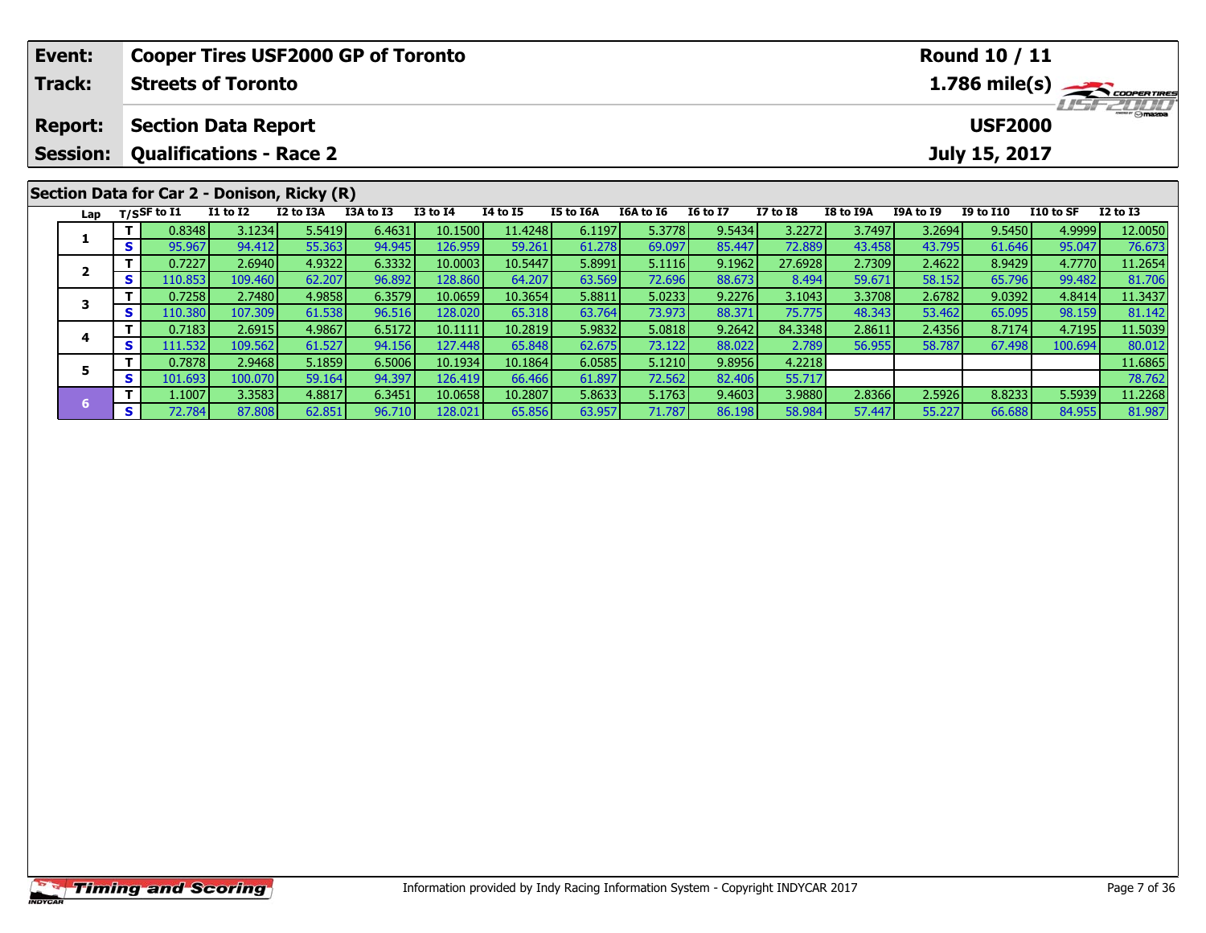| Event: | Cooper Tires USF2000 GP of Toronto | Round 10 / 11 |
|---|---|---|
| Track: | Streets of Toronto | 1.786 mile(s) |
| Report: | Section Data Report | USF2000 |
| Session: | Qualifications - Race 2 | July 15, 2017 |

## Section Data for Car 2 - Donison, Ricky (R)

| Lap | T/S | SF to I1 | I1 to I2 | I2 to I3A | I3A to I3 | I3 to I4 | I4 to I5 | I5 to I6A | I6A to I6 | I6 to I7 | I7 to I8 | I8 to I9A | I9A to I9 | I9 to I10 | I10 to SF | I2 to I3 |
|---|---|---|---|---|---|---|---|---|---|---|---|---|---|---|---|---|
| 1 | T | 0.8348 | 3.1234 | 5.5419 | 6.4631 | 10.1500 | 11.4248 | 6.1197 | 5.3778 | 9.5434 | 3.2272 | 3.7497 | 3.2694 | 9.5450 | 4.9999 | 12.0050 |
| | S | 95.967 | 94.412 | 55.363 | 94.945 | 126.959 | 59.261 | 61.278 | 69.097 | 85.447 | 72.889 | 43.458 | 43.795 | 61.646 | 95.047 | 76.673 |
| 2 | T | 0.7227 | 2.6940 | 4.9322 | 6.3332 | 10.0003 | 10.5447 | 5.8991 | 5.1116 | 9.1962 | 27.6928 | 2.7309 | 2.4622 | 8.9429 | 4.7770 | 11.2654 |
| | S | 110.853 | 109.460 | 62.207 | 96.892 | 128.860 | 64.207 | 63.569 | 72.696 | 88.673 | 8.494 | 59.671 | 58.152 | 65.796 | 99.482 | 81.706 |
| 3 | T | 0.7258 | 2.7480 | 4.9858 | 6.3579 | 10.0659 | 10.3654 | 5.8811 | 5.0233 | 9.2276 | 3.1043 | 3.3708 | 2.6782 | 9.0392 | 4.8414 | 11.3437 |
| | S | 110.380 | 107.309 | 61.538 | 96.516 | 128.020 | 65.318 | 63.764 | 73.973 | 88.371 | 75.775 | 48.343 | 53.462 | 65.095 | 98.159 | 81.142 |
| 4 | T | 0.7183 | 2.6915 | 4.9867 | 6.5172 | 10.1111 | 10.2819 | 5.9832 | 5.0818 | 9.2642 | 84.3348 | 2.8611 | 2.4356 | 8.7174 | 4.7195 | 11.5039 |
| | S | 111.532 | 109.562 | 61.527 | 94.156 | 127.448 | 65.848 | 62.675 | 73.122 | 88.022 | 2.789 | 56.955 | 58.787 | 67.498 | 100.694 | 80.012 |
| 5 | T | 0.7878 | 2.9468 | 5.1859 | 6.5006 | 10.1934 | 10.1864 | 6.0585 | 5.1210 | 9.8956 | 4.2218 | | | | | 11.6865 |
| | S | 101.693 | 100.070 | 59.164 | 94.397 | 126.419 | 66.466 | 61.897 | 72.562 | 82.406 | 55.717 | | | | | 78.762 |
| 6 | T | 1.1007 | 3.3583 | 4.8817 | 6.3451 | 10.0658 | 10.2807 | 5.8633 | 5.1763 | 9.4603 | 3.9880 | 2.8366 | 2.5926 | 8.8233 | 5.5939 | 11.2268 |
| | S | 72.784 | 87.808 | 62.851 | 96.710 | 128.021 | 65.856 | 63.957 | 71.787 | 86.198 | 58.984 | 57.447 | 55.227 | 66.688 | 84.955 | 81.987 |

Timing and Scoring

Information provided by Indy Racing Information System - Copyright INDYCAR 2017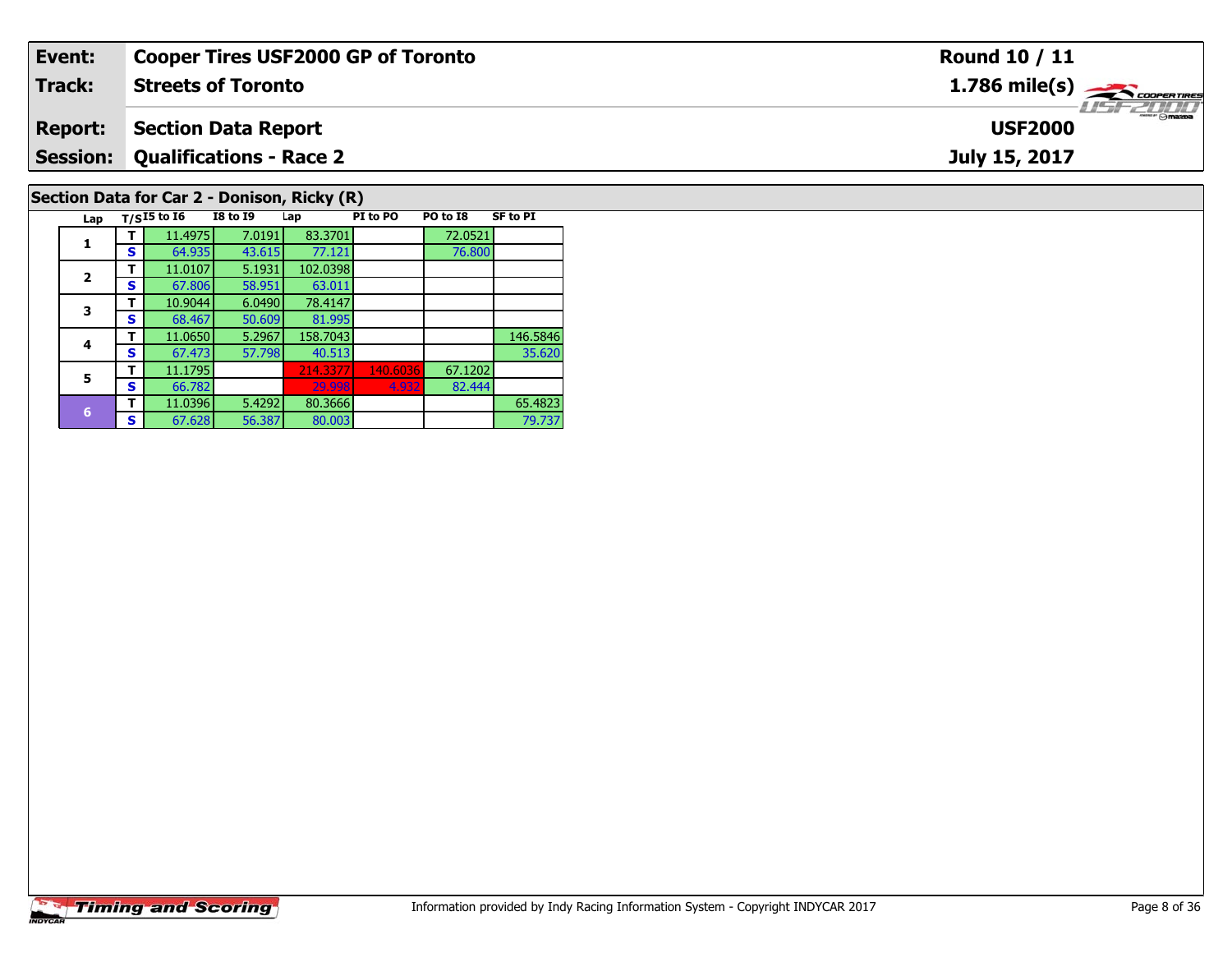| Event: | Cooper Tires USF2000 GP of Toronto | Round 10 / 11 |
|---|---|---|
| Track: | Streets of Toronto | 1.786 mile(s) |
| Report: | Section Data Report | USF2000 |
| Session: | Qualifications - Race 2 | July 15, 2017 |

## Section Data for Car 2 - Donison, Ricky (R)

| Lap | T/S | I5 to I6 | I8 to I9 | Lap | PI to PO | PO to I8 | SF to PI |
|---|---|---|---|---|---|---|---|
| 1 | T | 11.4975 | 7.0191 | 83.3701 | | 72.0521 | |
| | S | 64.935 | 43.615 | 77.121 | | 76.800 | |
| 2 | T | 11.0107 | 5.1931 | 102.0398 | | | |
| | S | 67.806 | 58.951 | 63.011 | | | |
| 3 | T | 10.9044 | 6.0490 | 78.4147 | | | |
| | S | 68.467 | 50.609 | 81.995 | | | |
| 4 | T | 11.0650 | 5.2967 | 158.7043 | | | 146.5846 |
| | S | 67.473 | 57.798 | 40.513 | | | 35.620 |
| 5 | T | 11.1795 | | 214.3377 | 140.6036 | 67.1202 | |
| | S | 66.782 | | 29.998 | 4.932 | 82.444 | |
| 6 | T | 11.0396 | 5.4292 | 80.3666 | | | 65.4823 |
| | S | 67.628 | 56.387 | 80.003 | | | 79.737 |

Information provided by Indy Racing Information System - Copyright INDYCAR 2017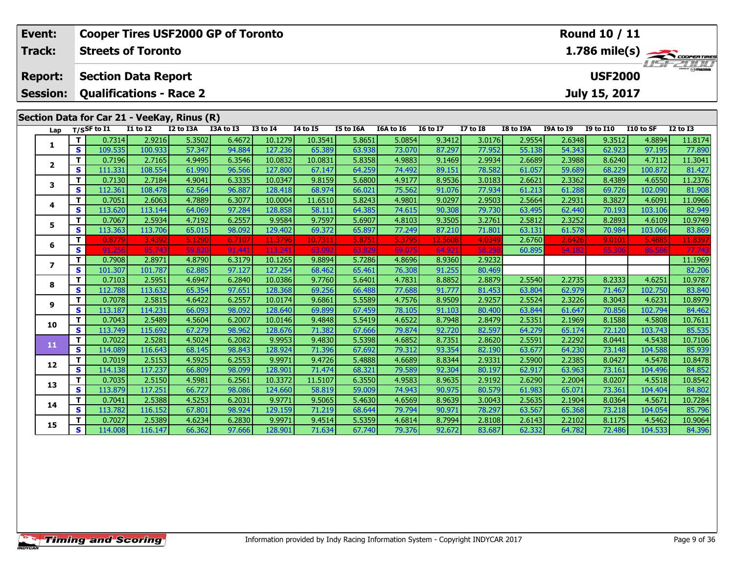| Event: | Cooper Tires USF2000 GP of Toronto | Round 10 / 11 |
|---|---|---|
| Track: | Streets of Toronto | 1.786 mile(s) |
| Report: | Section Data Report | USF2000 |
| Session: | Qualifications - Race 2 | July 15, 2017 |

## Section Data for Car 21 - VeeKay, Rinus (R)

| Lap | T/S | SF to I1 | I1 to I2 | I2 to I3A | I3A to I3 | I3 to I4 | I4 to I5 | I5 to I6A | I6A to I6 | I6 to I7 | I7 to I8 | I8 to I9A | I9A to I9 | I9 to I10 | I10 to SF | I2 to I3 |
|---|---|---|---|---|---|---|---|---|---|---|---|---|---|---|---|---|
| 1 | T | 0.7314 | 2.9216 | 5.3502 | 6.4672 | 10.1279 | 10.3541 | 5.8651 | 5.0854 | 9.3412 | 3.0176 | 2.9554 | 2.6348 | 9.3512 | 4.8894 | 11.8174 |
|  | S | 109.535 | 100.933 | 57.347 | 94.884 | 127.236 | 65.389 | 63.938 | 73.070 | 87.297 | 77.952 | 55.138 | 54.343 | 62.923 | 97.195 | 77.890 |
| 2 | T | 0.7196 | 2.7165 | 4.9495 | 6.3546 | 10.0832 | 10.0831 | 5.8358 | 4.9883 | 9.1469 | 2.9934 | 2.6689 | 2.3988 | 8.6240 | 4.7112 | 11.3041 |
|  | S | 111.331 | 108.554 | 61.990 | 96.566 | 127.800 | 67.147 | 64.259 | 74.492 | 89.151 | 78.582 | 61.057 | 59.689 | 68.229 | 100.872 | 81.427 |
| 3 | T | 0.7130 | 2.7184 | 4.9041 | 6.3335 | 10.0347 | 9.8159 | 5.6800 | 4.9177 | 8.9536 | 3.0183 | 2.6621 | 2.3362 | 8.4389 | 4.6550 | 11.2376 |
|  | S | 112.361 | 108.478 | 62.564 | 96.887 | 128.418 | 68.974 | 66.021 | 75.562 | 91.076 | 77.934 | 61.213 | 61.288 | 69.726 | 102.090 | 81.908 |
| 4 | T | 0.7051 | 2.6063 | 4.7889 | 6.3077 | 10.0004 | 11.6510 | 5.8243 | 4.9801 | 9.0297 | 2.9503 | 2.5664 | 2.2931 | 8.3827 | 4.6091 | 11.0966 |
|  | S | 113.620 | 113.144 | 64.069 | 97.284 | 128.858 | 58.111 | 64.385 | 74.615 | 90.308 | 79.730 | 63.495 | 62.440 | 70.193 | 103.106 | 82.949 |
| 5 | T | 0.7067 | 2.5934 | 4.7192 | 6.2557 | 9.9584 | 9.7597 | 5.6907 | 4.8103 | 9.3505 | 3.2761 | 2.5812 | 2.3252 | 8.2893 | 4.6109 | 10.9749 |
|  | S | 113.363 | 113.706 | 65.015 | 98.092 | 129.402 | 69.372 | 65.897 | 77.249 | 87.210 | 71.801 | 63.131 | 61.578 | 70.984 | 103.066 | 83.869 |
| 6 | T | 0.8779 | 3.4392 | 5.1290 | 6.7107 | 11.3796 | 10.7311 | 5.8751 | 5.3795 | 12.5608 | 4.0349 | 2.6760 | 2.6426 | 9.0101 | 5.4885 | 11.8397 |
|  | S | 91.256 | 85.743 | 59.820 | 91.441 | 113.241 | 63.092 | 63.829 | 69.075 | 64.921 | 58.298 | 60.895 | 54.182 | 65.306 | 86.586 | 77.743 |
| 7 | T | 0.7908 | 2.8971 | 4.8790 | 6.3179 | 10.1265 | 9.8894 | 5.7286 | 4.8696 | 8.9360 | 2.9232 |  |  |  |  | 11.1969 |
|  | S | 101.307 | 101.787 | 62.885 | 97.127 | 127.254 | 68.462 | 65.461 | 76.308 | 91.255 | 80.469 |  |  |  |  | 82.206 |
| 8 | T | 0.7103 | 2.5951 | 4.6947 | 6.2840 | 10.0386 | 9.7760 | 5.6401 | 4.7831 | 8.8852 | 2.8879 | 2.5540 | 2.2735 | 8.2333 | 4.6251 | 10.9787 |
|  | S | 112.788 | 113.632 | 65.354 | 97.651 | 128.368 | 69.256 | 66.488 | 77.688 | 91.777 | 81.453 | 63.804 | 62.979 | 71.467 | 102.750 | 83.840 |
| 9 | T | 0.7078 | 2.5815 | 4.6422 | 6.2557 | 10.0174 | 9.6861 | 5.5589 | 4.7576 | 8.9509 | 2.9257 | 2.5524 | 2.3226 | 8.3043 | 4.6231 | 10.8979 |
|  | S | 113.187 | 114.231 | 66.093 | 98.092 | 128.640 | 69.899 | 67.459 | 78.105 | 91.103 | 80.400 | 63.844 | 61.647 | 70.856 | 102.794 | 84.462 |
| 10 | T | 0.7043 | 2.5489 | 4.5604 | 6.2007 | 10.0146 | 9.4848 | 5.5419 | 4.6522 | 8.7948 | 2.8479 | 2.5351 | 2.1969 | 8.1588 | 4.5808 | 10.7611 |
|  | S | 113.749 | 115.692 | 67.279 | 98.962 | 128.676 | 71.382 | 67.666 | 79.874 | 92.720 | 82.597 | 64.279 | 65.174 | 72.120 | 103.743 | 85.535 |
| 11 | T | 0.7022 | 2.5281 | 4.5024 | 6.2082 | 9.9953 | 9.4830 | 5.5398 | 4.6852 | 8.7351 | 2.8620 | 2.5591 | 2.2292 | 8.0441 | 4.5438 | 10.7106 |
|  | S | 114.089 | 116.643 | 68.145 | 98.843 | 128.924 | 71.396 | 67.692 | 79.312 | 93.354 | 82.190 | 63.677 | 64.230 | 73.148 | 104.588 | 85.939 |
| 12 | T | 0.7019 | 2.5153 | 4.5925 | 6.2553 | 9.9971 | 9.4726 | 5.4888 | 4.6689 | 8.8344 | 2.9331 | 2.5900 | 2.2385 | 8.0427 | 4.5478 | 10.8478 |
|  | S | 114.138 | 117.237 | 66.809 | 98.099 | 128.901 | 71.474 | 68.321 | 79.589 | 92.304 | 80.197 | 62.917 | 63.963 | 73.161 | 104.496 | 84.852 |
| 13 | T | 0.7035 | 2.5150 | 4.5981 | 6.2561 | 10.3372 | 11.5107 | 6.3550 | 4.9583 | 8.9635 | 2.9192 | 2.6290 | 2.2004 | 8.0207 | 4.5518 | 10.8542 |
|  | S | 113.879 | 117.251 | 66.727 | 98.086 | 124.660 | 58.819 | 59.009 | 74.943 | 90.975 | 80.579 | 61.983 | 65.071 | 73.361 | 104.404 | 84.802 |
| 14 | T | 0.7041 | 2.5388 | 4.5253 | 6.2031 | 9.9771 | 9.5065 | 5.4630 | 4.6569 | 8.9639 | 3.0043 | 2.5635 | 2.1904 | 8.0364 | 4.5671 | 10.7284 |
|  | S | 113.782 | 116.152 | 67.801 | 98.924 | 129.159 | 71.219 | 68.644 | 79.794 | 90.971 | 78.297 | 63.567 | 65.368 | 73.218 | 104.054 | 85.796 |
| 15 | T | 0.7027 | 2.5389 | 4.6234 | 6.2830 | 9.9971 | 9.4514 | 5.5359 | 4.6814 | 8.7994 | 2.8108 | 2.6143 | 2.2102 | 8.1175 | 4.5462 | 10.9064 |
|  | S | 114.008 | 116.147 | 66.362 | 97.666 | 128.901 | 71.634 | 67.740 | 79.376 | 92.672 | 83.687 | 62.332 | 64.782 | 72.486 | 104.533 | 84.396 |

Information provided by Indy Racing Information System - Copyright INDYCAR 2017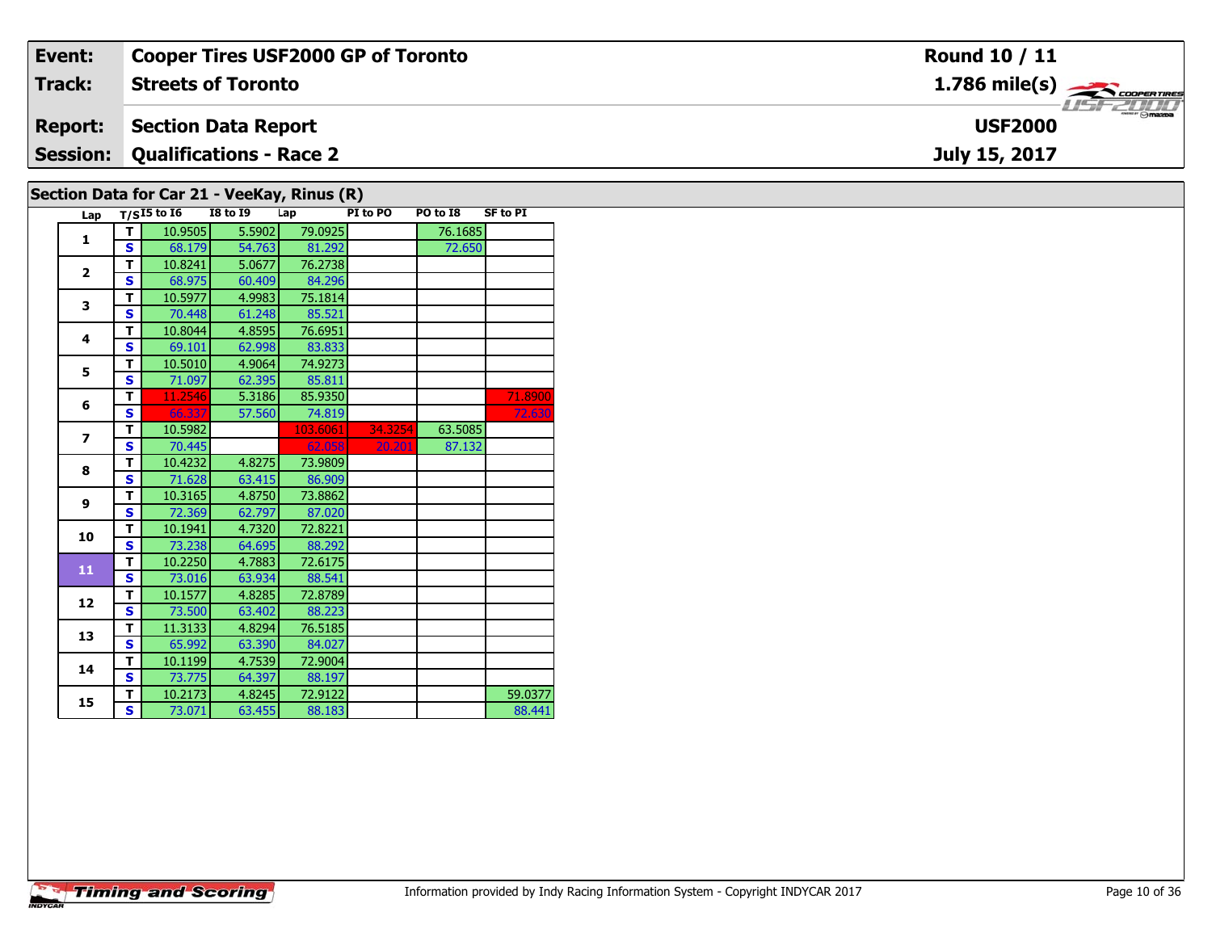| Event: | Cooper Tires USF2000 GP of Toronto | Round 10 / 11 |
|---|---|---|
| Track: | Streets of Toronto | 1.786 mile(s) |
| Report: | Section Data Report | USF2000 |
| Session: | Qualifications - Race 2 | July 15, 2017 |

## Section Data for Car 21 - VeeKay, Rinus (R)

| Lap | T/S | I5 to I6 | I8 to I9 | Lap | PI to PO | PO to I8 | SF to PI |
|---|---|---|---|---|---|---|---|
| 1 | T | 10.9505 | 5.5902 | 79.0925 | | 76.1685 | |
| | S | 68.179 | 54.763 | 81.292 | | 72.650 | |
| 2 | T | 10.8241 | 5.0677 | 76.2738 | | | |
| | S | 68.975 | 60.409 | 84.296 | | | |
| 3 | T | 10.5977 | 4.9983 | 75.1814 | | | |
| | S | 70.448 | 61.248 | 85.521 | | | |
| 4 | T | 10.8044 | 4.8595 | 76.6951 | | | |
| | S | 69.101 | 62.998 | 83.833 | | | |
| 5 | T | 10.5010 | 4.9064 | 74.9273 | | | |
| | S | 71.097 | 62.395 | 85.811 | | | |
| 6 | T | 11.2546 | 5.3186 | 85.9350 | | | 71.8900 |
| | S | 66.337 | 57.560 | 74.819 | | | 72.630 |
| 7 | T | 10.5982 | | 103.6061 | 34.3254 | 63.5085 | |
| | S | 70.445 | | 62.058 | 20.201 | 87.132 | |
| 8 | T | 10.4232 | 4.8275 | 73.9809 | | | |
| | S | 71.628 | 63.415 | 86.909 | | | |
| 9 | T | 10.3165 | 4.8750 | 73.8862 | | | |
| | S | 72.369 | 62.797 | 87.020 | | | |
| 10 | T | 10.1941 | 4.7320 | 72.8221 | | | |
| | S | 73.238 | 64.695 | 88.292 | | | |
| 11 | T | 10.2250 | 4.7883 | 72.6175 | | | |
| | S | 73.016 | 63.934 | 88.541 | | | |
| 12 | T | 10.1577 | 4.8285 | 72.8789 | | | |
| | S | 73.500 | 63.402 | 88.223 | | | |
| 13 | T | 11.3133 | 4.8294 | 76.5185 | | | |
| | S | 65.992 | 63.390 | 84.027 | | | |
| 14 | T | 10.1199 | 4.7539 | 72.9004 | | | |
| | S | 73.775 | 64.397 | 88.197 | | | |
| 15 | T | 10.2173 | 4.8245 | 72.9122 | | | 59.0377 |
| | S | 73.071 | 63.455 | 88.183 | | | 88.441 |

Information provided by Indy Racing Information System - Copyright INDYCAR 2017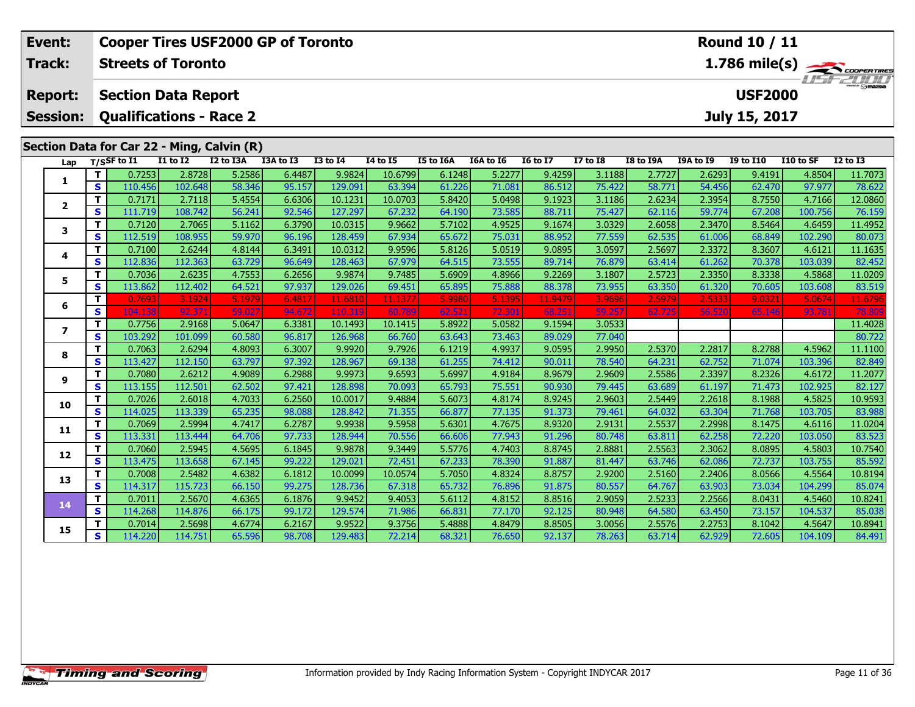| Event: | Cooper Tires USF2000 GP of Toronto | Round 10 / 11 |
|---|---|---|
| Track: | Streets of Toronto | 1.786 mile(s) |
| Report: | Section Data Report | USF2000 |
| Session: | Qualifications - Race 2 | July 15, 2017 |

## Section Data for Car 22 - Ming, Calvin (R)

| Lap | T/S | SF to I1 | I1 to I2 | I2 to I3A | I3A to I3 | I3 to I4 | I4 to I5 | I5 to I6A | I6A to I6 | I6 to I7 | I7 to I8 | I8 to I9A | I9A to I9 | I9 to I10 | I10 to SF | I2 to I3 |
|---|---|---|---|---|---|---|---|---|---|---|---|---|---|---|---|---|
| 1 | T | 0.7253 | 2.8728 | 5.2586 | 6.4487 | 9.9824 | 10.6799 | 6.1248 | 5.2277 | 9.4259 | 3.1188 | 2.7727 | 2.6293 | 9.4191 | 4.8504 | 11.7073 |
| | S | 110.456 | 102.648 | 58.346 | 95.157 | 129.091 | 63.394 | 61.226 | 71.081 | 86.512 | 75.422 | 58.771 | 54.456 | 62.470 | 97.977 | 78.622 |
| 2 | T | 0.7171 | 2.7118 | 5.4554 | 6.6306 | 10.1231 | 10.0703 | 5.8420 | 5.0498 | 9.1923 | 3.1186 | 2.6234 | 2.3954 | 8.7550 | 4.7166 | 12.0860 |
| | S | 111.719 | 108.742 | 56.241 | 92.546 | 127.297 | 67.232 | 64.190 | 73.585 | 88.711 | 75.427 | 62.116 | 59.774 | 67.208 | 100.756 | 76.159 |
| 3 | T | 0.7120 | 2.7065 | 5.1162 | 6.3790 | 10.0315 | 9.9662 | 5.7102 | 4.9525 | 9.1674 | 3.0329 | 2.6058 | 2.3470 | 8.5464 | 4.6459 | 11.4952 |
| | S | 112.519 | 108.955 | 59.970 | 96.196 | 128.459 | 67.934 | 65.672 | 75.031 | 88.952 | 77.559 | 62.535 | 61.006 | 68.849 | 102.290 | 80.073 |
| 4 | T | 0.7100 | 2.6244 | 4.8144 | 6.3491 | 10.0312 | 9.9596 | 5.8126 | 5.0519 | 9.0895 | 3.0597 | 2.5697 | 2.3372 | 8.3607 | 4.6121 | 11.1635 |
| | S | 112.836 | 112.363 | 63.729 | 96.649 | 128.463 | 67.979 | 64.515 | 73.555 | 89.714 | 76.879 | 63.414 | 61.262 | 70.378 | 103.039 | 82.452 |
| 5 | T | 0.7036 | 2.6235 | 4.7553 | 6.2656 | 9.9874 | 9.7485 | 5.6909 | 4.8966 | 9.2269 | 3.1807 | 2.5723 | 2.3350 | 8.3338 | 4.5868 | 11.0209 |
| | S | 113.862 | 112.402 | 64.521 | 97.937 | 129.026 | 69.451 | 65.895 | 75.888 | 88.378 | 73.955 | 63.350 | 61.320 | 70.605 | 103.608 | 83.519 |
| 6 | T | 0.7693 | 3.1924 | 5.1979 | 6.4817 | 11.6810 | 11.1377 | 5.9980 | 5.1395 | 11.9479 | 3.9696 | 2.5979 | 2.5333 | 9.0321 | 5.0674 | 11.6796 |
| | S | 104.138 | 92.371 | 59.027 | 94.672 | 110.319 | 60.789 | 62.521 | 72.301 | 68.251 | 59.257 | 62.725 | 56.520 | 65.146 | 93.781 | 78.809 |
| 7 | T | 0.7756 | 2.9168 | 5.0647 | 6.3381 | 10.1493 | 10.1415 | 5.8922 | 5.0582 | 9.1594 | 3.0533 | | | | | 11.4028 |
| | S | 103.292 | 101.099 | 60.580 | 96.817 | 126.968 | 66.760 | 63.643 | 73.463 | 89.029 | 77.040 | | | | | 80.722 |
| 8 | T | 0.7063 | 2.6294 | 4.8093 | 6.3007 | 9.9920 | 9.7926 | 6.1219 | 4.9937 | 9.0595 | 2.9950 | 2.5370 | 2.2817 | 8.2788 | 4.5962 | 11.1100 |
| | S | 113.427 | 112.150 | 63.797 | 97.392 | 128.967 | 69.138 | 61.255 | 74.412 | 90.011 | 78.540 | 64.231 | 62.752 | 71.074 | 103.396 | 82.849 |
| 9 | T | 0.7080 | 2.6212 | 4.9089 | 6.2988 | 9.9973 | 9.6593 | 5.6997 | 4.9184 | 8.9679 | 2.9609 | 2.5586 | 2.3397 | 8.2326 | 4.6172 | 11.2077 |
| | S | 113.155 | 112.501 | 62.502 | 97.421 | 128.898 | 70.093 | 65.793 | 75.551 | 90.930 | 79.445 | 63.689 | 61.197 | 71.473 | 102.925 | 82.127 |
| 10 | T | 0.7026 | 2.6018 | 4.7033 | 6.2560 | 10.0017 | 9.4884 | 5.6073 | 4.8174 | 8.9245 | 2.9603 | 2.5449 | 2.2618 | 8.1988 | 4.5825 | 10.9593 |
| | S | 114.025 | 113.339 | 65.235 | 98.088 | 128.842 | 71.355 | 66.877 | 77.135 | 91.373 | 79.461 | 64.032 | 63.304 | 71.768 | 103.705 | 83.988 |
| 11 | T | 0.7069 | 2.5994 | 4.7417 | 6.2787 | 9.9938 | 9.5958 | 5.6301 | 4.7675 | 8.9320 | 2.9131 | 2.5537 | 2.2998 | 8.1475 | 4.6116 | 11.0204 |
| | S | 113.331 | 113.444 | 64.706 | 97.733 | 128.944 | 70.556 | 66.606 | 77.943 | 91.296 | 80.748 | 63.811 | 62.258 | 72.220 | 103.050 | 83.523 |
| 12 | T | 0.7060 | 2.5945 | 4.5695 | 6.1845 | 9.9878 | 9.3449 | 5.5776 | 4.7403 | 8.8745 | 2.8881 | 2.5563 | 2.3062 | 8.0895 | 4.5803 | 10.7540 |
| | S | 113.475 | 113.658 | 67.145 | 99.222 | 129.021 | 72.451 | 67.233 | 78.390 | 91.887 | 81.447 | 63.746 | 62.086 | 72.737 | 103.755 | 85.592 |
| 13 | T | 0.7008 | 2.5482 | 4.6382 | 6.1812 | 10.0099 | 10.0574 | 5.7050 | 4.8324 | 8.8757 | 2.9200 | 2.5160 | 2.2406 | 8.0566 | 4.5564 | 10.8194 |
| | S | 114.317 | 115.723 | 66.150 | 99.275 | 128.736 | 67.318 | 65.732 | 76.896 | 91.875 | 80.557 | 64.767 | 63.903 | 73.034 | 104.299 | 85.074 |
| 14 | T | 0.7011 | 2.5670 | 4.6365 | 6.1876 | 9.9452 | 9.4053 | 5.6112 | 4.8152 | 8.8516 | 2.9059 | 2.5233 | 2.2566 | 8.0431 | 4.5460 | 10.8241 |
| | S | 114.268 | 114.876 | 66.175 | 99.172 | 129.574 | 71.986 | 66.831 | 77.170 | 92.125 | 80.948 | 64.580 | 63.450 | 73.157 | 104.537 | 85.038 |
| 15 | T | 0.7014 | 2.5698 | 4.6774 | 6.2167 | 9.9522 | 9.3756 | 5.4888 | 4.8479 | 8.8505 | 3.0056 | 2.5576 | 2.2753 | 8.1042 | 4.5647 | 10.8941 |
| | S | 114.220 | 114.751 | 65.596 | 98.708 | 129.483 | 72.214 | 68.321 | 76.650 | 92.137 | 78.263 | 63.714 | 62.929 | 72.605 | 104.109 | 84.491 |

Information provided by Indy Racing Information System - Copyright INDYCAR 2017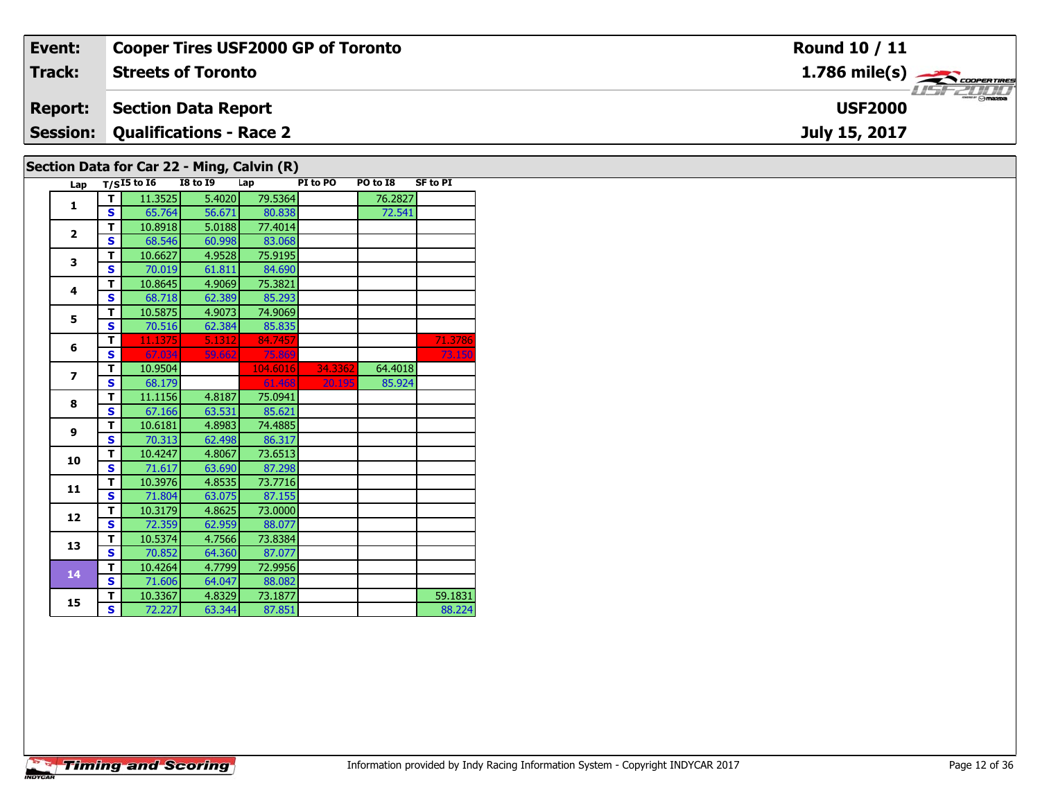| Event: | Cooper Tires USF2000 GP of Toronto | Round 10 / 11 |
|---|---|---|
| Track: | Streets of Toronto | 1.786 mile(s) |
| Report: | Section Data Report | USF2000 |
| Session: | Qualifications - Race 2 | July 15, 2017 |

## Section Data for Car 22 - Ming, Calvin (R)

| Lap | T/S | I5 to I6 | I8 to I9 | Lap | PI to PO | PO to I8 | SF to PI |
|---|---|---|---|---|---|---|---|
| 1 | T | 11.3525 | 5.4020 | 79.5364 | | 76.2827 | |
| | S | 65.764 | 56.671 | 80.838 | | 72.541 | |
| 2 | T | 10.8918 | 5.0188 | 77.4014 | | | |
| | S | 68.546 | 60.998 | 83.068 | | | |
| 3 | T | 10.6627 | 4.9528 | 75.9195 | | | |
| | S | 70.019 | 61.811 | 84.690 | | | |
| 4 | T | 10.8645 | 4.9069 | 75.3821 | | | |
| | S | 68.718 | 62.389 | 85.293 | | | |
| 5 | T | 10.5875 | 4.9073 | 74.9069 | | | |
| | S | 70.516 | 62.384 | 85.835 | | | |
| 6 | T | 11.1375 | 5.1312 | 84.7457 | | | 71.3786 |
| | S | 67.034 | 59.662 | 75.869 | | | 73.150 |
| 7 | T | 10.9504 | | 104.6016 | 34.3362 | 64.4018 | |
| | S | 68.179 | | 61.468 | 20.195 | 85.924 | |
| 8 | T | 11.1156 | 4.8187 | 75.0941 | | | |
| | S | 67.166 | 63.531 | 85.621 | | | |
| 9 | T | 10.6181 | 4.8983 | 74.4885 | | | |
| | S | 70.313 | 62.498 | 86.317 | | | |
| 10 | T | 10.4247 | 4.8067 | 73.6513 | | | |
| | S | 71.617 | 63.690 | 87.298 | | | |
| 11 | T | 10.3976 | 4.8535 | 73.7716 | | | |
| | S | 71.804 | 63.075 | 87.155 | | | |
| 12 | T | 10.3179 | 4.8625 | 73.0000 | | | |
| | S | 72.359 | 62.959 | 88.077 | | | |
| 13 | T | 10.5374 | 4.7566 | 73.8384 | | | |
| | S | 70.852 | 64.360 | 87.077 | | | |
| 14 | T | 10.4264 | 4.7799 | 72.9956 | | | |
| | S | 71.606 | 64.047 | 88.082 | | | |
| 15 | T | 10.3367 | 4.8329 | 73.1877 | | | 59.1831 |
| | S | 72.227 | 63.344 | 87.851 | | | 88.224 |

Information provided by Indy Racing Information System - Copyright INDYCAR 2017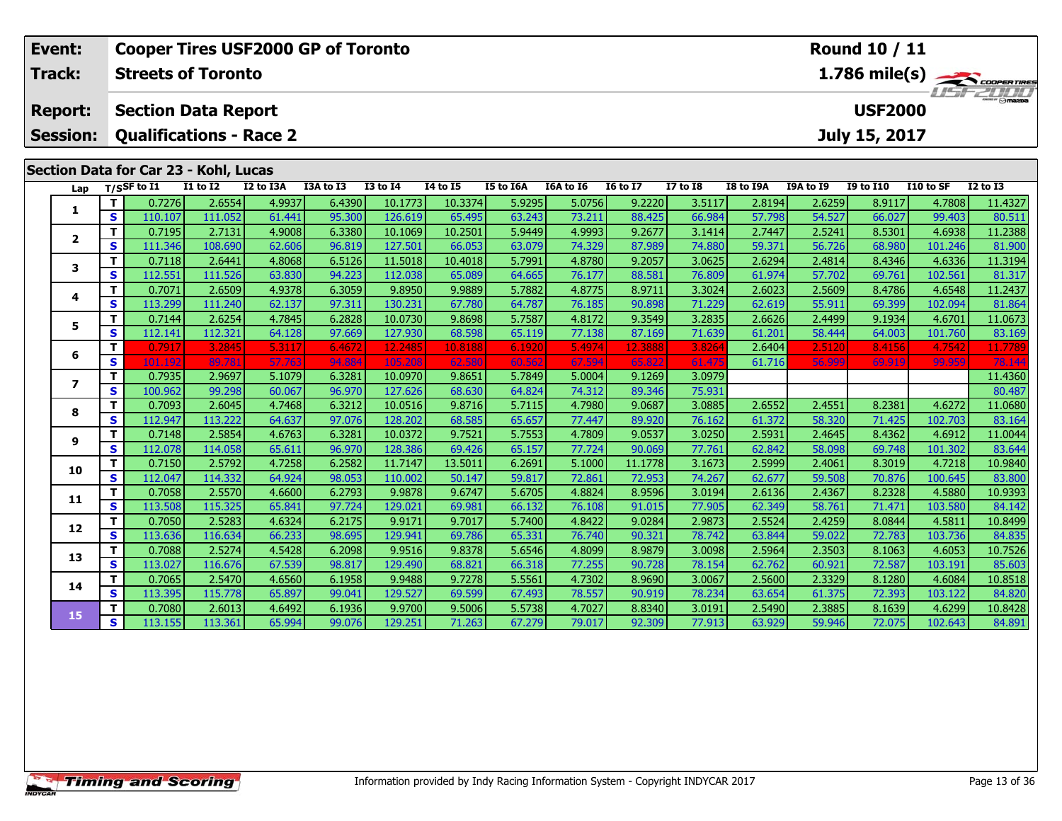| Event: | Cooper Tires USF2000 GP of Toronto | Round 10 / 11 |
|---|---|---|
| Track: | Streets of Toronto | 1.786 mile(s) |
| Report: | Section Data Report | USF2000 |
| Session: | Qualifications - Race 2 | July 15, 2017 |

## Section Data for Car 23 - Kohl, Lucas

| Lap | T/S | SF to I1 | I1 to I2 | I2 to I3A | I3A to I3 | I3 to I4 | I4 to I5 | I5 to I6A | I6A to I6 | I6 to I7 | I7 to I8 | I8 to I9A | I9A to I9 | I9 to I10 | I10 to SF | I2 to I3 |
|---|---|---|---|---|---|---|---|---|---|---|---|---|---|---|---|---|
| 1 | T | 0.7276 | 2.6554 | 4.9937 | 6.4390 | 10.1773 | 10.3374 | 5.9295 | 5.0756 | 9.2220 | 3.5117 | 2.8194 | 2.6259 | 8.9117 | 4.7808 | 11.4327 |
| | S | 110.107 | 111.052 | 61.441 | 95.300 | 126.619 | 65.495 | 63.243 | 73.211 | 88.425 | 66.984 | 57.798 | 54.527 | 66.027 | 99.403 | 80.511 |
| 2 | T | 0.7195 | 2.7131 | 4.9008 | 6.3380 | 10.1069 | 10.2501 | 5.9449 | 4.9993 | 9.2677 | 3.1414 | 2.7447 | 2.5241 | 8.5301 | 4.6938 | 11.2388 |
| | S | 111.346 | 108.690 | 62.606 | 96.819 | 127.501 | 66.053 | 63.079 | 74.329 | 87.989 | 74.880 | 59.371 | 56.726 | 68.980 | 101.246 | 81.900 |
| 3 | T | 0.7118 | 2.6441 | 4.8068 | 6.5126 | 11.5018 | 10.4018 | 5.7991 | 4.8780 | 9.2057 | 3.0625 | 2.6294 | 2.4814 | 8.4346 | 4.6336 | 11.3194 |
| | S | 112.551 | 111.526 | 63.830 | 94.223 | 112.038 | 65.089 | 64.665 | 76.177 | 88.581 | 76.809 | 61.974 | 57.702 | 69.761 | 102.561 | 81.317 |
| 4 | T | 0.7071 | 2.6509 | 4.9378 | 6.3059 | 9.8950 | 9.9889 | 5.7882 | 4.8775 | 8.9711 | 3.3024 | 2.6023 | 2.5609 | 8.4786 | 4.6548 | 11.2437 |
| | S | 113.299 | 111.240 | 62.137 | 97.311 | 130.231 | 67.780 | 64.787 | 76.185 | 90.898 | 71.229 | 62.619 | 55.911 | 69.399 | 102.094 | 81.864 |
| 5 | T | 0.7144 | 2.6254 | 4.7845 | 6.2828 | 10.0730 | 9.8698 | 5.7587 | 4.8172 | 9.3549 | 3.2835 | 2.6626 | 2.4499 | 9.1934 | 4.6701 | 11.0673 |
| | S | 112.141 | 112.321 | 64.128 | 97.669 | 127.930 | 68.598 | 65.119 | 77.138 | 87.169 | 71.639 | 61.201 | 58.444 | 64.003 | 101.760 | 83.169 |
| 6 | T | 0.7917 | 3.2845 | 5.3117 | 6.4672 | 12.2485 | 10.8188 | 6.1920 | 5.4974 | 12.3888 | 3.8264 | 2.6404 | 2.5120 | 8.4156 | 4.7542 | 11.7789 |
| | S | 101.192 | 89.781 | 57.763 | 94.884 | 105.208 | 62.580 | 60.562 | 67.594 | 65.822 | 61.475 | 61.716 | 56.999 | 69.919 | 99.959 | 78.144 |
| 7 | T | 0.7935 | 2.9697 | 5.1079 | 6.3281 | 10.0970 | 9.8651 | 5.7849 | 5.0004 | 9.1269 | 3.0979 | | | | | 11.4360 |
| | S | 100.962 | 99.298 | 60.067 | 96.970 | 127.626 | 68.630 | 64.824 | 74.312 | 89.346 | 75.931 | | | | | 80.487 |
| 8 | T | 0.7093 | 2.6045 | 4.7468 | 6.3212 | 10.0516 | 9.8716 | 5.7115 | 4.7980 | 9.0687 | 3.0885 | 2.6552 | 2.4551 | 8.2381 | 4.6272 | 11.0680 |
| | S | 112.947 | 113.222 | 64.637 | 97.076 | 128.202 | 68.585 | 65.657 | 77.447 | 89.920 | 76.162 | 61.372 | 58.320 | 71.425 | 102.703 | 83.164 |
| 9 | T | 0.7148 | 2.5854 | 4.6763 | 6.3281 | 10.0372 | 9.7521 | 5.7553 | 4.7809 | 9.0537 | 3.0250 | 2.5931 | 2.4645 | 8.4362 | 4.6912 | 11.0044 |
| | S | 112.078 | 114.058 | 65.611 | 96.970 | 128.386 | 69.426 | 65.157 | 77.724 | 90.069 | 77.761 | 62.842 | 58.098 | 69.748 | 101.302 | 83.644 |
| 10 | T | 0.7150 | 2.5792 | 4.7258 | 6.2582 | 11.7147 | 13.5011 | 6.2691 | 5.1000 | 11.1778 | 3.1673 | 2.5999 | 2.4061 | 8.3019 | 4.7218 | 10.9840 |
| | S | 112.047 | 114.332 | 64.924 | 98.053 | 110.002 | 50.147 | 59.817 | 72.861 | 72.953 | 74.267 | 62.677 | 59.508 | 70.876 | 100.645 | 83.800 |
| 11 | T | 0.7058 | 2.5570 | 4.6600 | 6.2793 | 9.9878 | 9.6747 | 5.6705 | 4.8824 | 8.9596 | 3.0194 | 2.6136 | 2.4367 | 8.2328 | 4.5880 | 10.9393 |
| | S | 113.508 | 115.325 | 65.841 | 97.724 | 129.021 | 69.981 | 66.132 | 76.108 | 91.015 | 77.905 | 62.349 | 58.761 | 71.471 | 103.580 | 84.142 |
| 12 | T | 0.7050 | 2.5283 | 4.6324 | 6.2175 | 9.9171 | 9.7017 | 5.7400 | 4.8422 | 9.0284 | 2.9873 | 2.5524 | 2.4259 | 8.0844 | 4.5811 | 10.8499 |
| | S | 113.636 | 116.634 | 66.233 | 98.695 | 129.941 | 69.786 | 65.331 | 76.740 | 90.321 | 78.742 | 63.844 | 59.022 | 72.783 | 103.736 | 84.835 |
| 13 | T | 0.7088 | 2.5274 | 4.5428 | 6.2098 | 9.9516 | 9.8378 | 5.6546 | 4.8099 | 8.9879 | 3.0098 | 2.5964 | 2.3503 | 8.1063 | 4.6053 | 10.7526 |
| | S | 113.027 | 116.676 | 67.539 | 98.817 | 129.490 | 68.821 | 66.318 | 77.255 | 90.728 | 78.154 | 62.762 | 60.921 | 72.587 | 103.191 | 85.603 |
| 14 | T | 0.7065 | 2.5470 | 4.6560 | 6.1958 | 9.9488 | 9.7278 | 5.5561 | 4.7302 | 8.9690 | 3.0067 | 2.5600 | 2.3329 | 8.1280 | 4.6084 | 10.8518 |
| | S | 113.395 | 115.778 | 65.897 | 99.041 | 129.527 | 69.599 | 67.493 | 78.557 | 90.919 | 78.234 | 63.654 | 61.375 | 72.393 | 103.122 | 84.820 |
| 15 | T | 0.7080 | 2.6013 | 4.6492 | 6.1936 | 9.9700 | 9.5006 | 5.5738 | 4.7027 | 8.8340 | 3.0191 | 2.5490 | 2.3885 | 8.1639 | 4.6299 | 10.8428 |
| | S | 113.155 | 113.361 | 65.994 | 99.076 | 129.251 | 71.263 | 67.279 | 79.017 | 92.309 | 77.913 | 63.929 | 59.946 | 72.075 | 102.643 | 84.891 |

Information provided by Indy Racing Information System - Copyright INDYCAR 2017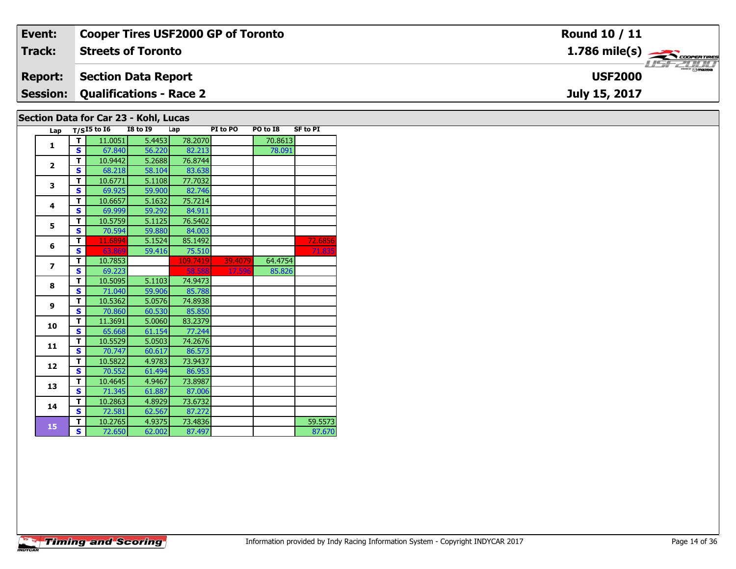| Event: | Cooper Tires USF2000 GP of Toronto | Round 10 / 11 |
|---|---|---|
| Track: | Streets of Toronto | 1.786 mile(s) |
| Report: | Section Data Report | USF2000 |
| Session: | Qualifications - Race 2 | July 15, 2017 |

## Section Data for Car 23 - Kohl, Lucas

| Lap | T/S | I5 to I6 | I8 to I9 | Lap | PI to PO | PO to I8 | SF to PI |
|---|---|---|---|---|---|---|---|
| 1 | T | 11.0051 | 5.4453 | 78.2070 | | 70.8613 | |
| | S | 67.840 | 56.220 | 82.213 | | 78.091 | |
| 2 | T | 10.9442 | 5.2688 | 76.8744 | | | |
| | S | 68.218 | 58.104 | 83.638 | | | |
| 3 | T | 10.6771 | 5.1108 | 77.7032 | | | |
| | S | 69.925 | 59.900 | 82.746 | | | |
| 4 | T | 10.6657 | 5.1632 | 75.7214 | | | |
| | S | 69.999 | 59.292 | 84.911 | | | |
| 5 | T | 10.5759 | 5.1125 | 76.5402 | | | |
| | S | 70.594 | 59.880 | 84.003 | | | |
| 6 | T | 11.6894 | 5.1524 | 85.1492 | | | 72.6856 |
| | S | 63.869 | 59.416 | 75.510 | | | 71.835 |
| 7 | T | 10.7853 | | 109.7419 | 39.4079 | 64.4754 | |
| | S | 69.223 | | 58.588 | 17.596 | 85.826 | |
| 8 | T | 10.5095 | 5.1103 | 74.9473 | | | |
| | S | 71.040 | 59.906 | 85.788 | | | |
| 9 | T | 10.5362 | 5.0576 | 74.8938 | | | |
| | S | 70.860 | 60.530 | 85.850 | | | |
| 10 | T | 11.3691 | 5.0060 | 83.2379 | | | |
| | S | 65.668 | 61.154 | 77.244 | | | |
| 11 | T | 10.5529 | 5.0503 | 74.2676 | | | |
| | S | 70.747 | 60.617 | 86.573 | | | |
| 12 | T | 10.5822 | 4.9783 | 73.9437 | | | |
| | S | 70.552 | 61.494 | 86.953 | | | |
| 13 | T | 10.4645 | 4.9467 | 73.8987 | | | |
| | S | 71.345 | 61.887 | 87.006 | | | |
| 14 | T | 10.2863 | 4.8929 | 73.6732 | | | |
| | S | 72.581 | 62.567 | 87.272 | | | |
| 15 | T | 10.2765 | 4.9375 | 73.4836 | | | 59.5573 |
| | S | 72.650 | 62.002 | 87.497 | | | 87.670 |

Information provided by Indy Racing Information System - Copyright INDYCAR 2017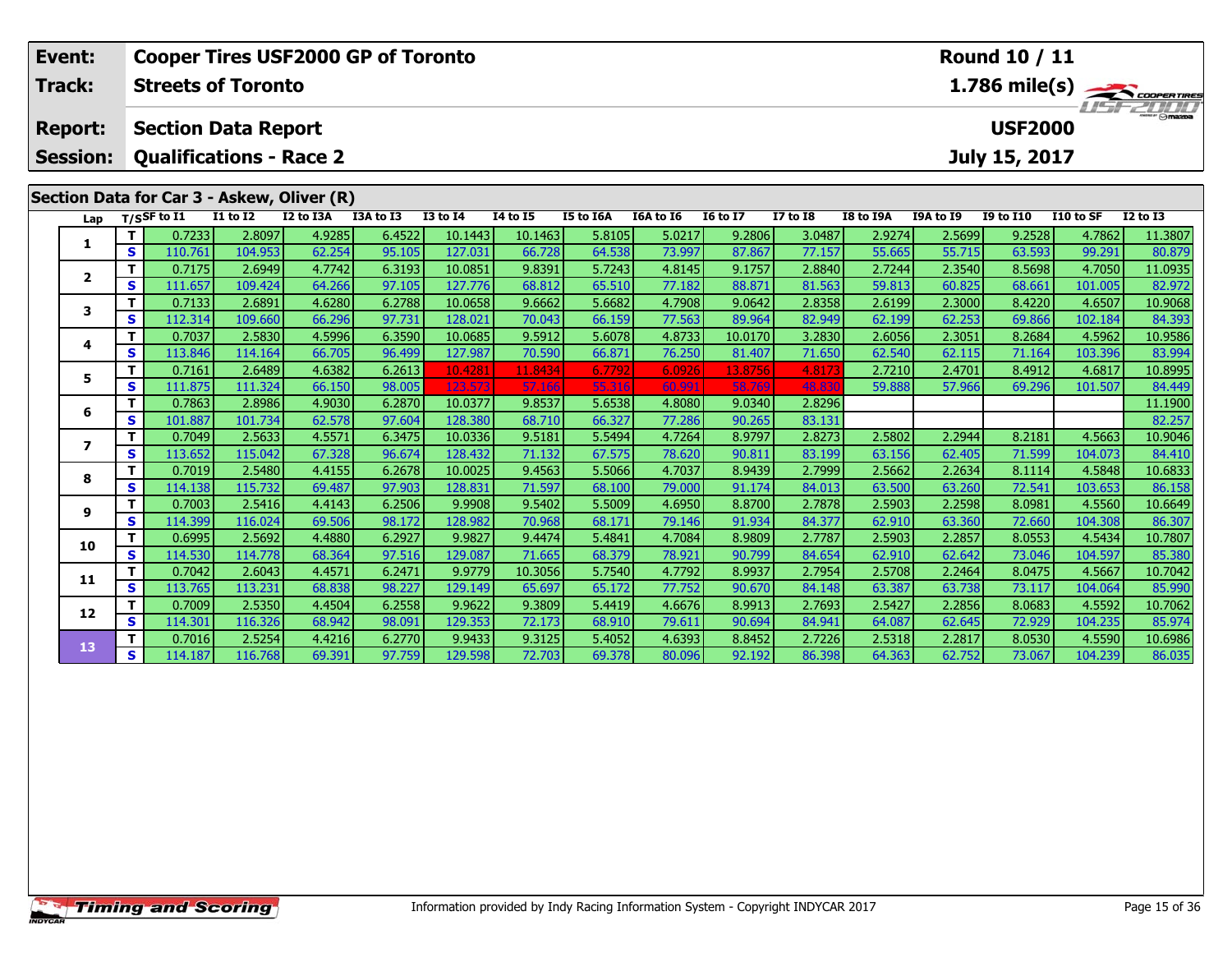| **Event:** | **Cooper Tires USF2000 GP of Toronto** | **Round 10 / 11** |
|---|---|---|
| **Track:** | **Streets of Toronto** | **1.786 mile(s)** |
| **Report:** | **Section Data Report** | **USF2000** |
| **Session:** | **Qualifications - Race 2** | **July 15, 2017** |

## Section Data for Car 3 - Askew, Oliver (R)

| Lap | T/S | SF to I1 | I1 to I2 | I2 to I3A | I3A to I3 | I3 to I4 | I4 to I5 | I5 to I6A | I6A to I6 | I6 to I7 | I7 to I8 | I8 to I9A | I9A to I9 | I9 to I10 | I10 to SF | I2 to I3 |
|---|---|---|---|---|---|---|---|---|---|---|---|---|---|---|---|---|
| 1 | T | 0.7233 | 2.8097 | 4.9285 | 6.4522 | 10.1443 | 10.1463 | 5.8105 | 5.0217 | 9.2806 | 3.0487 | 2.9274 | 2.5699 | 9.2528 | 4.7862 | 11.3807 |
| | S | 110.761 | 104.953 | 62.254 | 95.105 | 127.031 | 66.728 | 64.538 | 73.997 | 87.867 | 77.157 | 55.665 | 55.715 | 63.593 | 99.291 | 80.879 |
| 2 | T | 0.7175 | 2.6949 | 4.7742 | 6.3193 | 10.0851 | 9.8391 | 5.7243 | 4.8145 | 9.1757 | 2.8840 | 2.7244 | 2.3540 | 8.5698 | 4.7050 | 11.0935 |
| | S | 111.657 | 109.424 | 64.266 | 97.105 | 127.776 | 68.812 | 65.510 | 77.182 | 88.871 | 81.563 | 59.813 | 60.825 | 68.661 | 101.005 | 82.972 |
| 3 | T | 0.7133 | 2.6891 | 4.6280 | 6.2788 | 10.0658 | 9.6662 | 5.6682 | 4.7908 | 9.0642 | 2.8358 | 2.6199 | 2.3000 | 8.4220 | 4.6507 | 10.9068 |
| | S | 112.314 | 109.660 | 66.296 | 97.731 | 128.021 | 70.043 | 66.159 | 77.563 | 89.964 | 82.949 | 62.199 | 62.253 | 69.866 | 102.184 | 84.393 |
| 4 | T | 0.7037 | 2.5830 | 4.5996 | 6.3590 | 10.0685 | 9.5912 | 5.6078 | 4.8733 | 10.0170 | 3.2830 | 2.6056 | 2.3051 | 8.2684 | 4.5962 | 10.9586 |
| | S | 113.846 | 114.164 | 66.705 | 96.499 | 127.987 | 70.590 | 66.871 | 76.250 | 81.407 | 71.650 | 62.540 | 62.115 | 71.164 | 103.396 | 83.994 |
| 5 | T | 0.7161 | 2.6489 | 4.6382 | 6.2613 | 10.4281 | 11.8434 | 6.7792 | 6.0926 | 13.8756 | 4.8173 | 2.7210 | 2.4701 | 8.4912 | 4.6817 | 10.8995 |
| | S | 111.875 | 111.324 | 66.150 | 98.005 | 123.573 | 57.166 | 55.316 | 60.991 | 58.769 | 48.830 | 59.888 | 57.966 | 69.296 | 101.507 | 84.449 |
| 6 | T | 0.7863 | 2.8986 | 4.9030 | 6.2870 | 10.0377 | 9.8537 | 5.6538 | 4.8080 | 9.0340 | 2.8296 | | | | | 11.1900 |
| | S | 101.887 | 101.734 | 62.578 | 97.604 | 128.380 | 68.710 | 66.327 | 77.286 | 90.265 | 83.131 | | | | | 82.257 |
| 7 | T | 0.7049 | 2.5633 | 4.5571 | 6.3475 | 10.0336 | 9.5181 | 5.5494 | 4.7264 | 8.9797 | 2.8273 | 2.5802 | 2.2944 | 8.2181 | 4.5663 | 10.9046 |
| | S | 113.652 | 115.042 | 67.328 | 96.674 | 128.432 | 71.132 | 67.575 | 78.620 | 90.811 | 83.199 | 63.156 | 62.405 | 71.599 | 104.073 | 84.410 |
| 8 | T | 0.7019 | 2.5480 | 4.4155 | 6.2678 | 10.0025 | 9.4563 | 5.5066 | 4.7037 | 8.9439 | 2.7999 | 2.5662 | 2.2634 | 8.1114 | 4.5848 | 10.6833 |
| | S | 114.138 | 115.732 | 69.487 | 97.903 | 128.831 | 71.597 | 68.100 | 79.000 | 91.174 | 84.013 | 63.500 | 63.260 | 72.541 | 103.653 | 86.158 |
| 9 | T | 0.7003 | 2.5416 | 4.4143 | 6.2506 | 9.9908 | 9.5402 | 5.5009 | 4.6950 | 8.8700 | 2.7878 | 2.5903 | 2.2598 | 8.0981 | 4.5560 | 10.6649 |
| | S | 114.399 | 116.024 | 69.506 | 98.172 | 128.982 | 70.968 | 68.171 | 79.146 | 91.934 | 84.377 | 62.910 | 63.360 | 72.660 | 104.308 | 86.307 |
| 10 | T | 0.6995 | 2.5692 | 4.4880 | 6.2927 | 9.9827 | 9.4474 | 5.4841 | 4.7084 | 8.9809 | 2.7787 | 2.5903 | 2.2857 | 8.0553 | 4.5434 | 10.7807 |
| | S | 114.530 | 114.778 | 68.364 | 97.516 | 129.087 | 71.665 | 68.379 | 78.921 | 90.799 | 84.654 | 62.910 | 62.642 | 73.046 | 104.597 | 85.380 |
| 11 | T | 0.7042 | 2.6043 | 4.4571 | 6.2471 | 9.9779 | 10.3056 | 5.7540 | 4.7792 | 8.9937 | 2.7954 | 2.5708 | 2.2464 | 8.0475 | 4.5667 | 10.7042 |
| | S | 113.765 | 113.231 | 68.838 | 98.227 | 129.149 | 65.697 | 65.172 | 77.752 | 90.670 | 84.148 | 63.387 | 63.738 | 73.117 | 104.064 | 85.990 |
| 12 | T | 0.7009 | 2.5350 | 4.4504 | 6.2558 | 9.9622 | 9.3809 | 5.4419 | 4.6676 | 8.9913 | 2.7693 | 2.5427 | 2.2856 | 8.0683 | 4.5592 | 10.7062 |
| | S | 114.301 | 116.326 | 68.942 | 98.091 | 129.353 | 72.173 | 68.910 | 79.611 | 90.694 | 84.941 | 64.087 | 62.645 | 72.929 | 104.235 | 85.974 |
| 13 | T | 0.7016 | 2.5254 | 4.4216 | 6.2770 | 9.9433 | 9.3125 | 5.4052 | 4.6393 | 8.8452 | 2.7226 | 2.5318 | 2.2817 | 8.0530 | 4.5590 | 10.6986 |
| | S | 114.187 | 116.768 | 69.391 | 97.759 | 129.598 | 72.703 | 69.378 | 80.096 | 92.192 | 86.398 | 64.363 | 62.752 | 73.067 | 104.239 | 86.035 |

Information provided by Indy Racing Information System - Copyright INDYCAR 2017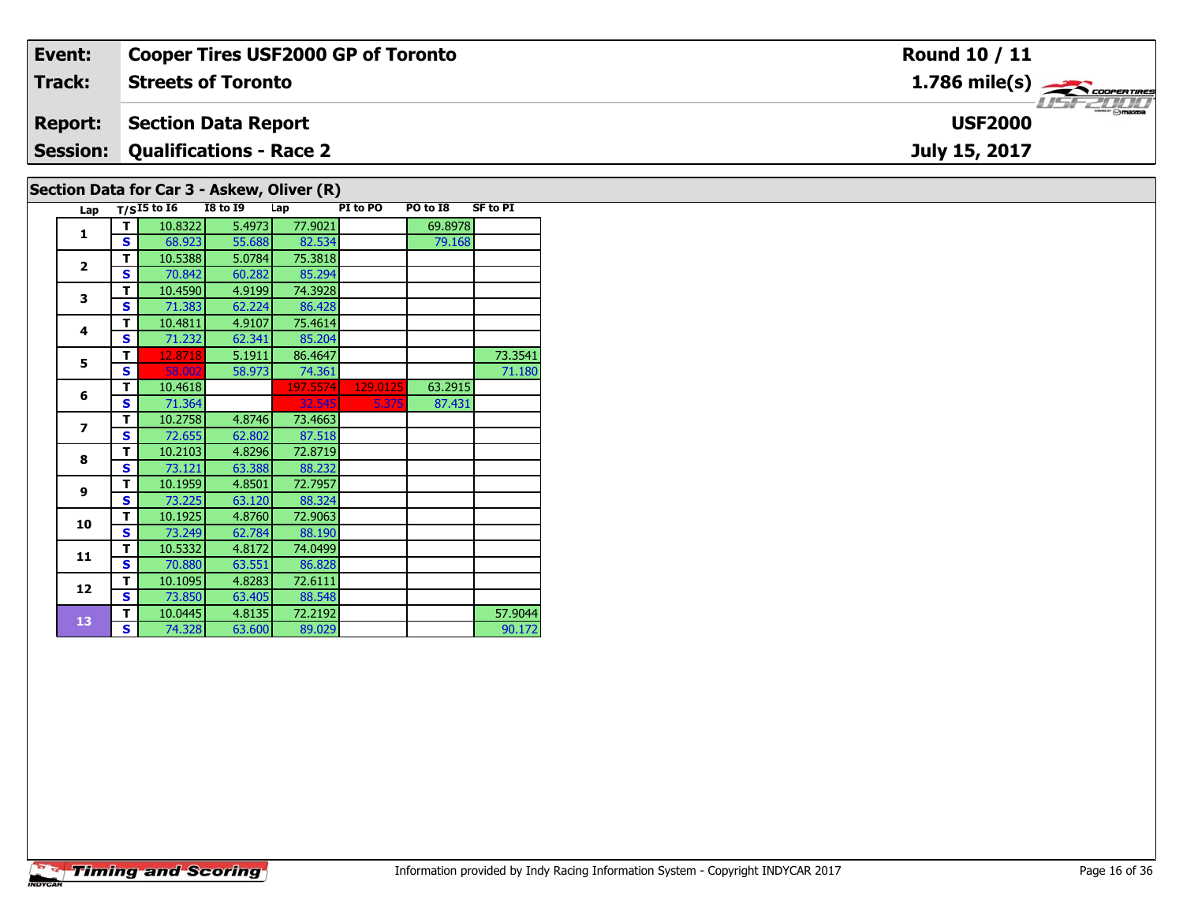| Event: | Cooper Tires USF2000 GP of Toronto | Round 10 / 11 |
|---|---|---|
| Track: | Streets of Toronto | 1.786 mile(s) |
| Report: | Section Data Report | USF2000 |
| Session: | Qualifications - Race 2 | July 15, 2017 |

## Section Data for Car 3 - Askew, Oliver (R)

| Lap | T/S | I5 to I6 | I8 to I9 | Lap | PI to PO | PO to I8 | SF to PI |
|---|---|---|---|---|---|---|---|
| 1 | T | 10.8322 | 5.4973 | 77.9021 | | 69.8978 | |
| | S | 68.923 | 55.688 | 82.534 | | 79.168 | |
| 2 | T | 10.5388 | 5.0784 | 75.3818 | | | |
| | S | 70.842 | 60.282 | 85.294 | | | |
| 3 | T | 10.4590 | 4.9199 | 74.3928 | | | |
| | S | 71.383 | 62.224 | 86.428 | | | |
| 4 | T | 10.4811 | 4.9107 | 75.4614 | | | |
| | S | 71.232 | 62.341 | 85.204 | | | |
| 5 | T | 12.8718 | 5.1911 | 86.4647 | | | 73.3541 |
| | S | 58.002 | 58.973 | 74.361 | | | 71.180 |
| 6 | T | 10.4618 | | 197.5574 | 129.0125 | 63.2915 | |
| | S | 71.364 | | 32.545 | 5.375 | 87.431 | |
| 7 | T | 10.2758 | 4.8746 | 73.4663 | | | |
| | S | 72.655 | 62.802 | 87.518 | | | |
| 8 | T | 10.2103 | 4.8296 | 72.8719 | | | |
| | S | 73.121 | 63.388 | 88.232 | | | |
| 9 | T | 10.1959 | 4.8501 | 72.7957 | | | |
| | S | 73.225 | 63.120 | 88.324 | | | |
| 10 | T | 10.1925 | 4.8760 | 72.9063 | | | |
| | S | 73.249 | 62.784 | 88.190 | | | |
| 11 | T | 10.5332 | 4.8172 | 74.0499 | | | |
| | S | 70.880 | 63.551 | 86.828 | | | |
| 12 | T | 10.1095 | 4.8283 | 72.6111 | | | |
| | S | 73.850 | 63.405 | 88.548 | | | |
| 13 | T | 10.0445 | 4.8135 | 72.2192 | | | 57.9044 |
| | S | 74.328 | 63.600 | 89.029 | | | 90.172 |

Information provided by Indy Racing Information System - Copyright INDYCAR 2017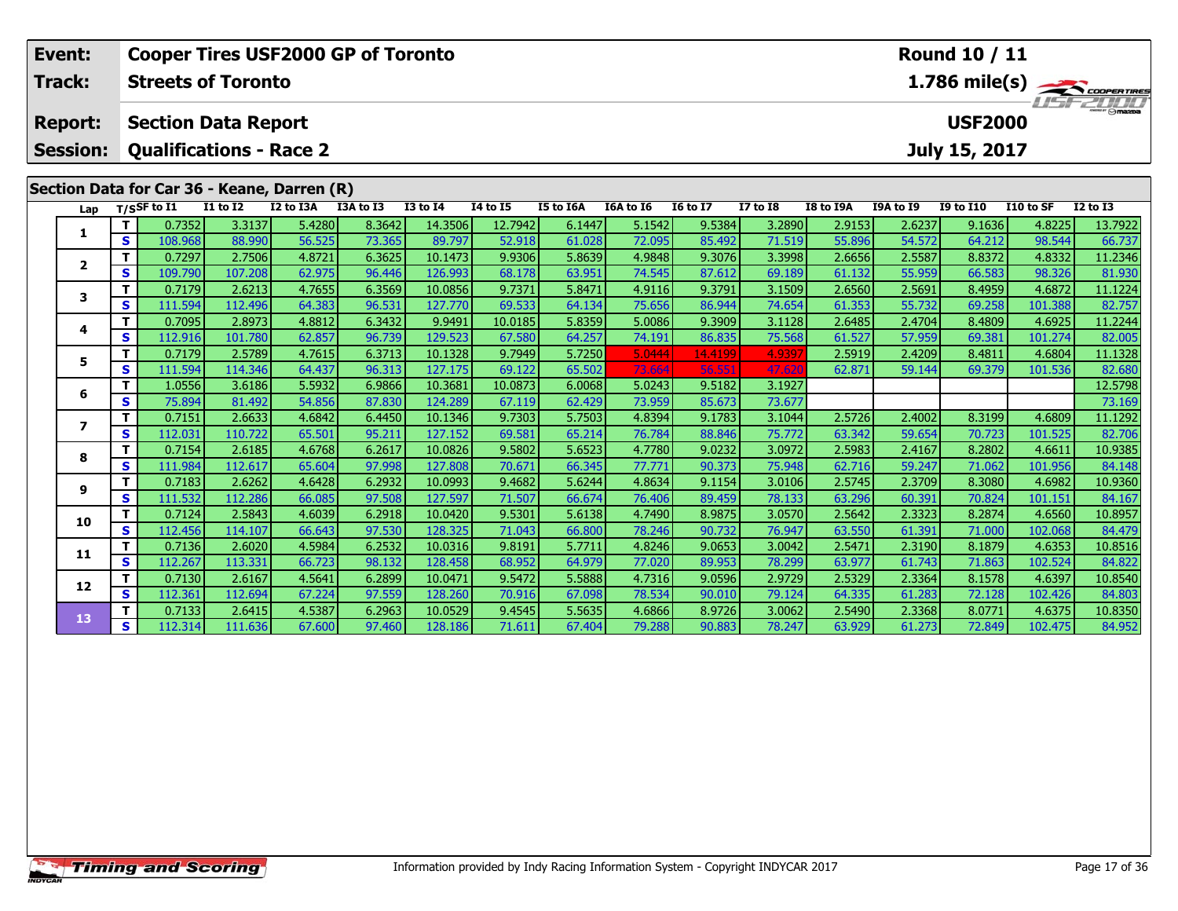| Event: | Cooper Tires USF2000 GP of Toronto | Round 10 / 11 |
|---|---|---|
| Track: | Streets of Toronto | 1.786 mile(s) |
| Report: | Section Data Report | USF2000 |
| Session: | Qualifications - Race 2 | July 15, 2017 |

## Section Data for Car 36 - Keane, Darren (R)

| Lap | T/S | SF to I1 | I1 to I2 | I2 to I3A | I3A to I3 | I3 to I4 | I4 to I5 | I5 to I6A | I6A to I6 | I6 to I7 | I7 to I8 | I8 to I9A | I9A to I9 | I9 to I10 | I10 to SF | I2 to I3 |
|---|---|---|---|---|---|---|---|---|---|---|---|---|---|---|---|---|
| 1 | T | 0.7352 | 3.3137 | 5.4280 | 8.3642 | 14.3506 | 12.7942 | 6.1447 | 5.1542 | 9.5384 | 3.2890 | 2.9153 | 2.6237 | 9.1636 | 4.8225 | 13.7922 |
| | S | 108.968 | 88.990 | 56.525 | 73.365 | 89.797 | 52.918 | 61.028 | 72.095 | 85.492 | 71.519 | 55.896 | 54.572 | 64.212 | 98.544 | 66.737 |
| 2 | T | 0.7297 | 2.7506 | 4.8721 | 6.3625 | 10.1473 | 9.9306 | 5.8639 | 4.9848 | 9.3076 | 3.3998 | 2.6656 | 2.5587 | 8.8372 | 4.8332 | 11.2346 |
| | S | 109.790 | 107.208 | 62.975 | 96.446 | 126.993 | 68.178 | 63.951 | 74.545 | 87.612 | 69.189 | 61.132 | 55.959 | 66.583 | 98.326 | 81.930 |
| 3 | T | 0.7179 | 2.6213 | 4.7655 | 6.3569 | 10.0856 | 9.7371 | 5.8471 | 4.9116 | 9.3791 | 3.1509 | 2.6560 | 2.5691 | 8.4959 | 4.6872 | 11.1224 |
| | S | 111.594 | 112.496 | 64.383 | 96.531 | 127.770 | 69.533 | 64.134 | 75.656 | 86.944 | 74.654 | 61.353 | 55.732 | 69.258 | 101.388 | 82.757 |
| 4 | T | 0.7095 | 2.8973 | 4.8812 | 6.3432 | 9.9491 | 10.0185 | 5.8359 | 5.0086 | 9.3909 | 3.1128 | 2.6485 | 2.4704 | 8.4809 | 4.6925 | 11.2244 |
| | S | 112.916 | 101.780 | 62.857 | 96.739 | 129.523 | 67.580 | 64.257 | 74.191 | 86.835 | 75.568 | 61.527 | 57.959 | 69.381 | 101.274 | 82.005 |
| 5 | T | 0.7179 | 2.5789 | 4.7615 | 6.3713 | 10.1328 | 9.7949 | 5.7250 | 5.0444 | 14.4199 | 4.9397 | 2.5919 | 2.4209 | 8.4811 | 4.6804 | 11.1328 |
| | S | 111.594 | 114.346 | 64.437 | 96.313 | 127.175 | 69.122 | 65.502 | 73.664 | 56.551 | 47.620 | 62.871 | 59.144 | 69.379 | 101.536 | 82.680 |
| 6 | T | 1.0556 | 3.6186 | 5.5932 | 6.9866 | 10.3681 | 10.0873 | 6.0068 | 5.0243 | 9.5182 | 3.1927 | | | | | 12.5798 |
| | S | 75.894 | 81.492 | 54.856 | 87.830 | 124.289 | 67.119 | 62.429 | 73.959 | 85.673 | 73.677 | | | | | 73.169 |
| 7 | T | 0.7151 | 2.6633 | 4.6842 | 6.4450 | 10.1346 | 9.7303 | 5.7503 | 4.8394 | 9.1783 | 3.1044 | 2.5726 | 2.4002 | 8.3199 | 4.6809 | 11.1292 |
| | S | 112.031 | 110.722 | 65.501 | 95.211 | 127.152 | 69.581 | 65.214 | 76.784 | 88.846 | 75.772 | 63.342 | 59.654 | 70.723 | 101.525 | 82.706 |
| 8 | T | 0.7154 | 2.6185 | 4.6768 | 6.2617 | 10.0826 | 9.5802 | 5.6523 | 4.7780 | 9.0232 | 3.0972 | 2.5983 | 2.4167 | 8.2802 | 4.6611 | 10.9385 |
| | S | 111.984 | 112.617 | 65.604 | 97.998 | 127.808 | 70.671 | 66.345 | 77.771 | 90.373 | 75.948 | 62.716 | 59.247 | 71.062 | 101.956 | 84.148 |
| 9 | T | 0.7183 | 2.6262 | 4.6428 | 6.2932 | 10.0993 | 9.4682 | 5.6244 | 4.8634 | 9.1154 | 3.0106 | 2.5745 | 2.3709 | 8.3080 | 4.6982 | 10.9360 |
| | S | 111.532 | 112.286 | 66.085 | 97.508 | 127.597 | 71.507 | 66.674 | 76.406 | 89.459 | 78.133 | 63.296 | 60.391 | 70.824 | 101.151 | 84.167 |
| 10 | T | 0.7124 | 2.5843 | 4.6039 | 6.2918 | 10.0420 | 9.5301 | 5.6138 | 4.7490 | 8.9875 | 3.0570 | 2.5642 | 2.3323 | 8.2874 | 4.6560 | 10.8957 |
| | S | 112.456 | 114.107 | 66.643 | 97.530 | 128.325 | 71.043 | 66.800 | 78.246 | 90.732 | 76.947 | 63.550 | 61.391 | 71.000 | 102.068 | 84.479 |
| 11 | T | 0.7136 | 2.6020 | 4.5984 | 6.2532 | 10.0316 | 9.8191 | 5.7711 | 4.8246 | 9.0653 | 3.0042 | 2.5471 | 2.3190 | 8.1879 | 4.6353 | 10.8516 |
| | S | 112.267 | 113.331 | 66.723 | 98.132 | 128.458 | 68.952 | 64.979 | 77.020 | 89.953 | 78.299 | 63.977 | 61.743 | 71.863 | 102.524 | 84.822 |
| 12 | T | 0.7130 | 2.6167 | 4.5641 | 6.2899 | 10.0471 | 9.5472 | 5.5888 | 4.7316 | 9.0596 | 2.9729 | 2.5329 | 2.3364 | 8.1578 | 4.6397 | 10.8540 |
| | S | 112.361 | 112.694 | 67.224 | 97.559 | 128.260 | 70.916 | 67.098 | 78.534 | 90.010 | 79.124 | 64.335 | 61.283 | 72.128 | 102.426 | 84.803 |
| 13 | T | 0.7133 | 2.6415 | 4.5387 | 6.2963 | 10.0529 | 9.4545 | 5.5635 | 4.6866 | 8.9726 | 3.0062 | 2.5490 | 2.3368 | 8.0771 | 4.6375 | 10.8350 |
| | S | 112.314 | 111.636 | 67.600 | 97.460 | 128.186 | 71.611 | 67.404 | 79.288 | 90.883 | 78.247 | 63.929 | 61.273 | 72.849 | 102.475 | 84.952 |

Information provided by Indy Racing Information System - Copyright INDYCAR 2017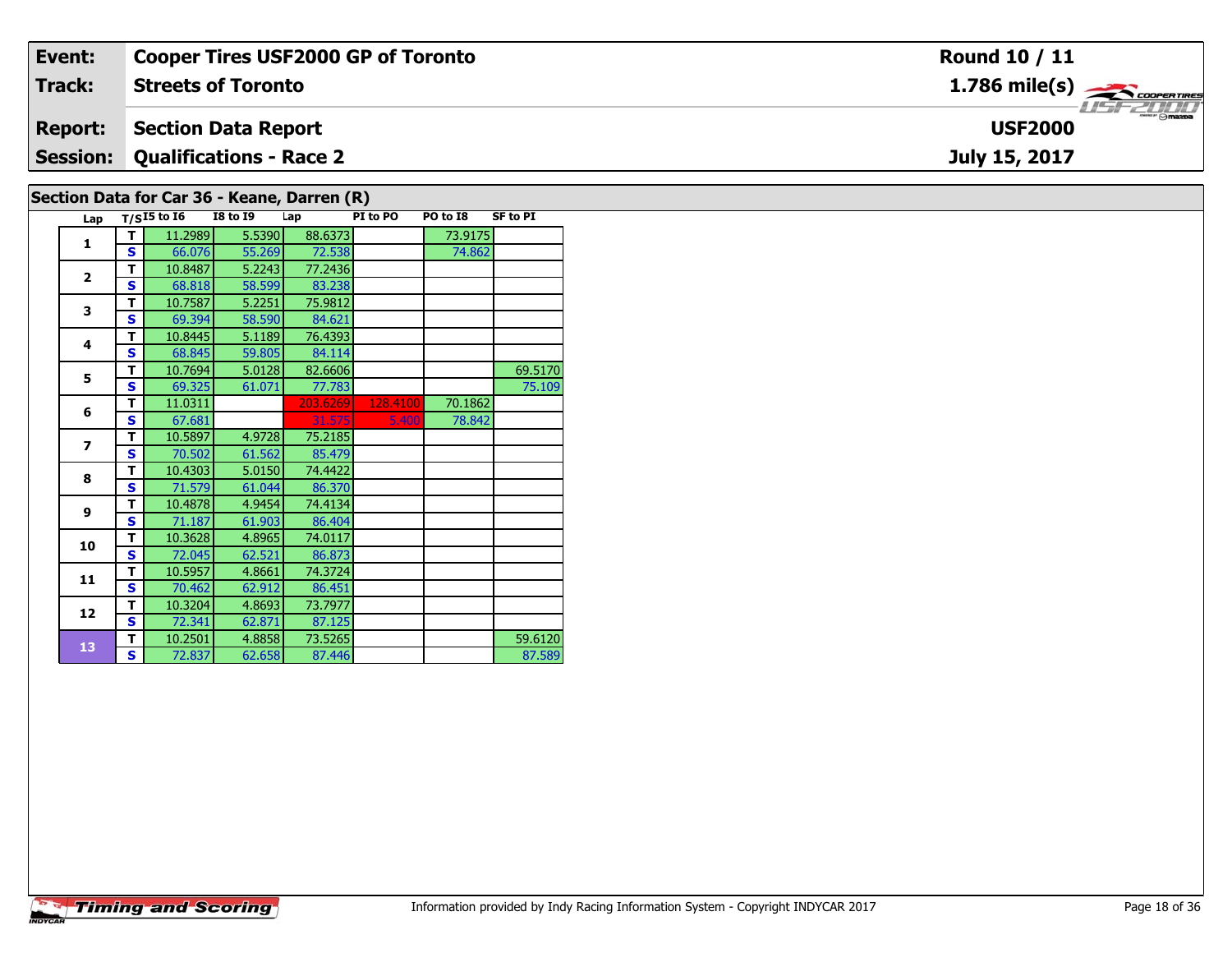| Event: | Cooper Tires USF2000 GP of Toronto | Round 10 / 11 |
|---|---|---|
| Track: | Streets of Toronto | 1.786 mile(s) |
| Report: | Section Data Report | USF2000 |
| Session: | Qualifications - Race 2 | July 15, 2017 |

## Section Data for Car 36 - Keane, Darren (R)

| Lap | T/S | I5 to I6 | I8 to I9 | Lap | PI to PO | PO to I8 | SF to PI |
|---|---|---|---|---|---|---|---|
| 1 | T | 11.2989 | 5.5390 | 88.6373 | | 73.9175 | |
| | S | 66.076 | 55.269 | 72.538 | | 74.862 | |
| 2 | T | 10.8487 | 5.2243 | 77.2436 | | | |
| | S | 68.818 | 58.599 | 83.238 | | | |
| 3 | T | 10.7587 | 5.2251 | 75.9812 | | | |
| | S | 69.394 | 58.590 | 84.621 | | | |
| 4 | T | 10.8445 | 5.1189 | 76.4393 | | | |
| | S | 68.845 | 59.805 | 84.114 | | | |
| 5 | T | 10.7694 | 5.0128 | 82.6606 | | | 69.5170 |
| | S | 69.325 | 61.071 | 77.783 | | | 75.109 |
| 6 | T | 11.0311 | | 203.6269 | 128.4100 | 70.1862 | |
| | S | 67.681 | | 31.575 | 5.400 | 78.842 | |
| 7 | T | 10.5897 | 4.9728 | 75.2185 | | | |
| | S | 70.502 | 61.562 | 85.479 | | | |
| 8 | T | 10.4303 | 5.0150 | 74.4422 | | | |
| | S | 71.579 | 61.044 | 86.370 | | | |
| 9 | T | 10.4878 | 4.9454 | 74.4134 | | | |
| | S | 71.187 | 61.903 | 86.404 | | | |
| 10 | T | 10.3628 | 4.8965 | 74.0117 | | | |
| | S | 72.045 | 62.521 | 86.873 | | | |
| 11 | T | 10.5957 | 4.8661 | 74.3724 | | | |
| | S | 70.462 | 62.912 | 86.451 | | | |
| 12 | T | 10.3204 | 4.8693 | 73.7977 | | | |
| | S | 72.341 | 62.871 | 87.125 | | | |
| 13 | T | 10.2501 | 4.8858 | 73.5265 | | | 59.6120 |
| | S | 72.837 | 62.658 | 87.446 | | | 87.589 |

Information provided by Indy Racing Information System - Copyright INDYCAR 2017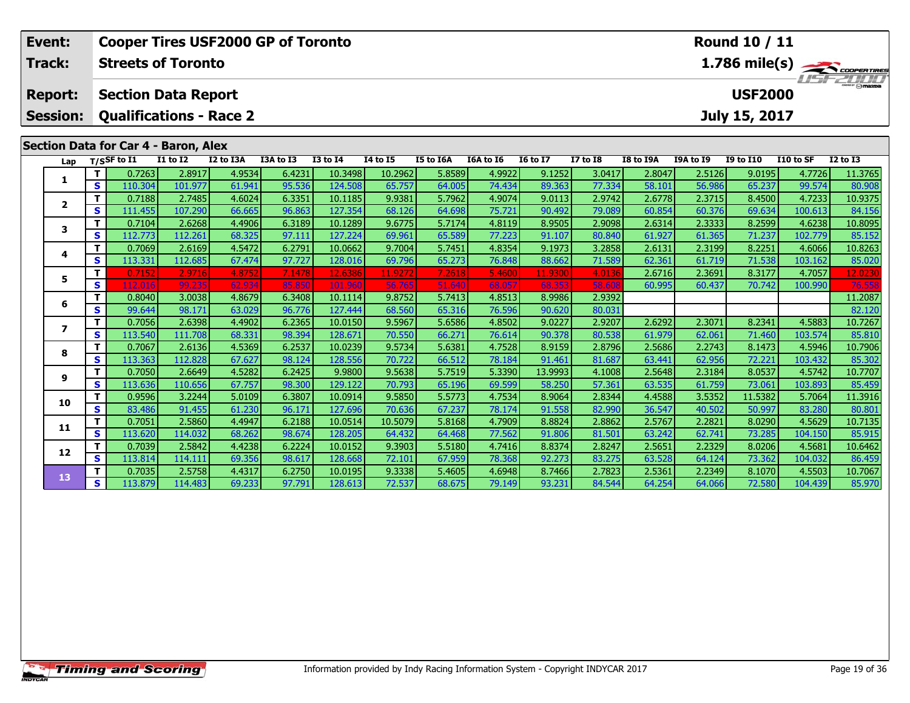| Event: | Cooper Tires USF2000 GP of Toronto | Round 10 / 11 |
|---|---|---|
| Track: | Streets of Toronto | 1.786 mile(s) |
| Report: | Section Data Report | USF2000 |
| Session: | Qualifications - Race 2 | July 15, 2017 |

## Section Data for Car 4 - Baron, Alex

| Lap | T/S | SF to I1 | I1 to I2 | I2 to I3A | I3A to I3 | I3 to I4 | I4 to I5 | I5 to I6A | I6A to I6 | I6 to I7 | I7 to I8 | I8 to I9A | I9A to I9 | I9 to I10 | I10 to SF | I2 to I3 |
|---|---|---|---|---|---|---|---|---|---|---|---|---|---|---|---|---|
| 1 | T | 0.7263 | 2.8917 | 4.9534 | 6.4231 | 10.3498 | 10.2962 | 5.8589 | 4.9922 | 9.1252 | 3.0417 | 2.8047 | 2.5126 | 9.0195 | 4.7726 | 11.3765 |
| | S | 110.304 | 101.977 | 61.941 | 95.536 | 124.508 | 65.757 | 64.005 | 74.434 | 89.363 | 77.334 | 58.101 | 56.986 | 65.237 | 99.574 | 80.908 |
| 2 | T | 0.7188 | 2.7485 | 4.6024 | 6.3351 | 10.1185 | 9.9381 | 5.7962 | 4.9074 | 9.0113 | 2.9742 | 2.6778 | 2.3715 | 8.4500 | 4.7233 | 10.9375 |
| | S | 111.455 | 107.290 | 66.665 | 96.863 | 127.354 | 68.126 | 64.698 | 75.721 | 90.492 | 79.089 | 60.854 | 60.376 | 69.634 | 100.613 | 84.156 |
| 3 | T | 0.7104 | 2.6268 | 4.4906 | 6.3189 | 10.1289 | 9.6775 | 5.7174 | 4.8119 | 8.9505 | 2.9098 | 2.6314 | 2.3333 | 8.2599 | 4.6238 | 10.8095 |
| | S | 112.773 | 112.261 | 68.325 | 97.111 | 127.224 | 69.961 | 65.589 | 77.223 | 91.107 | 80.840 | 61.927 | 61.365 | 71.237 | 102.779 | 85.152 |
| 4 | T | 0.7069 | 2.6169 | 4.5472 | 6.2791 | 10.0662 | 9.7004 | 5.7451 | 4.8354 | 9.1973 | 3.2858 | 2.6131 | 2.3199 | 8.2251 | 4.6066 | 10.8263 |
| | S | 113.331 | 112.685 | 67.474 | 97.727 | 128.016 | 69.796 | 65.273 | 76.848 | 88.662 | 71.589 | 62.361 | 61.719 | 71.538 | 103.162 | 85.020 |
| 5 | T | 0.7152 | 2.9716 | 4.8752 | 7.1478 | 12.6386 | 11.9272 | 7.2618 | 5.4600 | 11.9300 | 4.0136 | 2.6716 | 2.3691 | 8.3177 | 4.7057 | 12.0230 |
| | S | 112.016 | 99.235 | 62.934 | 85.850 | 101.960 | 56.765 | 51.640 | 68.057 | 68.353 | 58.608 | 60.995 | 60.437 | 70.742 | 100.990 | 76.558 |
| 6 | T | 0.8040 | 3.0038 | 4.8679 | 6.3408 | 10.1114 | 9.8752 | 5.7413 | 4.8513 | 8.9986 | 2.9392 | | | | | 11.2087 |
| | S | 99.644 | 98.171 | 63.029 | 96.776 | 127.444 | 68.560 | 65.316 | 76.596 | 90.620 | 80.031 | | | | | 82.120 |
| 7 | T | 0.7056 | 2.6398 | 4.4902 | 6.2365 | 10.0150 | 9.5967 | 5.6586 | 4.8502 | 9.0227 | 2.9207 | 2.6292 | 2.3071 | 8.2341 | 4.5883 | 10.7267 |
| | S | 113.540 | 111.708 | 68.331 | 98.394 | 128.671 | 70.550 | 66.271 | 76.614 | 90.378 | 80.538 | 61.979 | 62.061 | 71.460 | 103.574 | 85.810 |
| 8 | T | 0.7067 | 2.6136 | 4.5369 | 6.2537 | 10.0239 | 9.5734 | 5.6381 | 4.7528 | 8.9159 | 2.8796 | 2.5686 | 2.2743 | 8.1473 | 4.5946 | 10.7906 |
| | S | 113.363 | 112.828 | 67.627 | 98.124 | 128.556 | 70.722 | 66.512 | 78.184 | 91.461 | 81.687 | 63.441 | 62.956 | 72.221 | 103.432 | 85.302 |
| 9 | T | 0.7050 | 2.6649 | 4.5282 | 6.2425 | 9.9800 | 9.5638 | 5.7519 | 5.3390 | 13.9993 | 4.1008 | 2.5648 | 2.3184 | 8.0537 | 4.5742 | 10.7707 |
| | S | 113.636 | 110.656 | 67.757 | 98.300 | 129.122 | 70.793 | 65.196 | 69.599 | 58.250 | 57.361 | 63.535 | 61.759 | 73.061 | 103.893 | 85.459 |
| 10 | T | 0.9596 | 3.2244 | 5.0109 | 6.3807 | 10.0914 | 9.5850 | 5.5773 | 4.7534 | 8.9064 | 2.8344 | 4.4588 | 3.5352 | 11.5382 | 5.7064 | 11.3916 |
| | S | 83.486 | 91.455 | 61.230 | 96.171 | 127.696 | 70.636 | 67.237 | 78.174 | 91.558 | 82.990 | 36.547 | 40.502 | 50.997 | 83.280 | 80.801 |
| 11 | T | 0.7051 | 2.5860 | 4.4947 | 6.2188 | 10.0514 | 10.5079 | 5.8168 | 4.7909 | 8.8824 | 2.8862 | 2.5767 | 2.2821 | 8.0290 | 4.5629 | 10.7135 |
| | S | 113.620 | 114.032 | 68.262 | 98.674 | 128.205 | 64.432 | 64.468 | 77.562 | 91.806 | 81.501 | 63.242 | 62.741 | 73.285 | 104.150 | 85.915 |
| 12 | T | 0.7039 | 2.5842 | 4.4238 | 6.2224 | 10.0152 | 9.3903 | 5.5180 | 4.7416 | 8.8374 | 2.8247 | 2.5651 | 2.2329 | 8.0206 | 4.5681 | 10.6462 |
| | S | 113.814 | 114.111 | 69.356 | 98.617 | 128.668 | 72.101 | 67.959 | 78.368 | 92.273 | 83.275 | 63.528 | 64.124 | 73.362 | 104.032 | 86.459 |
| 13 | T | 0.7035 | 2.5758 | 4.4317 | 6.2750 | 10.0195 | 9.3338 | 5.4605 | 4.6948 | 8.7466 | 2.7823 | 2.5361 | 2.2349 | 8.1070 | 4.5503 | 10.7067 |
| | S | 113.879 | 114.483 | 69.233 | 97.791 | 128.613 | 72.537 | 68.675 | 79.149 | 93.231 | 84.544 | 64.254 | 64.066 | 72.580 | 104.439 | 85.970 |

Information provided by Indy Racing Information System - Copyright INDYCAR 2017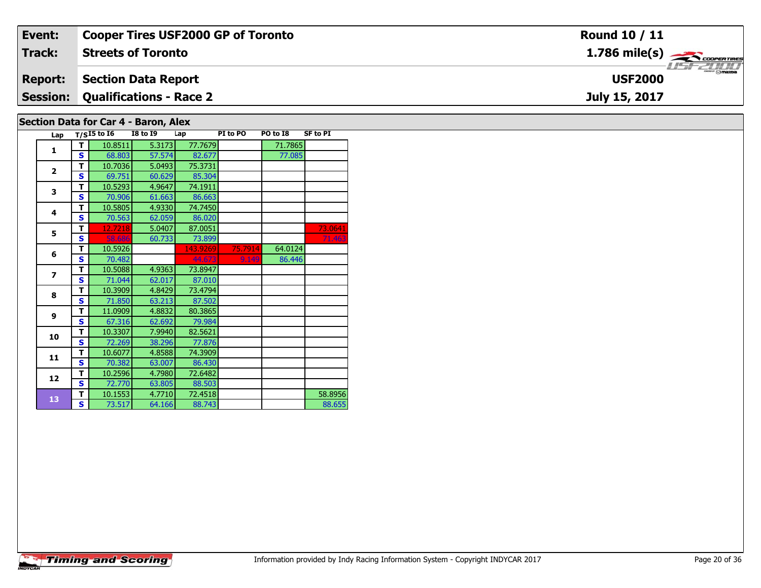| Event: | Cooper Tires USF2000 GP of Toronto | Round 10 / 11 |
|---|---|---|
| Track: | Streets of Toronto | 1.786 mile(s) |
| Report: | Section Data Report | USF2000 |
| Session: | Qualifications - Race 2 | July 15, 2017 |

## Section Data for Car 4 - Baron, Alex

| Lap | T/S | I5 to I6 | I8 to I9 | Lap | PI to PO | PO to I8 | SF to PI |
|---|---|---|---|---|---|---|---|
| 1 | T | 10.8511 | 5.3173 | 77.7679 | | 71.7865 | |
| | S | 68.803 | 57.574 | 82.677 | | 77.085 | |
| 2 | T | 10.7036 | 5.0493 | 75.3731 | | | |
| | S | 69.751 | 60.629 | 85.304 | | | |
| 3 | T | 10.5293 | 4.9647 | 74.1911 | | | |
| | S | 70.906 | 61.663 | 86.663 | | | |
| 4 | T | 10.5805 | 4.9330 | 74.7450 | | | |
| | S | 70.563 | 62.059 | 86.020 | | | |
| 5 | T | 12.7218 | 5.0407 | 87.0051 | | | 73.0641 |
| | S | 58.686 | 60.733 | 73.899 | | | 71.463 |
| 6 | T | 10.5926 | | 143.9269 | 75.7914 | 64.0124 | |
| | S | 70.482 | | 44.673 | 9.149 | 86.446 | |
| 7 | T | 10.5088 | 4.9363 | 73.8947 | | | |
| | S | 71.044 | 62.017 | 87.010 | | | |
| 8 | T | 10.3909 | 4.8429 | 73.4794 | | | |
| | S | 71.850 | 63.213 | 87.502 | | | |
| 9 | T | 11.0909 | 4.8832 | 80.3865 | | | |
| | S | 67.316 | 62.692 | 79.984 | | | |
| 10 | T | 10.3307 | 7.9940 | 82.5621 | | | |
| | S | 72.269 | 38.296 | 77.876 | | | |
| 11 | T | 10.6077 | 4.8588 | 74.3909 | | | |
| | S | 70.382 | 63.007 | 86.430 | | | |
| 12 | T | 10.2596 | 4.7980 | 72.6482 | | | |
| | S | 72.770 | 63.805 | 88.503 | | | |
| 13 | T | 10.1553 | 4.7710 | 72.4518 | | | 58.8956 |
| | S | 73.517 | 64.166 | 88.743 | | | 88.655 |

Information provided by Indy Racing Information System - Copyright INDYCAR 2017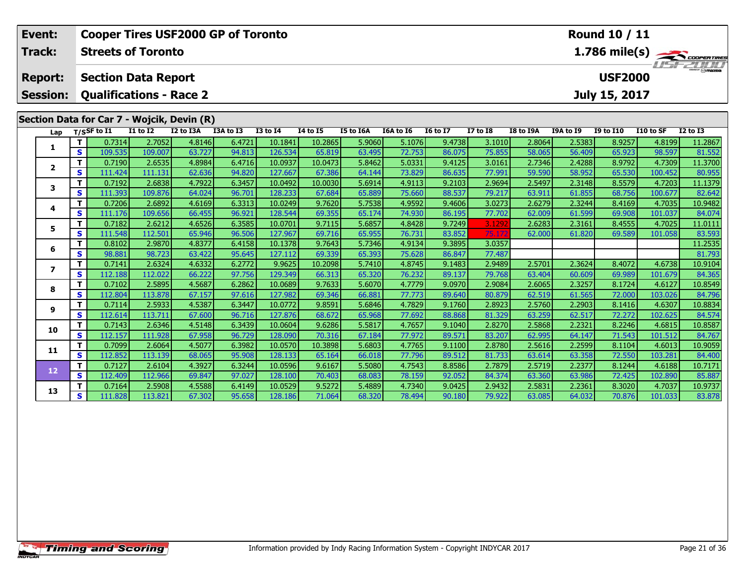| Event: | Cooper Tires USF2000 GP of Toronto | Round 10 / 11 |
|---|---|---|
| Track: | Streets of Toronto | 1.786 mile(s) |
| Report: | Section Data Report | USF2000 |
| Session: | Qualifications - Race 2 | July 15, 2017 |

## Section Data for Car 7 - Wojcik, Devin (R)

| Lap | T/S | SF to I1 | I1 to I2 | I2 to I3A | I3A to I3 | I3 to I4 | I4 to I5 | I5 to I6A | I6A to I6 | I6 to I7 | I7 to I8 | I8 to I9A | I9A to I9 | I9 to I10 | I10 to SF | I2 to I3 |
|---|---|---|---|---|---|---|---|---|---|---|---|---|---|---|---|---|
| 1 | T | 0.7314 | 2.7052 | 4.8146 | 6.4721 | 10.1841 | 10.2865 | 5.9060 | 5.1076 | 9.4738 | 3.1010 | 2.8064 | 2.5383 | 8.9257 | 4.8199 | 11.2867 |
| | S | 109.535 | 109.007 | 63.727 | 94.813 | 126.534 | 65.819 | 63.495 | 72.753 | 86.075 | 75.855 | 58.065 | 56.409 | 65.923 | 98.597 | 81.552 |
| 2 | T | 0.7190 | 2.6535 | 4.8984 | 6.4716 | 10.0937 | 10.0473 | 5.8462 | 5.0331 | 9.4125 | 3.0161 | 2.7346 | 2.4288 | 8.9792 | 4.7309 | 11.3700 |
| | S | 111.424 | 111.131 | 62.636 | 94.820 | 127.667 | 67.386 | 64.144 | 73.829 | 86.635 | 77.991 | 59.590 | 58.952 | 65.530 | 100.452 | 80.955 |
| 3 | T | 0.7192 | 2.6838 | 4.7922 | 6.3457 | 10.0492 | 10.0030 | 5.6914 | 4.9113 | 9.2103 | 2.9694 | 2.5497 | 2.3148 | 8.5579 | 4.7203 | 11.1379 |
| | S | 111.393 | 109.876 | 64.024 | 96.701 | 128.233 | 67.684 | 65.889 | 75.660 | 88.537 | 79.217 | 63.911 | 61.855 | 68.756 | 100.677 | 82.642 |
| 4 | T | 0.7206 | 2.6892 | 4.6169 | 6.3313 | 10.0249 | 9.7620 | 5.7538 | 4.9592 | 9.4606 | 3.0273 | 2.6279 | 2.3244 | 8.4169 | 4.7035 | 10.9482 |
| | S | 111.176 | 109.656 | 66.455 | 96.921 | 128.544 | 69.355 | 65.174 | 74.930 | 86.195 | 77.702 | 62.009 | 61.599 | 69.908 | 101.037 | 84.074 |
| 5 | T | 0.7182 | 2.6212 | 4.6526 | 6.3585 | 10.0701 | 9.7115 | 5.6857 | 4.8428 | 9.7249 | 3.1292 | 2.6283 | 2.3161 | 8.4555 | 4.7025 | 11.0111 |
| | S | 111.548 | 112.501 | 65.946 | 96.506 | 127.967 | 69.716 | 65.955 | 76.731 | 83.852 | 75.172 | 62.000 | 61.820 | 69.589 | 101.058 | 83.593 |
| 6 | T | 0.8102 | 2.9870 | 4.8377 | 6.4158 | 10.1378 | 9.7643 | 5.7346 | 4.9134 | 9.3895 | 3.0357 | | | | | 11.2535 |
| | S | 98.881 | 98.723 | 63.422 | 95.645 | 127.112 | 69.339 | 65.393 | 75.628 | 86.847 | 77.487 | | | | | 81.793 |
| 7 | T | 0.7141 | 2.6324 | 4.6332 | 6.2772 | 9.9625 | 10.2098 | 5.7410 | 4.8745 | 9.1483 | 2.9489 | 2.5701 | 2.3624 | 8.4072 | 4.6738 | 10.9104 |
| | S | 112.188 | 112.022 | 66.222 | 97.756 | 129.349 | 66.313 | 65.320 | 76.232 | 89.137 | 79.768 | 63.404 | 60.609 | 69.989 | 101.679 | 84.365 |
| 8 | T | 0.7102 | 2.5895 | 4.5687 | 6.2862 | 10.0689 | 9.7633 | 5.6070 | 4.7779 | 9.0970 | 2.9084 | 2.6065 | 2.3257 | 8.1724 | 4.6127 | 10.8549 |
| | S | 112.804 | 113.878 | 67.157 | 97.616 | 127.982 | 69.346 | 66.881 | 77.773 | 89.640 | 80.879 | 62.519 | 61.565 | 72.000 | 103.026 | 84.796 |
| 9 | T | 0.7114 | 2.5933 | 4.5387 | 6.3447 | 10.0772 | 9.8591 | 5.6846 | 4.7829 | 9.1760 | 2.8923 | 2.5760 | 2.2903 | 8.1416 | 4.6307 | 10.8834 |
| | S | 112.614 | 113.711 | 67.600 | 96.716 | 127.876 | 68.672 | 65.968 | 77.692 | 88.868 | 81.329 | 63.259 | 62.517 | 72.272 | 102.625 | 84.574 |
| 10 | T | 0.7143 | 2.6346 | 4.5148 | 6.3439 | 10.0604 | 9.6286 | 5.5817 | 4.7657 | 9.1040 | 2.8270 | 2.5868 | 2.2321 | 8.2246 | 4.6815 | 10.8587 |
| | S | 112.157 | 111.928 | 67.958 | 96.729 | 128.090 | 70.316 | 67.184 | 77.972 | 89.571 | 83.207 | 62.995 | 64.147 | 71.543 | 101.512 | 84.767 |
| 11 | T | 0.7099 | 2.6064 | 4.5077 | 6.3982 | 10.0570 | 10.3898 | 5.6803 | 4.7765 | 9.1100 | 2.8780 | 2.5616 | 2.2599 | 8.1104 | 4.6013 | 10.9059 |
| | S | 112.852 | 113.139 | 68.065 | 95.908 | 128.133 | 65.164 | 66.018 | 77.796 | 89.512 | 81.733 | 63.614 | 63.358 | 72.550 | 103.281 | 84.400 |
| 12 | T | 0.7127 | 2.6104 | 4.3927 | 6.3244 | 10.0596 | 9.6167 | 5.5080 | 4.7543 | 8.8586 | 2.7879 | 2.5719 | 2.2377 | 8.1244 | 4.6188 | 10.7171 |
| | S | 112.409 | 112.966 | 69.847 | 97.027 | 128.100 | 70.403 | 68.083 | 78.159 | 92.052 | 84.374 | 63.360 | 63.986 | 72.425 | 102.890 | 85.887 |
| 13 | T | 0.7164 | 2.5908 | 4.5588 | 6.4149 | 10.0529 | 9.5272 | 5.4889 | 4.7340 | 9.0425 | 2.9432 | 2.5831 | 2.2361 | 8.3020 | 4.7037 | 10.9737 |
| | S | 111.828 | 113.821 | 67.302 | 95.658 | 128.186 | 71.064 | 68.320 | 78.494 | 90.180 | 79.922 | 63.085 | 64.032 | 70.876 | 101.033 | 83.878 |

Timing and Scoring

Information provided by Indy Racing Information System - Copyright INDYCAR 2017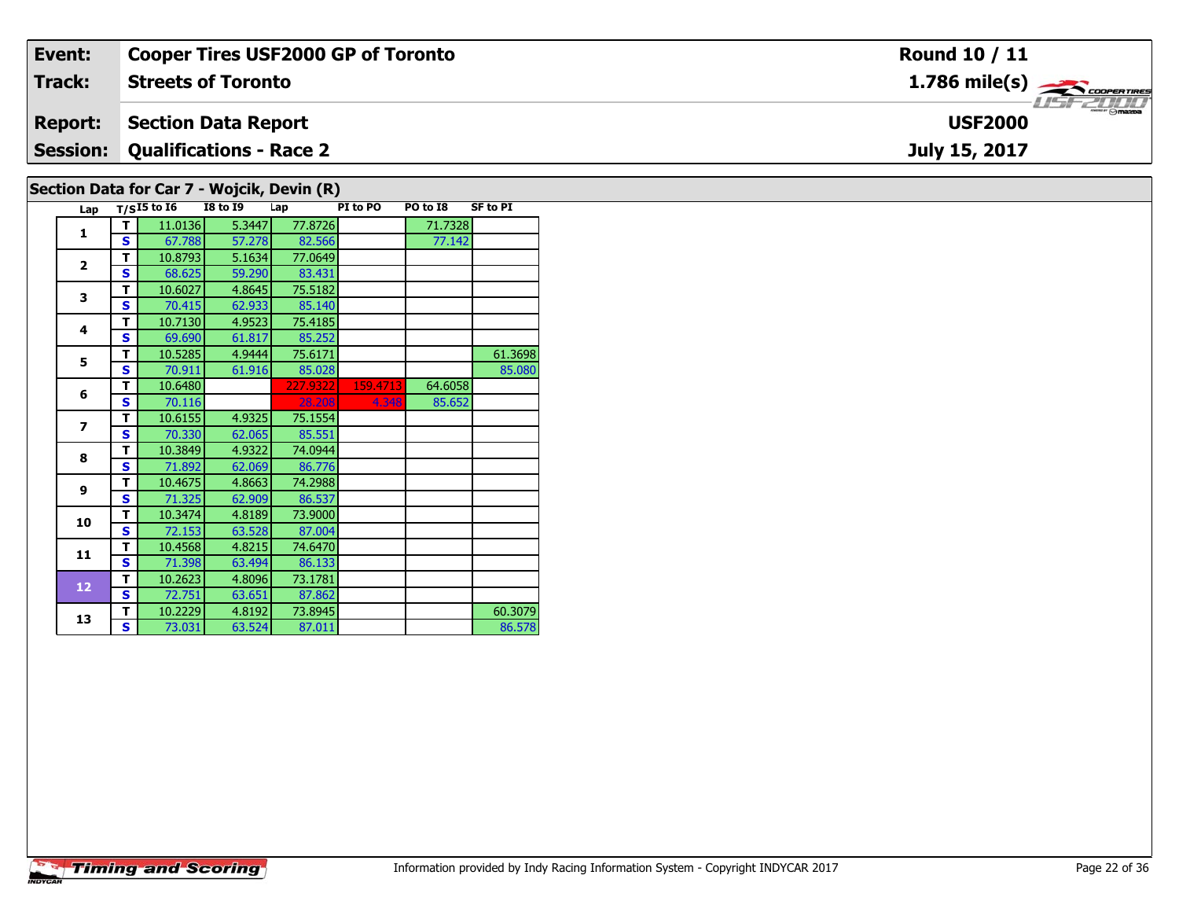| Event: | Cooper Tires USF2000 GP of Toronto | Round 10 / 11 |
|---|---|---|
| Track: | Streets of Toronto | 1.786 mile(s) |
| Report: | Section Data Report | USF2000 |
| Session: | Qualifications - Race 2 | July 15, 2017 |

## Section Data for Car 7 - Wojcik, Devin (R)

| Lap | T/S | I5 to I6 | I8 to I9 | Lap | PI to PO | PO to I8 | SF to PI |
|---|---|---|---|---|---|---|---|
| 1 | T | 11.0136 | 5.3447 | 77.8726 | | 71.7328 | |
| | S | 67.788 | 57.278 | 82.566 | | 77.142 | |
| 2 | T | 10.8793 | 5.1634 | 77.0649 | | | |
| | S | 68.625 | 59.290 | 83.431 | | | |
| 3 | T | 10.6027 | 4.8645 | 75.5182 | | | |
| | S | 70.415 | 62.933 | 85.140 | | | |
| 4 | T | 10.7130 | 4.9523 | 75.4185 | | | |
| | S | 69.690 | 61.817 | 85.252 | | | |
| 5 | T | 10.5285 | 4.9444 | 75.6171 | | | 61.3698 |
| | S | 70.911 | 61.916 | 85.028 | | | 85.080 |
| 6 | T | 10.6480 | | 227.9322 | 159.4713 | 64.6058 | |
| | S | 70.116 | | 28.208 | 4.348 | 85.652 | |
| 7 | T | 10.6155 | 4.9325 | 75.1554 | | | |
| | S | 70.330 | 62.065 | 85.551 | | | |
| 8 | T | 10.3849 | 4.9322 | 74.0944 | | | |
| | S | 71.892 | 62.069 | 86.776 | | | |
| 9 | T | 10.4675 | 4.8663 | 74.2988 | | | |
| | S | 71.325 | 62.909 | 86.537 | | | |
| 10 | T | 10.3474 | 4.8189 | 73.9000 | | | |
| | S | 72.153 | 63.528 | 87.004 | | | |
| 11 | T | 10.4568 | 4.8215 | 74.6470 | | | |
| | S | 71.398 | 63.494 | 86.133 | | | |
| 12 | T | 10.2623 | 4.8096 | 73.1781 | | | |
| | S | 72.751 | 63.651 | 87.862 | | | |
| 13 | T | 10.2229 | 4.8192 | 73.8945 | | | 60.3079 |
| | S | 73.031 | 63.524 | 87.011 | | | 86.578 |

Information provided by Indy Racing Information System - Copyright INDYCAR 2017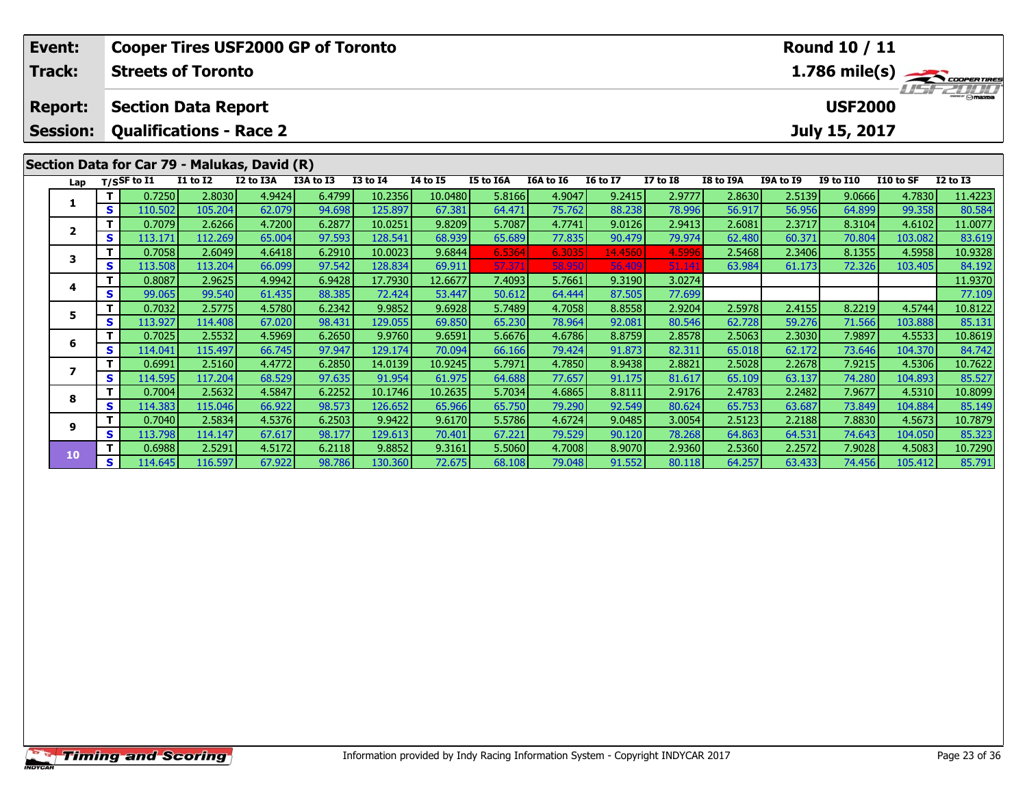| Event: | Cooper Tires USF2000 GP of Toronto | Round 10 / 11 |
|---|---|---|
| Track: | Streets of Toronto | 1.786 mile(s) |
| Report: | Section Data Report | USF2000 |
| Session: | Qualifications - Race 2 | July 15, 2017 |

## Section Data for Car 79 - Malukas, David (R)

| Lap | T/S | SF to I1 | I1 to I2 | I2 to I3A | I3A to I3 | I3 to I4 | I4 to I5 | I5 to I6A | I6A to I6 | I6 to I7 | I7 to I8 | I8 to I9A | I9A to I9 | I9 to I10 | I10 to SF | I2 to I3 |
|---|---|---|---|---|---|---|---|---|---|---|---|---|---|---|---|---|
| 1 | T | 0.7250 | 2.8030 | 4.9424 | 6.4799 | 10.2356 | 10.0480 | 5.8166 | 4.9047 | 9.2415 | 2.9777 | 2.8630 | 2.5139 | 9.0666 | 4.7830 | 11.4223 |
| | S | 110.502 | 105.204 | 62.079 | 94.698 | 125.897 | 67.381 | 64.471 | 75.762 | 88.238 | 78.996 | 56.917 | 56.956 | 64.899 | 99.358 | 80.584 |
| 2 | T | 0.7079 | 2.6266 | 4.7200 | 6.2877 | 10.0251 | 9.8209 | 5.7087 | 4.7741 | 9.0126 | 2.9413 | 2.6081 | 2.3717 | 8.3104 | 4.6102 | 11.0077 |
| | S | 113.171 | 112.269 | 65.004 | 97.593 | 128.541 | 68.939 | 65.689 | 77.835 | 90.479 | 79.974 | 62.480 | 60.371 | 70.804 | 103.082 | 83.619 |
| 3 | T | 0.7058 | 2.6049 | 4.6418 | 6.2910 | 10.0023 | 9.6844 | 6.5364 | 6.3035 | 14.4560 | 4.5996 | 2.5468 | 2.3406 | 8.1355 | 4.5958 | 10.9328 |
| | S | 113.508 | 113.204 | 66.099 | 97.542 | 128.834 | 69.911 | 57.371 | 58.950 | 56.409 | 51.141 | 63.984 | 61.173 | 72.326 | 103.405 | 84.192 |
| 4 | T | 0.8087 | 2.9625 | 4.9942 | 6.9428 | 17.7930 | 12.6677 | 7.4093 | 5.7661 | 9.3190 | 3.0274 | | | | | 11.9370 |
| | S | 99.065 | 99.540 | 61.435 | 88.385 | 72.424 | 53.447 | 50.612 | 64.444 | 87.505 | 77.699 | | | | | 77.109 |
| 5 | T | 0.7032 | 2.5775 | 4.5780 | 6.2342 | 9.9852 | 9.6928 | 5.7489 | 4.7058 | 8.8558 | 2.9204 | 2.5978 | 2.4155 | 8.2219 | 4.5744 | 10.8122 |
| | S | 113.927 | 114.408 | 67.020 | 98.431 | 129.055 | 69.850 | 65.230 | 78.964 | 92.081 | 80.546 | 62.728 | 59.276 | 71.566 | 103.888 | 85.131 |
| 6 | T | 0.7025 | 2.5532 | 4.5969 | 6.2650 | 9.9760 | 9.6591 | 5.6676 | 4.6786 | 8.8759 | 2.8578 | 2.5063 | 2.3030 | 7.9897 | 4.5533 | 10.8619 |
| | S | 114.041 | 115.497 | 66.745 | 97.947 | 129.174 | 70.094 | 66.166 | 79.424 | 91.873 | 82.311 | 65.018 | 62.172 | 73.646 | 104.370 | 84.742 |
| 7 | T | 0.6991 | 2.5160 | 4.4772 | 6.2850 | 14.0139 | 10.9245 | 5.7971 | 4.7850 | 8.9438 | 2.8821 | 2.5028 | 2.2678 | 7.9215 | 4.5306 | 10.7622 |
| | S | 114.595 | 117.204 | 68.529 | 97.635 | 91.954 | 61.975 | 64.688 | 77.657 | 91.175 | 81.617 | 65.109 | 63.137 | 74.280 | 104.893 | 85.527 |
| 8 | T | 0.7004 | 2.5632 | 4.5847 | 6.2252 | 10.1746 | 10.2635 | 5.7034 | 4.6865 | 8.8111 | 2.9176 | 2.4783 | 2.2482 | 7.9677 | 4.5310 | 10.8099 |
| | S | 114.383 | 115.046 | 66.922 | 98.573 | 126.652 | 65.966 | 65.750 | 79.290 | 92.549 | 80.624 | 65.753 | 63.687 | 73.849 | 104.884 | 85.149 |
| 9 | T | 0.7040 | 2.5834 | 4.5376 | 6.2503 | 9.9422 | 9.6170 | 5.5786 | 4.6724 | 9.0485 | 3.0054 | 2.5123 | 2.2188 | 7.8830 | 4.5673 | 10.7879 |
| | S | 113.798 | 114.147 | 67.617 | 98.177 | 129.613 | 70.401 | 67.221 | 79.529 | 90.120 | 78.268 | 64.863 | 64.531 | 74.643 | 104.050 | 85.323 |
| 10 | T | 0.6988 | 2.5291 | 4.5172 | 6.2118 | 9.8852 | 9.3161 | 5.5060 | 4.7008 | 8.9070 | 2.9360 | 2.5360 | 2.2572 | 7.9028 | 4.5083 | 10.7290 |
| | S | 114.645 | 116.597 | 67.922 | 98.786 | 130.360 | 72.675 | 68.108 | 79.048 | 91.552 | 80.118 | 64.257 | 63.433 | 74.456 | 105.412 | 85.791 |

Information provided by Indy Racing Information System - Copyright INDYCAR 2017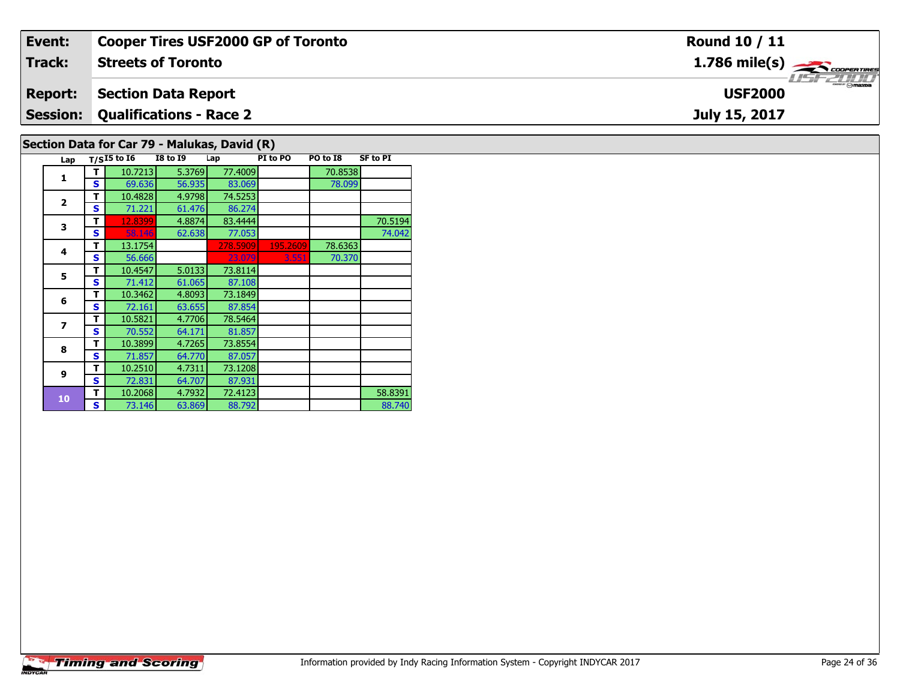| Event: | Cooper Tires USF2000 GP of Toronto | Round 10 / 11 |
|---|---|---|
| Track: | Streets of Toronto | 1.786 mile(s) |
| Report: | Section Data Report | USF2000 |
| Session: | Qualifications - Race 2 | July 15, 2017 |

## Section Data for Car 79 - Malukas, David (R)

| Lap | T/S | I5 to I6 | I8 to I9 | Lap | PI to PO | PO to I8 | SF to PI |
|---|---|---|---|---|---|---|---|
| 1 | T | 10.7213 | 5.3769 | 77.4009 | | 70.8538 | |
| | S | 69.636 | 56.935 | 83.069 | | 78.099 | |
| 2 | T | 10.4828 | 4.9798 | 74.5253 | | | |
| | S | 71.221 | 61.476 | 86.274 | | | |
| 3 | T | 12.8399 | 4.8874 | 83.4444 | | | 70.5194 |
| | S | 58.146 | 62.638 | 77.053 | | | 74.042 |
| 4 | T | 13.1754 | | 278.5909 | 195.2609 | 78.6363 | |
| | S | 56.666 | | 23.079 | 3.551 | 70.370 | |
| 5 | T | 10.4547 | 5.0133 | 73.8114 | | | |
| | S | 71.412 | 61.065 | 87.108 | | | |
| 6 | T | 10.3462 | 4.8093 | 73.1849 | | | |
| | S | 72.161 | 63.655 | 87.854 | | | |
| 7 | T | 10.5821 | 4.7706 | 78.5464 | | | |
| | S | 70.552 | 64.171 | 81.857 | | | |
| 8 | T | 10.3899 | 4.7265 | 73.8554 | | | |
| | S | 71.857 | 64.770 | 87.057 | | | |
| 9 | T | 10.2510 | 4.7311 | 73.1208 | | | |
| | S | 72.831 | 64.707 | 87.931 | | | |
| 10 | T | 10.2068 | 4.7932 | 72.4123 | | | 58.8391 |
| | S | 73.146 | 63.869 | 88.792 | | | 88.740 |

Information provided by Indy Racing Information System - Copyright INDYCAR 2017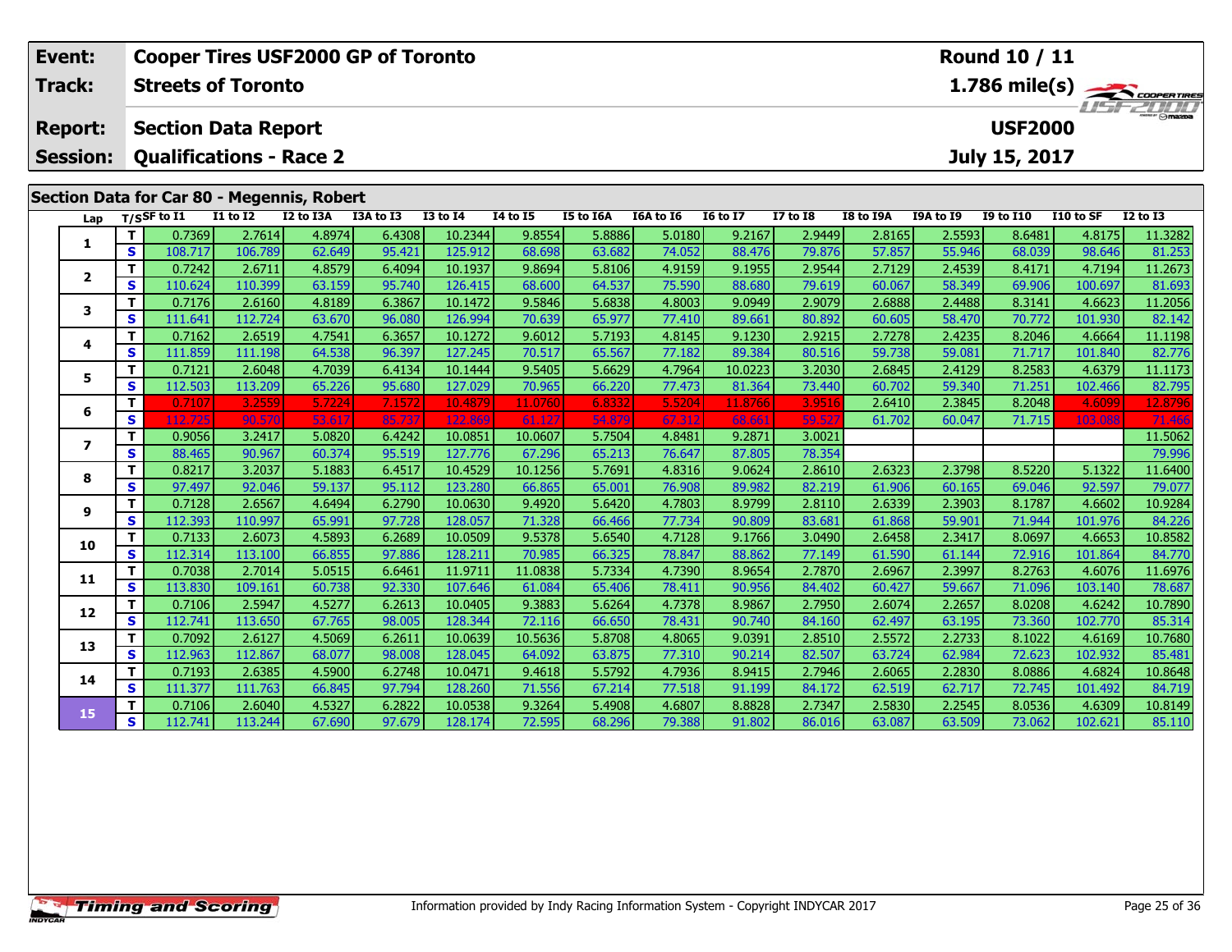| Event: | Cooper Tires USF2000 GP of Toronto | Round 10 / 11 |
|---|---|---|
| Track: | Streets of Toronto | 1.786 mile(s) |
| Report: | Section Data Report | USF2000 |
| Session: | Qualifications - Race 2 | July 15, 2017 |

## Section Data for Car 80 - Megennis, Robert

| Lap | T/S | SF to I1 | I1 to I2 | I2 to I3A | I3A to I3 | I3 to I4 | I4 to I5 | I5 to I6A | I6A to I6 | I6 to I7 | I7 to I8 | I8 to I9A | I9A to I9 | I9 to I10 | I10 to SF | I2 to I3 |
|---|---|---|---|---|---|---|---|---|---|---|---|---|---|---|---|---|
| 1 | T | 0.7369 | 2.7614 | 4.8974 | 6.4308 | 10.2344 | 9.8554 | 5.8886 | 5.0180 | 9.2167 | 2.9449 | 2.8165 | 2.5593 | 8.6481 | 4.8175 | 11.3282 |
| | S | 108.717 | 106.789 | 62.649 | 95.421 | 125.912 | 68.698 | 63.682 | 74.052 | 88.476 | 79.876 | 57.857 | 55.946 | 68.039 | 98.646 | 81.253 |
| 2 | T | 0.7242 | 2.6711 | 4.8579 | 6.4094 | 10.1937 | 9.8694 | 5.8106 | 4.9159 | 9.1955 | 2.9544 | 2.7129 | 2.4539 | 8.4171 | 4.7194 | 11.2673 |
| | S | 110.624 | 110.399 | 63.159 | 95.740 | 126.415 | 68.600 | 64.537 | 75.590 | 88.680 | 79.619 | 60.067 | 58.349 | 69.906 | 100.697 | 81.693 |
| 3 | T | 0.7176 | 2.6160 | 4.8189 | 6.3867 | 10.1472 | 9.5846 | 5.6838 | 4.8003 | 9.0949 | 2.9079 | 2.6888 | 2.4488 | 8.3141 | 4.6623 | 11.2056 |
| | S | 111.641 | 112.724 | 63.670 | 96.080 | 126.994 | 70.639 | 65.977 | 77.410 | 89.661 | 80.892 | 60.605 | 58.470 | 70.772 | 101.930 | 82.142 |
| 4 | T | 0.7162 | 2.6519 | 4.7541 | 6.3657 | 10.1272 | 9.6012 | 5.7193 | 4.8145 | 9.1230 | 2.9215 | 2.7278 | 2.4235 | 8.2046 | 4.6664 | 11.1198 |
| | S | 111.859 | 111.198 | 64.538 | 96.397 | 127.245 | 70.517 | 65.567 | 77.182 | 89.384 | 80.516 | 59.738 | 59.081 | 71.717 | 101.840 | 82.776 |
| 5 | T | 0.7121 | 2.6048 | 4.7039 | 6.4134 | 10.1444 | 9.5405 | 5.6629 | 4.7964 | 10.0223 | 3.2030 | 2.6845 | 2.4129 | 8.2583 | 4.6379 | 11.1173 |
| | S | 112.503 | 113.209 | 65.226 | 95.680 | 127.029 | 70.965 | 66.220 | 77.473 | 81.364 | 73.440 | 60.702 | 59.340 | 71.251 | 102.466 | 82.795 |
| 6 | T | 0.7107 | 3.2559 | 5.7224 | 7.1572 | 10.4879 | 11.0760 | 6.8332 | 5.5204 | 11.8766 | 3.9516 | 2.6410 | 2.3845 | 8.2048 | 4.6099 | 12.8796 |
| | S | 112.725 | 90.570 | 53.617 | 85.737 | 122.869 | 61.127 | 54.879 | 67.312 | 68.661 | 59.527 | 61.702 | 60.047 | 71.715 | 103.088 | 71.466 |
| 7 | T | 0.9056 | 3.2417 | 5.0820 | 6.4242 | 10.0851 | 10.0607 | 5.7504 | 4.8481 | 9.2871 | 3.0021 | | | | | 11.5062 |
| | S | 88.465 | 90.967 | 60.374 | 95.519 | 127.776 | 67.296 | 65.213 | 76.647 | 87.805 | 78.354 | | | | | 79.996 |
| 8 | T | 0.8217 | 3.2037 | 5.1883 | 6.4517 | 10.4529 | 10.1256 | 5.7691 | 4.8316 | 9.0624 | 2.8610 | 2.6323 | 2.3798 | 8.5220 | 5.1322 | 11.6400 |
| | S | 97.497 | 92.046 | 59.137 | 95.112 | 123.280 | 66.865 | 65.001 | 76.908 | 89.982 | 82.219 | 61.906 | 60.165 | 69.046 | 92.597 | 79.077 |
| 9 | T | 0.7128 | 2.6567 | 4.6494 | 6.2790 | 10.0630 | 9.4920 | 5.6420 | 4.7803 | 8.9799 | 2.8110 | 2.6339 | 2.3903 | 8.1787 | 4.6602 | 10.9284 |
| | S | 112.393 | 110.997 | 65.991 | 97.728 | 128.057 | 71.328 | 66.466 | 77.734 | 90.809 | 83.681 | 61.868 | 59.901 | 71.944 | 101.976 | 84.226 |
| 10 | T | 0.7133 | 2.6073 | 4.5893 | 6.2689 | 10.0509 | 9.5378 | 5.6540 | 4.7128 | 9.1766 | 3.0490 | 2.6458 | 2.3417 | 8.0697 | 4.6653 | 10.8582 |
| | S | 112.314 | 113.100 | 66.855 | 97.886 | 128.211 | 70.985 | 66.325 | 78.847 | 88.862 | 77.149 | 61.590 | 61.144 | 72.916 | 101.864 | 84.770 |
| 11 | T | 0.7038 | 2.7014 | 5.0515 | 6.6461 | 11.9711 | 11.0838 | 5.7334 | 4.7390 | 8.9654 | 2.7870 | 2.6967 | 2.3997 | 8.2763 | 4.6076 | 11.6976 |
| | S | 113.830 | 109.161 | 60.738 | 92.330 | 107.646 | 61.084 | 65.406 | 78.411 | 90.956 | 84.402 | 60.427 | 59.667 | 71.096 | 103.140 | 78.687 |
| 12 | T | 0.7106 | 2.5947 | 4.5277 | 6.2613 | 10.0405 | 9.3883 | 5.6264 | 4.7378 | 8.9867 | 2.7950 | 2.6074 | 2.2657 | 8.0208 | 4.6242 | 10.7890 |
| | S | 112.741 | 113.650 | 67.765 | 98.005 | 128.344 | 72.116 | 66.650 | 78.431 | 90.740 | 84.160 | 62.497 | 63.195 | 73.360 | 102.770 | 85.314 |
| 13 | T | 0.7092 | 2.6127 | 4.5069 | 6.2611 | 10.0639 | 10.5636 | 5.8708 | 4.8065 | 9.0391 | 2.8510 | 2.5572 | 2.2733 | 8.1022 | 4.6169 | 10.7680 |
| | S | 112.963 | 112.867 | 68.077 | 98.008 | 128.045 | 64.092 | 63.875 | 77.310 | 90.214 | 82.507 | 63.724 | 62.984 | 72.623 | 102.932 | 85.481 |
| 14 | T | 0.7193 | 2.6385 | 4.5900 | 6.2748 | 10.0471 | 9.4618 | 5.5792 | 4.7936 | 8.9415 | 2.7946 | 2.6065 | 2.2830 | 8.0886 | 4.6824 | 10.8648 |
| | S | 111.377 | 111.763 | 66.845 | 97.794 | 128.260 | 71.556 | 67.214 | 77.518 | 91.199 | 84.172 | 62.519 | 62.717 | 72.745 | 101.492 | 84.719 |
| 15 | T | 0.7106 | 2.6040 | 4.5327 | 6.2822 | 10.0538 | 9.3264 | 5.4908 | 4.6807 | 8.8828 | 2.7347 | 2.5830 | 2.2545 | 8.0536 | 4.6309 | 10.8149 |
| | S | 112.741 | 113.244 | 67.690 | 97.679 | 128.174 | 72.595 | 68.296 | 79.388 | 91.802 | 86.016 | 63.087 | 63.509 | 73.062 | 102.621 | 85.110 |

Information provided by Indy Racing Information System - Copyright INDYCAR 2017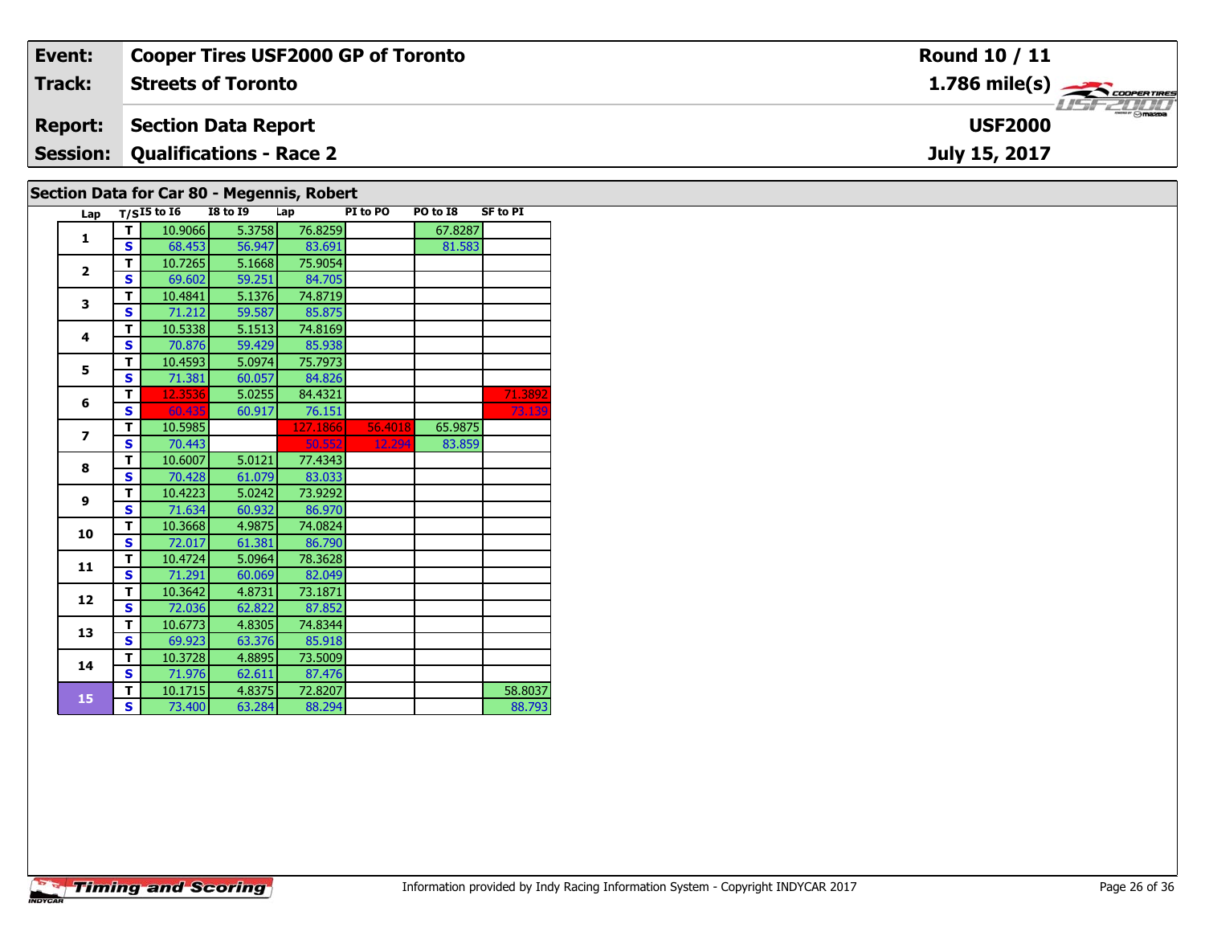| Event: | Cooper Tires USF2000 GP of Toronto | Round 10 / 11 |
|---|---|---|
| Track: | Streets of Toronto | 1.786 mile(s) |
| Report: | Section Data Report | USF2000 |
| Session: | Qualifications - Race 2 | July 15, 2017 |

## Section Data for Car 80 - Megennis, Robert

| Lap | T/S | I5 to I6 | I8 to I9 | Lap | PI to PO | PO to I8 | SF to PI |
|---|---|---|---|---|---|---|---|
| 1 | T | 10.9066 | 5.3758 | 76.8259 | | 67.8287 | |
| | S | 68.453 | 56.947 | 83.691 | | 81.583 | |
| 2 | T | 10.7265 | 5.1668 | 75.9054 | | | |
| | S | 69.602 | 59.251 | 84.705 | | | |
| 3 | T | 10.4841 | 5.1376 | 74.8719 | | | |
| | S | 71.212 | 59.587 | 85.875 | | | |
| 4 | T | 10.5338 | 5.1513 | 74.8169 | | | |
| | S | 70.876 | 59.429 | 85.938 | | | |
| 5 | T | 10.4593 | 5.0974 | 75.7973 | | | |
| | S | 71.381 | 60.057 | 84.826 | | | |
| 6 | T | 12.3536 | 5.0255 | 84.4321 | | | 71.3892 |
| | S | 60.435 | 60.917 | 76.151 | | | 73.139 |
| 7 | T | 10.5985 | | 127.1866 | 56.4018 | 65.9875 | |
| | S | 70.443 | | 50.552 | 12.294 | 83.859 | |
| 8 | T | 10.6007 | 5.0121 | 77.4343 | | | |
| | S | 70.428 | 61.079 | 83.033 | | | |
| 9 | T | 10.4223 | 5.0242 | 73.9292 | | | |
| | S | 71.634 | 60.932 | 86.970 | | | |
| 10 | T | 10.3668 | 4.9875 | 74.0824 | | | |
| | S | 72.017 | 61.381 | 86.790 | | | |
| 11 | T | 10.4724 | 5.0964 | 78.3628 | | | |
| | S | 71.291 | 60.069 | 82.049 | | | |
| 12 | T | 10.3642 | 4.8731 | 73.1871 | | | |
| | S | 72.036 | 62.822 | 87.852 | | | |
| 13 | T | 10.6773 | 4.8305 | 74.8344 | | | |
| | S | 69.923 | 63.376 | 85.918 | | | |
| 14 | T | 10.3728 | 4.8895 | 73.5009 | | | |
| | S | 71.976 | 62.611 | 87.476 | | | |
| 15 | T | 10.1715 | 4.8375 | 72.8207 | | | 58.8037 |
| | S | 73.400 | 63.284 | 88.294 | | | 88.793 |

Information provided by Indy Racing Information System - Copyright INDYCAR 2017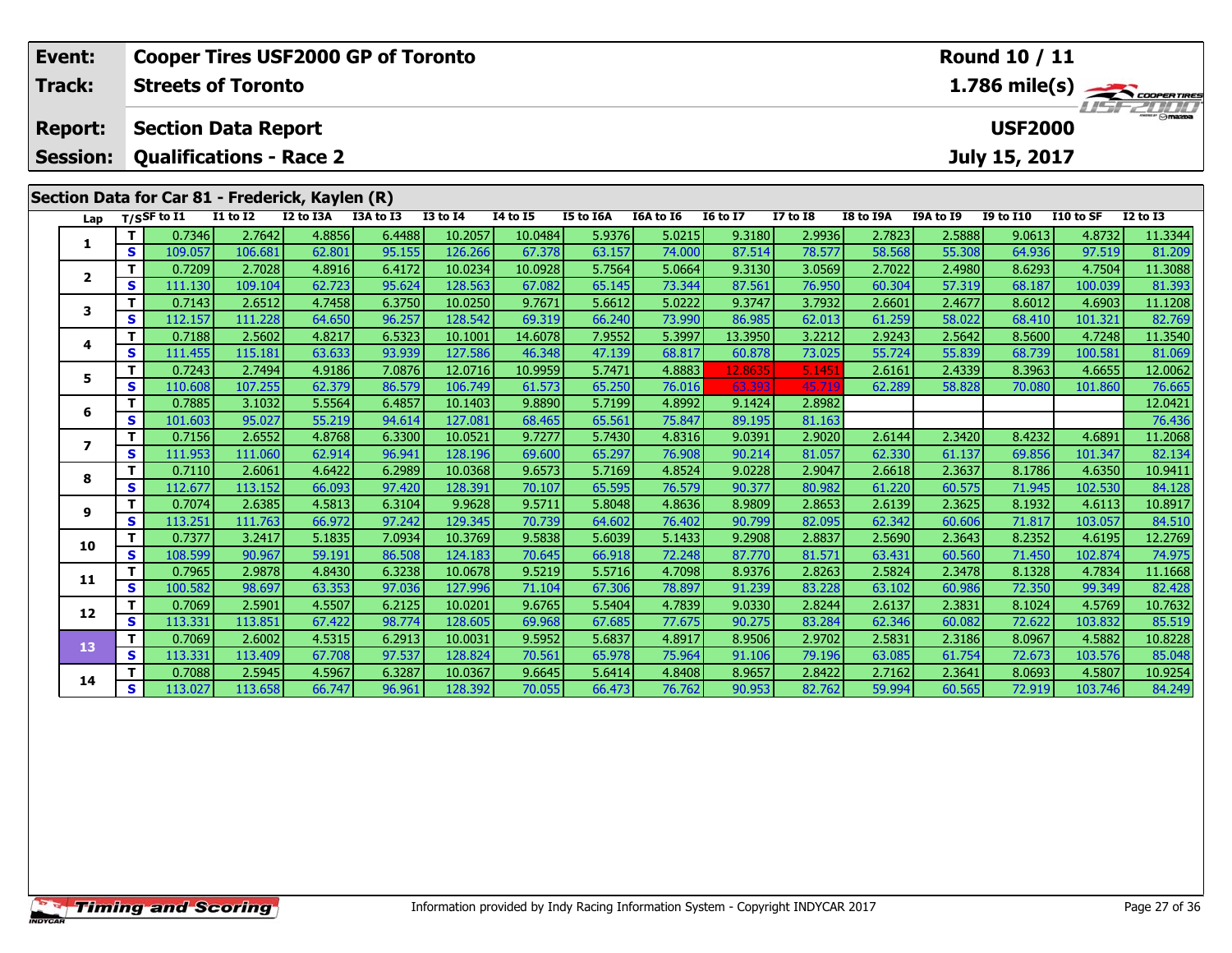| Event: | Cooper Tires USF2000 GP of Toronto | Round 10 / 11 |
|---|---|---|
| Track: | Streets of Toronto | 1.786 mile(s) |
| Report: | Section Data Report | USF2000 |
| Session: | Qualifications - Race 2 | July 15, 2017 |

## Section Data for Car 81 - Frederick, Kaylen (R)

| Lap | T/S | SF to I1 | I1 to I2 | I2 to I3A | I3A to I3 | I3 to I4 | I4 to I5 | I5 to I6A | I6A to I6 | I6 to I7 | I7 to I8 | I8 to I9A | I9A to I9 | I9 to I10 | I10 to SF | I2 to I3 |
|---|---|---|---|---|---|---|---|---|---|---|---|---|---|---|---|---|
| 1 | T | 0.7346 | 2.7642 | 4.8856 | 6.4488 | 10.2057 | 10.0484 | 5.9376 | 5.0215 | 9.3180 | 2.9936 | 2.7823 | 2.5888 | 9.0613 | 4.8732 | 11.3344 |
| | S | 109.057 | 106.681 | 62.801 | 95.155 | 126.266 | 67.378 | 63.157 | 74.000 | 87.514 | 78.577 | 58.568 | 55.308 | 64.936 | 97.519 | 81.209 |
| 2 | T | 0.7209 | 2.7028 | 4.8916 | 6.4172 | 10.0234 | 10.0928 | 5.7564 | 5.0664 | 9.3130 | 3.0569 | 2.7022 | 2.4980 | 8.6293 | 4.7504 | 11.3088 |
| | S | 111.130 | 109.104 | 62.723 | 95.624 | 128.563 | 67.082 | 65.145 | 73.344 | 87.561 | 76.950 | 60.304 | 57.319 | 68.187 | 100.039 | 81.393 |
| 3 | T | 0.7143 | 2.6512 | 4.7458 | 6.3750 | 10.0250 | 9.7671 | 5.6612 | 5.0222 | 9.3747 | 3.7932 | 2.6601 | 2.4677 | 8.6012 | 4.6903 | 11.1208 |
| | S | 112.157 | 111.228 | 64.650 | 96.257 | 128.542 | 69.319 | 66.240 | 73.990 | 86.985 | 62.013 | 61.259 | 58.022 | 68.410 | 101.321 | 82.769 |
| 4 | T | 0.7188 | 2.5602 | 4.8217 | 6.5323 | 10.1001 | 14.6078 | 7.9552 | 5.3997 | 13.3950 | 3.2212 | 2.9243 | 2.5642 | 8.5600 | 4.7248 | 11.3540 |
| | S | 111.455 | 115.181 | 63.633 | 93.939 | 127.586 | 46.348 | 47.139 | 68.817 | 60.878 | 73.025 | 55.724 | 55.839 | 68.739 | 100.581 | 81.069 |
| 5 | T | 0.7243 | 2.7494 | 4.9186 | 7.0876 | 12.0716 | 10.9959 | 5.7471 | 4.8883 | 12.8635 | 5.1451 | 2.6161 | 2.4339 | 8.3963 | 4.6655 | 12.0062 |
| | S | 110.608 | 107.255 | 62.379 | 86.579 | 106.749 | 61.573 | 65.250 | 76.016 | 63.393 | 45.719 | 62.289 | 58.828 | 70.080 | 101.860 | 76.665 |
| 6 | T | 0.7885 | 3.1032 | 5.5564 | 6.4857 | 10.1403 | 9.8890 | 5.7199 | 4.8992 | 9.1424 | 2.8982 | | | | | 12.0421 |
| | S | 101.603 | 95.027 | 55.219 | 94.614 | 127.081 | 68.465 | 65.561 | 75.847 | 89.195 | 81.163 | | | | | 76.436 |
| 7 | T | 0.7156 | 2.6552 | 4.8768 | 6.3300 | 10.0521 | 9.7277 | 5.7430 | 4.8316 | 9.0391 | 2.9020 | 2.6144 | 2.3420 | 8.4232 | 4.6891 | 11.2068 |
| | S | 111.953 | 111.060 | 62.914 | 96.941 | 128.196 | 69.600 | 65.297 | 76.908 | 90.214 | 81.057 | 62.330 | 61.137 | 69.856 | 101.347 | 82.134 |
| 8 | T | 0.7110 | 2.6061 | 4.6422 | 6.2989 | 10.0368 | 9.6573 | 5.7169 | 4.8524 | 9.0228 | 2.9047 | 2.6618 | 2.3637 | 8.1786 | 4.6350 | 10.9411 |
| | S | 112.677 | 113.152 | 66.093 | 97.420 | 128.391 | 70.107 | 65.595 | 76.579 | 90.377 | 80.982 | 61.220 | 60.575 | 71.945 | 102.530 | 84.128 |
| 9 | T | 0.7074 | 2.6385 | 4.5813 | 6.3104 | 9.9628 | 9.5711 | 5.8048 | 4.8636 | 8.9809 | 2.8653 | 2.6139 | 2.3625 | 8.1932 | 4.6113 | 10.8917 |
| | S | 113.251 | 111.763 | 66.972 | 97.242 | 129.345 | 70.739 | 64.602 | 76.402 | 90.799 | 82.095 | 62.342 | 60.606 | 71.817 | 103.057 | 84.510 |
| 10 | T | 0.7377 | 3.2417 | 5.1835 | 7.0934 | 10.3769 | 9.5838 | 5.6039 | 5.1433 | 9.2908 | 2.8837 | 2.5690 | 2.3643 | 8.2352 | 4.6195 | 12.2769 |
| | S | 108.599 | 90.967 | 59.191 | 86.508 | 124.183 | 70.645 | 66.918 | 72.248 | 87.770 | 81.571 | 63.431 | 60.560 | 71.450 | 102.874 | 74.975 |
| 11 | T | 0.7965 | 2.9878 | 4.8430 | 6.3238 | 10.0678 | 9.5219 | 5.5716 | 4.7098 | 8.9376 | 2.8263 | 2.5824 | 2.3478 | 8.1328 | 4.7834 | 11.1668 |
| | S | 100.582 | 98.697 | 63.353 | 97.036 | 127.996 | 71.104 | 67.306 | 78.897 | 91.239 | 83.228 | 63.102 | 60.986 | 72.350 | 99.349 | 82.428 |
| 12 | T | 0.7069 | 2.5901 | 4.5507 | 6.2125 | 10.0201 | 9.6765 | 5.5404 | 4.7839 | 9.0330 | 2.8244 | 2.6137 | 2.3831 | 8.1024 | 4.5769 | 10.7632 |
| | S | 113.331 | 113.851 | 67.422 | 98.774 | 128.605 | 69.968 | 67.685 | 77.675 | 90.275 | 83.284 | 62.346 | 60.082 | 72.622 | 103.832 | 85.519 |
| 13 | T | 0.7069 | 2.6002 | 4.5315 | 6.2913 | 10.0031 | 9.5952 | 5.6837 | 4.8917 | 8.9506 | 2.9702 | 2.5831 | 2.3186 | 8.0967 | 4.5882 | 10.8228 |
| | S | 113.331 | 113.409 | 67.708 | 97.537 | 128.824 | 70.561 | 65.978 | 75.964 | 91.106 | 79.196 | 63.085 | 61.754 | 72.673 | 103.576 | 85.048 |
| 14 | T | 0.7088 | 2.5945 | 4.5967 | 6.3287 | 10.0367 | 9.6645 | 5.6414 | 4.8408 | 8.9657 | 2.8422 | 2.7162 | 2.3641 | 8.0693 | 4.5807 | 10.9254 |
| | S | 113.027 | 113.658 | 66.747 | 96.961 | 128.392 | 70.055 | 66.473 | 76.762 | 90.953 | 82.762 | 59.994 | 60.565 | 72.919 | 103.746 | 84.249 |

Information provided by Indy Racing Information System - Copyright INDYCAR 2017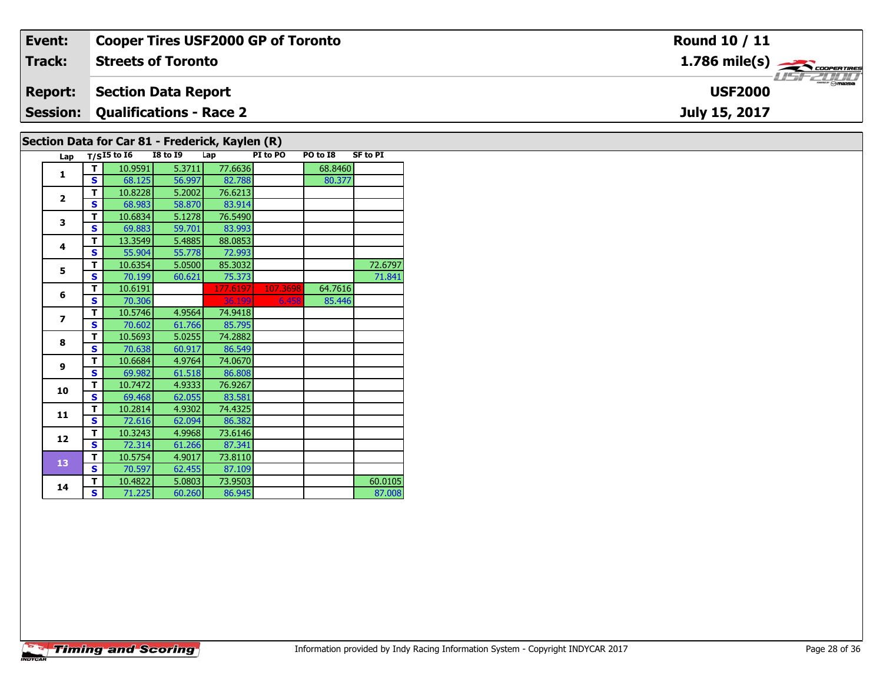| Event: | Cooper Tires USF2000 GP of Toronto | Round 10 / 11 |
|---|---|---|
| Track: | Streets of Toronto | 1.786 mile(s) |
| Report: | Section Data Report | USF2000 |
| Session: | Qualifications - Race 2 | July 15, 2017 |

## Section Data for Car 81 - Frederick, Kaylen (R)

| Lap | T/S | I5 to I6 | I8 to I9 | Lap | PI to PO | PO to I8 | SF to PI |
|---|---|---|---|---|---|---|---|
| 1 | T | 10.9591 | 5.3711 | 77.6636 | | 68.8460 | |
| | S | 68.125 | 56.997 | 82.788 | | 80.377 | |
| 2 | T | 10.8228 | 5.2002 | 76.6213 | | | |
| | S | 68.983 | 58.870 | 83.914 | | | |
| 3 | T | 10.6834 | 5.1278 | 76.5490 | | | |
| | S | 69.883 | 59.701 | 83.993 | | | |
| 4 | T | 13.3549 | 5.4885 | 88.0853 | | | |
| | S | 55.904 | 55.778 | 72.993 | | | |
| 5 | T | 10.6354 | 5.0500 | 85.3032 | | | 72.6797 |
| | S | 70.199 | 60.621 | 75.373 | | | 71.841 |
| 6 | T | 10.6191 | | 177.6197 | 107.3698 | 64.7616 | |
| | S | 70.306 | | 36.199 | 6.458 | 85.446 | |
| 7 | T | 10.5746 | 4.9564 | 74.9418 | | | |
| | S | 70.602 | 61.766 | 85.795 | | | |
| 8 | T | 10.5693 | 5.0255 | 74.2882 | | | |
| | S | 70.638 | 60.917 | 86.549 | | | |
| 9 | T | 10.6684 | 4.9764 | 74.0670 | | | |
| | S | 69.982 | 61.518 | 86.808 | | | |
| 10 | T | 10.7472 | 4.9333 | 76.9267 | | | |
| | S | 69.468 | 62.055 | 83.581 | | | |
| 11 | T | 10.2814 | 4.9302 | 74.4325 | | | |
| | S | 72.616 | 62.094 | 86.382 | | | |
| 12 | T | 10.3243 | 4.9968 | 73.6146 | | | |
| | S | 72.314 | 61.266 | 87.341 | | | |
| 13 | T | 10.5754 | 4.9017 | 73.8110 | | | |
| | S | 70.597 | 62.455 | 87.109 | | | |
| 14 | T | 10.4822 | 5.0803 | 73.9503 | | | 60.0105 |
| | S | 71.225 | 60.260 | 86.945 | | | 87.008 |

Information provided by Indy Racing Information System - Copyright INDYCAR 2017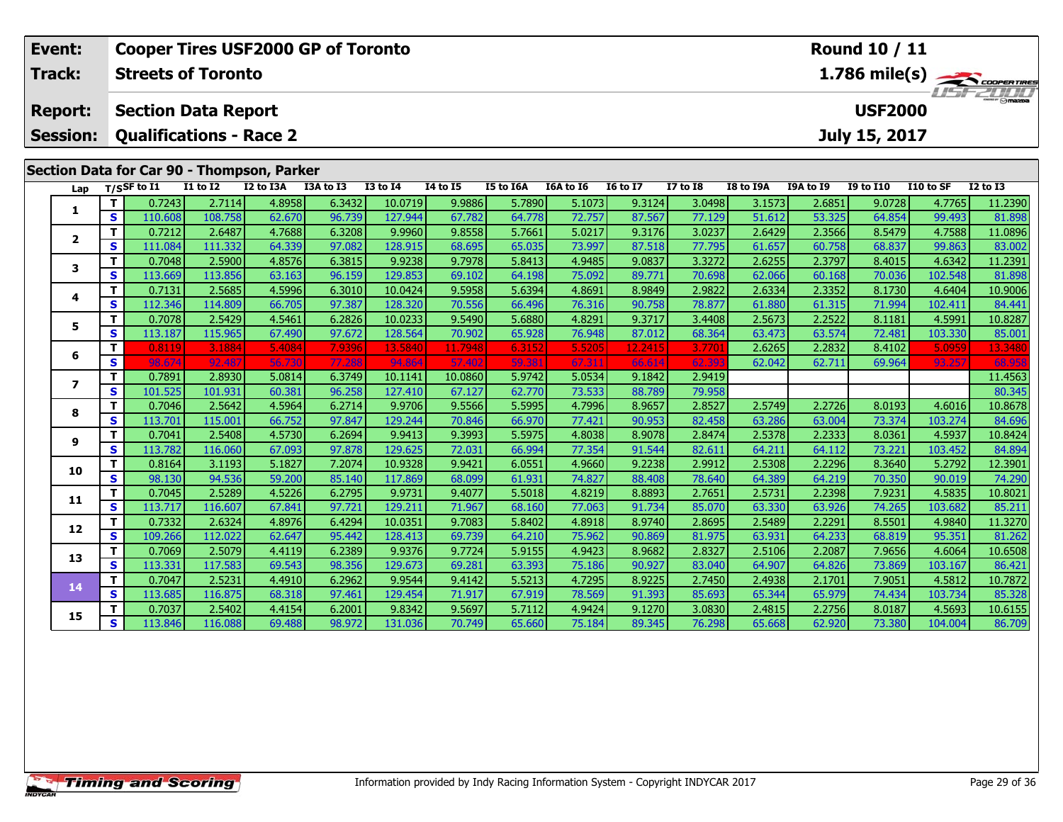| Event: | Cooper Tires USF2000 GP of Toronto | Round 10 / 11 |
|---|---|---|
| Track: | Streets of Toronto | 1.786 mile(s) |
| Report: | Section Data Report | USF2000 |
| Session: | Qualifications - Race 2 | July 15, 2017 |

## Section Data for Car 90 - Thompson, Parker

| Lap | T/S | SF to I1 | I1 to I2 | I2 to I3A | I3A to I3 | I3 to I4 | I4 to I5 | I5 to I6A | I6A to I6 | I6 to I7 | I7 to I8 | I8 to I9A | I9A to I9 | I9 to I10 | I10 to SF | I2 to I3 |
|---|---|---|---|---|---|---|---|---|---|---|---|---|---|---|---|---|
| 1 | T | 0.7243 | 2.7114 | 4.8958 | 6.3432 | 10.0719 | 9.9886 | 5.7890 | 5.1073 | 9.3124 | 3.0498 | 3.1573 | 2.6851 | 9.0728 | 4.7765 | 11.2390 |
| | S | 110.608 | 108.758 | 62.670 | 96.739 | 127.944 | 67.782 | 64.778 | 72.757 | 87.567 | 77.129 | 51.612 | 53.325 | 64.854 | 99.493 | 81.898 |
| 2 | T | 0.7212 | 2.6487 | 4.7688 | 6.3208 | 9.9960 | 9.8558 | 5.7661 | 5.0217 | 9.3176 | 3.0237 | 2.6429 | 2.3566 | 8.5479 | 4.7588 | 11.0896 |
| | S | 111.084 | 111.332 | 64.339 | 97.082 | 128.915 | 68.695 | 65.035 | 73.997 | 87.518 | 77.795 | 61.657 | 60.758 | 68.837 | 99.863 | 83.002 |
| 3 | T | 0.7048 | 2.5900 | 4.8576 | 6.3815 | 9.9238 | 9.7978 | 5.8413 | 4.9485 | 9.0837 | 3.3272 | 2.6255 | 2.3797 | 8.4015 | 4.6342 | 11.2391 |
| | S | 113.669 | 113.856 | 63.163 | 96.159 | 129.853 | 69.102 | 64.198 | 75.092 | 89.771 | 70.698 | 62.066 | 60.168 | 70.036 | 102.548 | 81.898 |
| 4 | T | 0.7131 | 2.5685 | 4.5996 | 6.3010 | 10.0424 | 9.5958 | 5.6394 | 4.8691 | 8.9849 | 2.9822 | 2.6334 | 2.3352 | 8.1730 | 4.6404 | 10.9006 |
| | S | 112.346 | 114.809 | 66.705 | 97.387 | 128.320 | 70.556 | 66.496 | 76.316 | 90.758 | 78.877 | 61.880 | 61.315 | 71.994 | 102.411 | 84.441 |
| 5 | T | 0.7078 | 2.5429 | 4.5461 | 6.2826 | 10.0233 | 9.5490 | 5.6880 | 4.8291 | 9.3717 | 3.4408 | 2.5673 | 2.2522 | 8.1181 | 4.5991 | 10.8287 |
| | S | 113.187 | 115.965 | 67.490 | 97.672 | 128.564 | 70.902 | 65.928 | 76.948 | 87.012 | 68.364 | 63.473 | 63.574 | 72.481 | 103.330 | 85.001 |
| 6 | T | 0.8119 | 3.1884 | 5.4084 | 7.9396 | 13.5840 | 11.7948 | 6.3152 | 5.5205 | 12.2415 | 3.7701 | 2.6265 | 2.2832 | 8.4102 | 5.0959 | 13.3480 |
| | S | 98.674 | 92.487 | 56.730 | 77.288 | 94.864 | 57.402 | 59.381 | 67.311 | 66.614 | 62.393 | 62.042 | 62.711 | 69.964 | 93.257 | 68.958 |
| 7 | T | 0.7891 | 2.8930 | 5.0814 | 6.3749 | 10.1141 | 10.0860 | 5.9742 | 5.0534 | 9.1842 | 2.9419 | | | | | 11.4563 |
| | S | 101.525 | 101.931 | 60.381 | 96.258 | 127.410 | 67.127 | 62.770 | 73.533 | 88.789 | 79.958 | | | | | 80.345 |
| 8 | T | 0.7046 | 2.5642 | 4.5964 | 6.2714 | 9.9706 | 9.5566 | 5.5995 | 4.7996 | 8.9657 | 2.8527 | 2.5749 | 2.2726 | 8.0193 | 4.6016 | 10.8678 |
| | S | 113.701 | 115.001 | 66.752 | 97.847 | 129.244 | 70.846 | 66.970 | 77.421 | 90.953 | 82.458 | 63.286 | 63.004 | 73.374 | 103.274 | 84.696 |
| 9 | T | 0.7041 | 2.5408 | 4.5730 | 6.2694 | 9.9413 | 9.3993 | 5.5975 | 4.8038 | 8.9078 | 2.8474 | 2.5378 | 2.2333 | 8.0361 | 4.5937 | 10.8424 |
| | S | 113.782 | 116.060 | 67.093 | 97.878 | 129.625 | 72.031 | 66.994 | 77.354 | 91.544 | 82.611 | 64.211 | 64.112 | 73.221 | 103.452 | 84.894 |
| 10 | T | 0.8164 | 3.1193 | 5.1827 | 7.2074 | 10.9328 | 9.9421 | 6.0551 | 4.9660 | 9.2238 | 2.9912 | 2.5308 | 2.2296 | 8.3640 | 5.2792 | 12.3901 |
| | S | 98.130 | 94.536 | 59.200 | 85.140 | 117.869 | 68.099 | 61.931 | 74.827 | 88.408 | 78.640 | 64.389 | 64.219 | 70.350 | 90.019 | 74.290 |
| 11 | T | 0.7045 | 2.5289 | 4.5226 | 6.2795 | 9.9731 | 9.4077 | 5.5018 | 4.8219 | 8.8893 | 2.7651 | 2.5731 | 2.2398 | 7.9231 | 4.5835 | 10.8021 |
| | S | 113.717 | 116.607 | 67.841 | 97.721 | 129.211 | 71.967 | 68.160 | 77.063 | 91.734 | 85.070 | 63.330 | 63.926 | 74.265 | 103.682 | 85.211 |
| 12 | T | 0.7332 | 2.6324 | 4.8976 | 6.4294 | 10.0351 | 9.7083 | 5.8402 | 4.8918 | 8.9740 | 2.8695 | 2.5489 | 2.2291 | 8.5501 | 4.9840 | 11.3270 |
| | S | 109.266 | 112.022 | 62.647 | 95.442 | 128.413 | 69.739 | 64.210 | 75.962 | 90.869 | 81.975 | 63.931 | 64.233 | 68.819 | 95.351 | 81.262 |
| 13 | T | 0.7069 | 2.5079 | 4.4119 | 6.2389 | 9.9376 | 9.7724 | 5.9155 | 4.9423 | 8.9682 | 2.8327 | 2.5106 | 2.2087 | 7.9656 | 4.6064 | 10.6508 |
| | S | 113.331 | 117.583 | 69.543 | 98.356 | 129.673 | 69.281 | 63.393 | 75.186 | 90.927 | 83.040 | 64.907 | 64.826 | 73.869 | 103.167 | 86.421 |
| 14 | T | 0.7047 | 2.5231 | 4.4910 | 6.2962 | 9.9544 | 9.4142 | 5.5213 | 4.7295 | 8.9225 | 2.7450 | 2.4938 | 2.1701 | 7.9051 | 4.5812 | 10.7872 |
| | S | 113.685 | 116.875 | 68.318 | 97.461 | 129.454 | 71.917 | 67.919 | 78.569 | 91.393 | 85.693 | 65.344 | 65.979 | 74.434 | 103.734 | 85.328 |
| 15 | T | 0.7037 | 2.5402 | 4.4154 | 6.2001 | 9.8342 | 9.5697 | 5.7112 | 4.9424 | 9.1270 | 3.0830 | 2.4815 | 2.2756 | 8.0187 | 4.5693 | 10.6155 |
| | S | 113.846 | 116.088 | 69.488 | 98.972 | 131.036 | 70.749 | 65.660 | 75.184 | 89.345 | 76.298 | 65.668 | 62.920 | 73.380 | 104.004 | 86.709 |

Information provided by Indy Racing Information System - Copyright INDYCAR 2017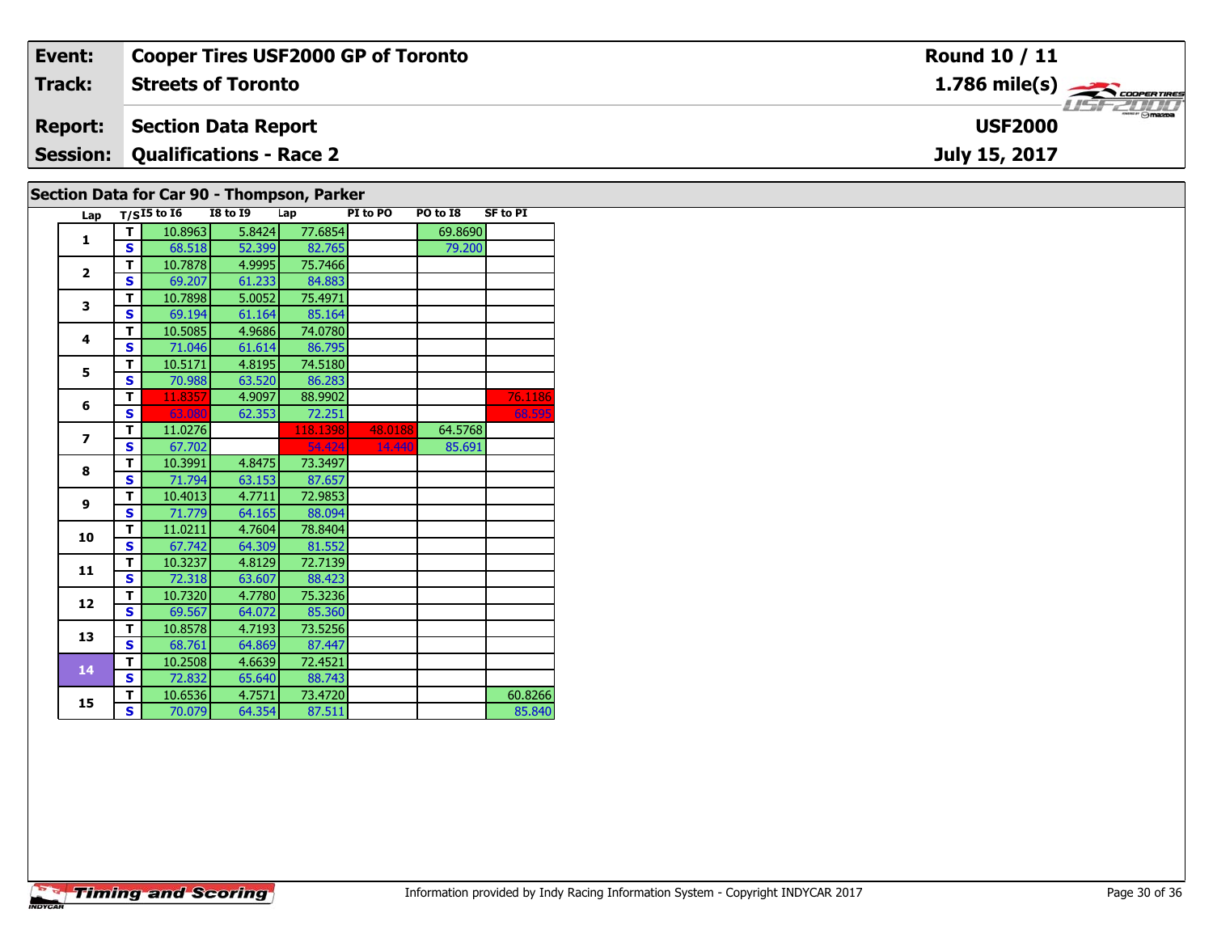| Event: | Cooper Tires USF2000 GP of Toronto | Round 10 / 11 |
|---|---|---|
| Track: | Streets of Toronto | 1.786 mile(s) |
| Report: | Section Data Report | USF2000 |
| Session: | Qualifications - Race 2 | July 15, 2017 |

## Section Data for Car 90 - Thompson, Parker

| Lap | T/S | I5 to I6 | I8 to I9 | Lap | PI to PO | PO to I8 | SF to PI |
|---|---|---|---|---|---|---|---|
| 1 | T | 10.8963 | 5.8424 | 77.6854 | | 69.8690 | |
| | S | 68.518 | 52.399 | 82.765 | | 79.200 | |
| 2 | T | 10.7878 | 4.9995 | 75.7466 | | | |
| | S | 69.207 | 61.233 | 84.883 | | | |
| 3 | T | 10.7898 | 5.0052 | 75.4971 | | | |
| | S | 69.194 | 61.164 | 85.164 | | | |
| 4 | T | 10.5085 | 4.9686 | 74.0780 | | | |
| | S | 71.046 | 61.614 | 86.795 | | | |
| 5 | T | 10.5171 | 4.8195 | 74.5180 | | | |
| | S | 70.988 | 63.520 | 86.283 | | | |
| 6 | T | 11.8357 | 4.9097 | 88.9902 | | | 76.1186 |
| | S | 63.080 | 62.353 | 72.251 | | | 68.595 |
| 7 | T | 11.0276 | | 118.1398 | 48.0188 | 64.5768 | |
| | S | 67.702 | | 54.424 | 14.440 | 85.691 | |
| 8 | T | 10.3991 | 4.8475 | 73.3497 | | | |
| | S | 71.794 | 63.153 | 87.657 | | | |
| 9 | T | 10.4013 | 4.7711 | 72.9853 | | | |
| | S | 71.779 | 64.165 | 88.094 | | | |
| 10 | T | 11.0211 | 4.7604 | 78.8404 | | | |
| | S | 67.742 | 64.309 | 81.552 | | | |
| 11 | T | 10.3237 | 4.8129 | 72.7139 | | | |
| | S | 72.318 | 63.607 | 88.423 | | | |
| 12 | T | 10.7320 | 4.7780 | 75.3236 | | | |
| | S | 69.567 | 64.072 | 85.360 | | | |
| 13 | T | 10.8578 | 4.7193 | 73.5256 | | | |
| | S | 68.761 | 64.869 | 87.447 | | | |
| 14 | T | 10.2508 | 4.6639 | 72.4521 | | | |
| | S | 72.832 | 65.640 | 88.743 | | | |
| 15 | T | 10.6536 | 4.7571 | 73.4720 | | | 60.8266 |
| | S | 70.079 | 64.354 | 87.511 | | | 85.840 |

Information provided by Indy Racing Information System - Copyright INDYCAR 2017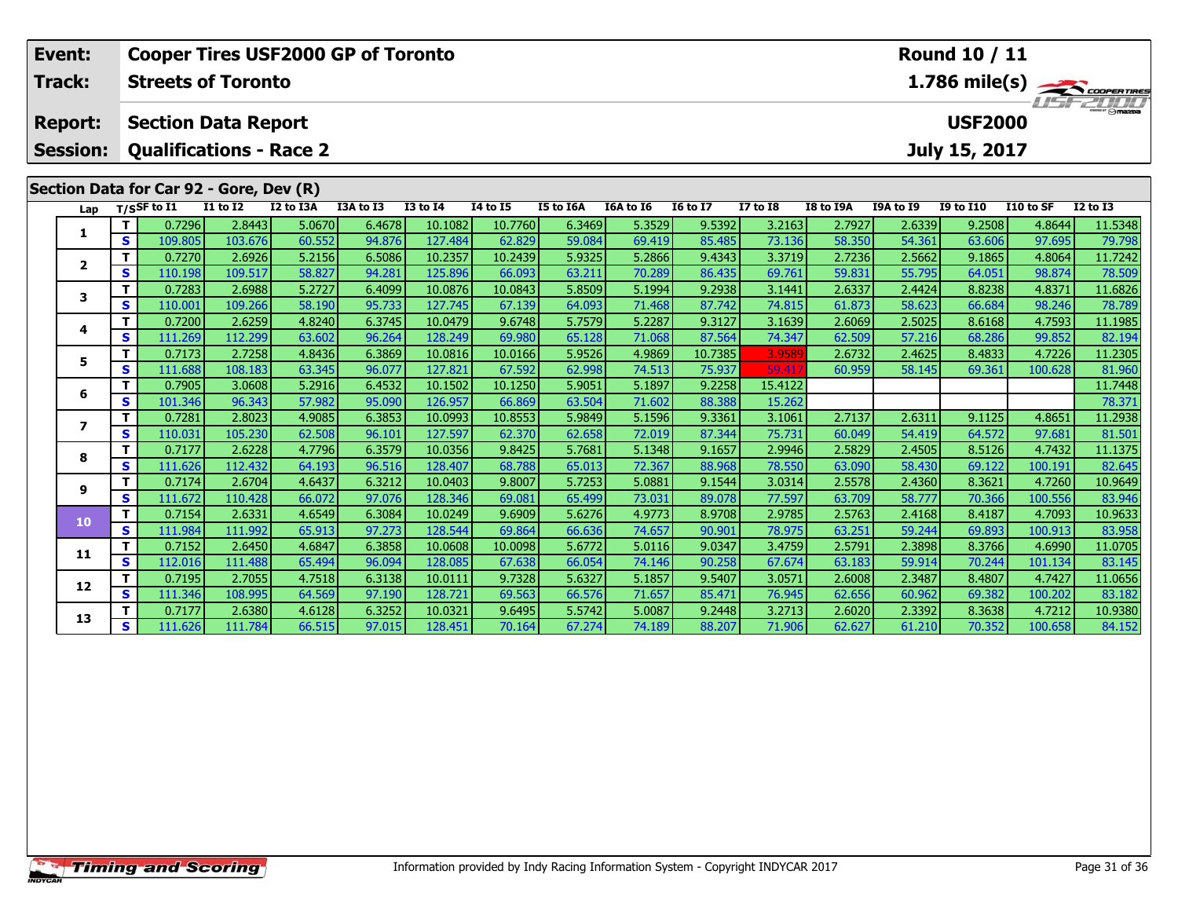| Event: | Cooper Tires USF2000 GP of Toronto | Round 10 / 11 |
|---|---|---|
| Track: | Streets of Toronto | 1.786 mile(s) |
| Report: | Section Data Report | USF2000 |
| Session: | Qualifications - Race 2 | July 15, 2017 |

## Section Data for Car 92 - Gore, Dev (R)

| Lap | T/S | SF to I1 | I1 to I2 | I2 to I3A | I3A to I3 | I3 to I4 | I4 to I5 | I5 to I6A | I6A to I6 | I6 to I7 | I7 to I8 | I8 to I9A | I9A to I9 | I9 to I10 | I10 to SF | I2 to I3 |
|---|---|---|---|---|---|---|---|---|---|---|---|---|---|---|---|---|
| 1 | T | 0.7296 | 2.8443 | 5.0670 | 6.4678 | 10.1082 | 10.7760 | 6.3469 | 5.3529 | 9.5392 | 3.2163 | 2.7927 | 2.6339 | 9.2508 | 4.8644 | 11.5348 |
| | S | 109.805 | 103.676 | 60.552 | 94.876 | 127.484 | 62.829 | 59.084 | 69.419 | 85.485 | 73.136 | 58.350 | 54.361 | 63.606 | 97.695 | 79.798 |
| 2 | T | 0.7270 | 2.6926 | 5.2156 | 6.5086 | 10.2357 | 10.2439 | 5.9325 | 5.2866 | 9.4343 | 3.3719 | 2.7236 | 2.5662 | 9.1865 | 4.8064 | 11.7242 |
| | S | 110.198 | 109.517 | 58.827 | 94.281 | 125.896 | 66.093 | 63.211 | 70.289 | 86.435 | 69.761 | 59.831 | 55.795 | 64.051 | 98.874 | 78.509 |
| 3 | T | 0.7283 | 2.6988 | 5.2727 | 6.4099 | 10.0876 | 10.0843 | 5.8509 | 5.1994 | 9.2938 | 3.1441 | 2.6337 | 2.4424 | 8.8238 | 4.8371 | 11.6826 |
| | S | 110.001 | 109.266 | 58.190 | 95.733 | 127.745 | 67.139 | 64.093 | 71.468 | 87.742 | 74.815 | 61.873 | 58.623 | 66.684 | 98.246 | 78.789 |
| 4 | T | 0.7200 | 2.6259 | 4.8240 | 6.3745 | 10.0479 | 9.6748 | 5.7579 | 5.2287 | 9.3127 | 3.1639 | 2.6069 | 2.5025 | 8.6168 | 4.7593 | 11.1985 |
| | S | 111.269 | 112.299 | 63.602 | 96.264 | 128.249 | 69.980 | 65.128 | 71.068 | 87.564 | 74.347 | 62.509 | 57.216 | 68.286 | 99.852 | 82.194 |
| 5 | T | 0.7173 | 2.7258 | 4.8436 | 6.3869 | 10.0816 | 10.0166 | 5.9526 | 4.9869 | 10.7385 | 3.9589 | 2.6732 | 2.4625 | 8.4833 | 4.7226 | 11.2305 |
| | S | 111.688 | 108.183 | 63.345 | 96.077 | 127.821 | 67.592 | 62.998 | 74.513 | 75.937 | 59.417 | 60.959 | 58.145 | 69.361 | 100.628 | 81.960 |
| 6 | T | 0.7905 | 3.0608 | 5.2916 | 6.4532 | 10.1502 | 10.1250 | 5.9051 | 5.1897 | 9.2258 | 15.4122 | | | | | 11.7448 |
| | S | 101.346 | 96.343 | 57.982 | 95.090 | 126.957 | 66.869 | 63.504 | 71.602 | 88.388 | 15.262 | | | | | 78.371 |
| 7 | T | 0.7281 | 2.8023 | 4.9085 | 6.3853 | 10.0993 | 10.8553 | 5.9849 | 5.1596 | 9.3361 | 3.1061 | 2.7137 | 2.6311 | 9.1125 | 4.8651 | 11.2938 |
| | S | 110.031 | 105.230 | 62.508 | 96.101 | 127.597 | 62.370 | 62.658 | 72.019 | 87.344 | 75.731 | 60.049 | 54.419 | 64.572 | 97.681 | 81.501 |
| 8 | T | 0.7177 | 2.6228 | 4.7796 | 6.3579 | 10.0356 | 9.8425 | 5.7681 | 5.1348 | 9.1657 | 2.9946 | 2.5829 | 2.4505 | 8.5126 | 4.7432 | 11.1375 |
| | S | 111.626 | 112.432 | 64.193 | 96.516 | 128.407 | 68.788 | 65.013 | 72.367 | 88.968 | 78.550 | 63.090 | 58.430 | 69.122 | 100.191 | 82.645 |
| 9 | T | 0.7174 | 2.6704 | 4.6437 | 6.3212 | 10.0403 | 9.8007 | 5.7253 | 5.0881 | 9.1544 | 3.0314 | 2.5578 | 2.4360 | 8.3621 | 4.7260 | 10.9649 |
| | S | 111.672 | 110.428 | 66.072 | 97.076 | 128.346 | 69.081 | 65.499 | 73.031 | 89.078 | 77.597 | 63.709 | 58.777 | 70.366 | 100.556 | 83.946 |
| 10 | T | 0.7154 | 2.6331 | 4.6549 | 6.3084 | 10.0249 | 9.6909 | 5.6276 | 4.9773 | 8.9708 | 2.9785 | 2.5763 | 2.4168 | 8.4187 | 4.7093 | 10.9633 |
| | S | 111.984 | 111.992 | 65.913 | 97.273 | 128.544 | 69.864 | 66.636 | 74.657 | 90.901 | 78.975 | 63.251 | 59.244 | 69.893 | 100.913 | 83.958 |
| 11 | T | 0.7152 | 2.6450 | 4.6847 | 6.3858 | 10.0608 | 10.0098 | 5.6772 | 5.0116 | 9.0347 | 3.4759 | 2.5791 | 2.3898 | 8.3766 | 4.6990 | 11.0705 |
| | S | 112.016 | 111.488 | 65.494 | 96.094 | 128.085 | 67.638 | 66.054 | 74.146 | 90.258 | 67.674 | 63.183 | 59.914 | 70.244 | 101.134 | 83.145 |
| 12 | T | 0.7195 | 2.7055 | 4.7518 | 6.3138 | 10.0111 | 9.7328 | 5.6327 | 5.1857 | 9.5407 | 3.0571 | 2.6008 | 2.3487 | 8.4807 | 4.7427 | 11.0656 |
| | S | 111.346 | 108.995 | 64.569 | 97.190 | 128.721 | 69.563 | 66.576 | 71.657 | 85.471 | 76.945 | 62.656 | 60.962 | 69.382 | 100.202 | 83.182 |
| 13 | T | 0.7177 | 2.6380 | 4.6128 | 6.3252 | 10.0321 | 9.6495 | 5.5742 | 5.0087 | 9.2448 | 3.2713 | 2.6020 | 2.3392 | 8.3638 | 4.7212 | 10.9380 |
| | S | 111.626 | 111.784 | 66.515 | 97.015 | 128.451 | 70.164 | 67.274 | 74.189 | 88.207 | 71.906 | 62.627 | 61.210 | 70.352 | 100.658 | 84.152 |

Information provided by Indy Racing Information System - Copyright INDYCAR 2017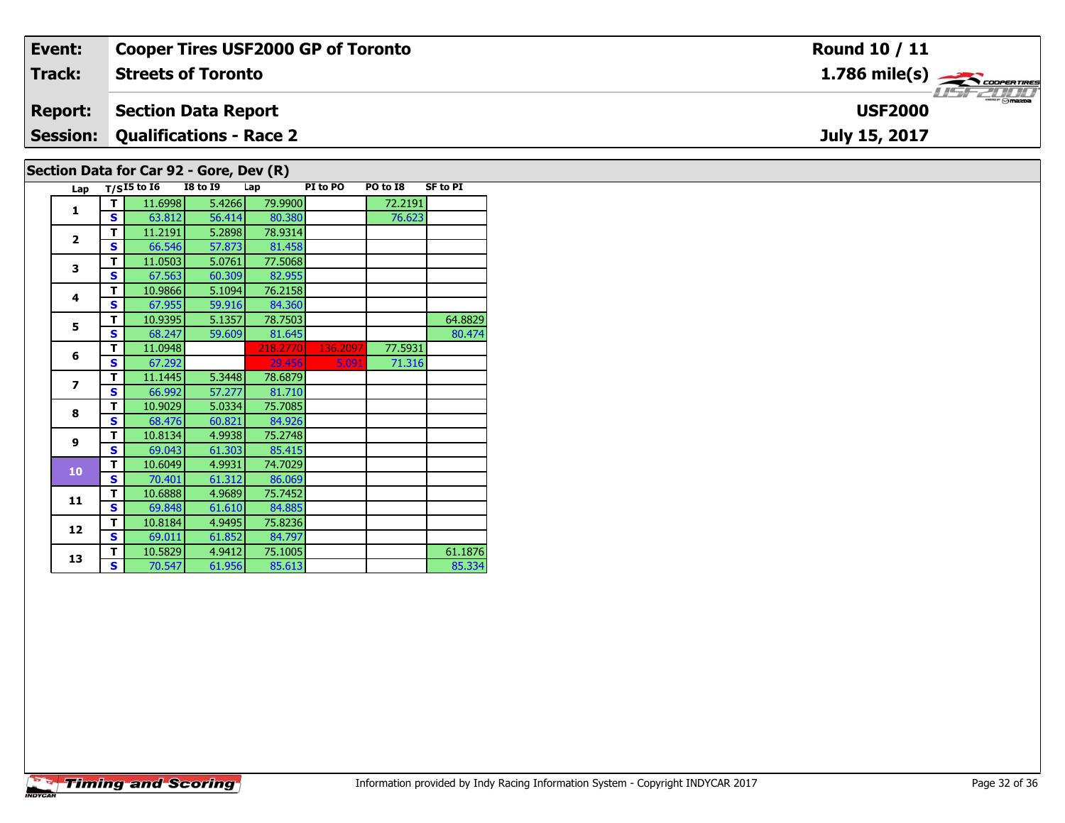| Event: | Cooper Tires USF2000 GP of Toronto | Round 10 / 11 |
|---|---|---|
| Track: | Streets of Toronto | 1.786 mile(s) |
| Report: | Section Data Report | USF2000 |
| Session: | Qualifications - Race 2 | July 15, 2017 |

## Section Data for Car 92 - Gore, Dev (R)

| Lap | T/S | I5 to I6 | I8 to I9 | Lap | PI to PO | PO to I8 | SF to PI |
|---|---|---|---|---|---|---|---|
| 1 | T | 11.6998 | 5.4266 | 79.9900 | | 72.2191 | |
| | S | 63.812 | 56.414 | 80.380 | | 76.623 | |
| 2 | T | 11.2191 | 5.2898 | 78.9314 | | | |
| | S | 66.546 | 57.873 | 81.458 | | | |
| 3 | T | 11.0503 | 5.0761 | 77.5068 | | | |
| | S | 67.563 | 60.309 | 82.955 | | | |
| 4 | T | 10.9866 | 5.1094 | 76.2158 | | | |
| | S | 67.955 | 59.916 | 84.360 | | | |
| 5 | T | 10.9395 | 5.1357 | 78.7503 | | | 64.8829 |
| | S | 68.247 | 59.609 | 81.645 | | | 80.474 |
| 6 | T | 11.0948 | | 218.2770 | 136.2097 | 77.5931 | |
| | S | 67.292 | | 29.456 | 5.091 | 71.316 | |
| 7 | T | 11.1445 | 5.3448 | 78.6879 | | | |
| | S | 66.992 | 57.277 | 81.710 | | | |
| 8 | T | 10.9029 | 5.0334 | 75.7085 | | | |
| | S | 68.476 | 60.821 | 84.926 | | | |
| 9 | T | 10.8134 | 4.9938 | 75.2748 | | | |
| | S | 69.043 | 61.303 | 85.415 | | | |
| 10 | T | 10.6049 | 4.9931 | 74.7029 | | | |
| | S | 70.401 | 61.312 | 86.069 | | | |
| 11 | T | 10.6888 | 4.9689 | 75.7452 | | | |
| | S | 69.848 | 61.610 | 84.885 | | | |
| 12 | T | 10.8184 | 4.9495 | 75.8236 | | | |
| | S | 69.011 | 61.852 | 84.797 | | | |
| 13 | T | 10.5829 | 4.9412 | 75.1005 | | | 61.1876 |
| | S | 70.547 | 61.956 | 85.613 | | | 85.334 |

Information provided by Indy Racing Information System - Copyright INDYCAR 2017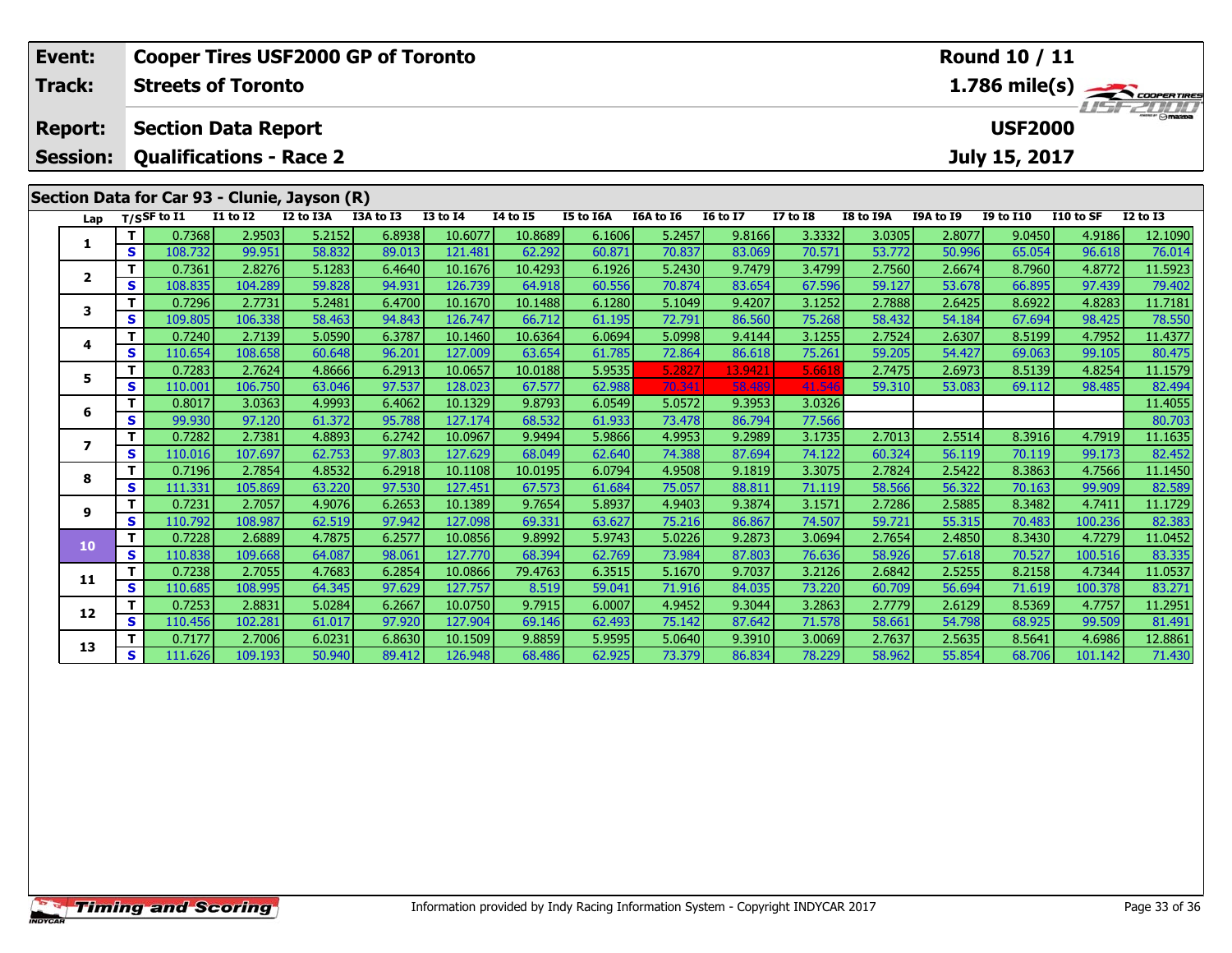| Event: | Cooper Tires USF2000 GP of Toronto | Round 10 / 11 |
|---|---|---|
| Track: | Streets of Toronto | 1.786 mile(s) |
| Report: | Section Data Report | USF2000 |
| Session: | Qualifications - Race 2 | July 15, 2017 |

## Section Data for Car 93 - Clunie, Jayson (R)

| Lap | T/S | SF to I1 | I1 to I2 | I2 to I3A | I3A to I3 | I3 to I4 | I4 to I5 | I5 to I6A | I6A to I6 | I6 to I7 | I7 to I8 | I8 to I9A | I9A to I9 | I9 to I10 | I10 to SF | I2 to I3 |
|---|---|---|---|---|---|---|---|---|---|---|---|---|---|---|---|---|
| 1 | T | 0.7368 | 2.9503 | 5.2152 | 6.8938 | 10.6077 | 10.8689 | 6.1606 | 5.2457 | 9.8166 | 3.3332 | 3.0305 | 2.8077 | 9.0450 | 4.9186 | 12.1090 |
| | S | 108.732 | 99.951 | 58.832 | 89.013 | 121.481 | 62.292 | 60.871 | 70.837 | 83.069 | 70.571 | 53.772 | 50.996 | 65.054 | 96.618 | 76.014 |
| 2 | T | 0.7361 | 2.8276 | 5.1283 | 6.4640 | 10.1676 | 10.4293 | 6.1926 | 5.2430 | 9.7479 | 3.4799 | 2.7560 | 2.6674 | 8.7960 | 4.8772 | 11.5923 |
| | S | 108.835 | 104.289 | 59.828 | 94.931 | 126.739 | 64.918 | 60.556 | 70.874 | 83.654 | 67.596 | 59.127 | 53.678 | 66.895 | 97.439 | 79.402 |
| 3 | T | 0.7296 | 2.7731 | 5.2481 | 6.4700 | 10.1670 | 10.1488 | 6.1280 | 5.1049 | 9.4207 | 3.1252 | 2.7888 | 2.6425 | 8.6922 | 4.8283 | 11.7181 |
| | S | 109.805 | 106.338 | 58.463 | 94.843 | 126.747 | 66.712 | 61.195 | 72.791 | 86.560 | 75.268 | 58.432 | 54.184 | 67.694 | 98.425 | 78.550 |
| 4 | T | 0.7240 | 2.7139 | 5.0590 | 6.3787 | 10.1460 | 10.6364 | 6.0694 | 5.0998 | 9.4144 | 3.1255 | 2.7524 | 2.6307 | 8.5199 | 4.7952 | 11.4377 |
| | S | 110.654 | 108.658 | 60.648 | 96.201 | 127.009 | 63.654 | 61.785 | 72.864 | 86.618 | 75.261 | 59.205 | 54.427 | 69.063 | 99.105 | 80.475 |
| 5 | T | 0.7283 | 2.7624 | 4.8666 | 6.2913 | 10.0657 | 10.0188 | 5.9535 | 5.2827 | 13.9421 | 5.6618 | 2.7475 | 2.6973 | 8.5139 | 4.8254 | 11.1579 |
| | S | 110.001 | 106.750 | 63.046 | 97.537 | 128.023 | 67.577 | 62.988 | 70.341 | 58.489 | 41.546 | 59.310 | 53.083 | 69.112 | 98.485 | 82.494 |
| 6 | T | 0.8017 | 3.0363 | 4.9993 | 6.4062 | 10.1329 | 9.8793 | 6.0549 | 5.0572 | 9.3953 | 3.0326 | | | | | 11.4055 |
| | S | 99.930 | 97.120 | 61.372 | 95.788 | 127.174 | 68.532 | 61.933 | 73.478 | 86.794 | 77.566 | | | | | 80.703 |
| 7 | T | 0.7282 | 2.7381 | 4.8893 | 6.2742 | 10.0967 | 9.9494 | 5.9866 | 4.9953 | 9.2989 | 3.1735 | 2.7013 | 2.5514 | 8.3916 | 4.7919 | 11.1635 |
| | S | 110.016 | 107.697 | 62.753 | 97.803 | 127.629 | 68.049 | 62.640 | 74.388 | 87.694 | 74.122 | 60.324 | 56.119 | 70.119 | 99.173 | 82.452 |
| 8 | T | 0.7196 | 2.7854 | 4.8532 | 6.2918 | 10.1108 | 10.0195 | 6.0794 | 4.9508 | 9.1819 | 3.3075 | 2.7824 | 2.5422 | 8.3863 | 4.7566 | 11.1450 |
| | S | 111.331 | 105.869 | 63.220 | 97.530 | 127.451 | 67.573 | 61.684 | 75.057 | 88.811 | 71.119 | 58.566 | 56.322 | 70.163 | 99.909 | 82.589 |
| 9 | T | 0.7231 | 2.7057 | 4.9076 | 6.2653 | 10.1389 | 9.7654 | 5.8937 | 4.9403 | 9.3874 | 3.1571 | 2.7286 | 2.5885 | 8.3482 | 4.7411 | 11.1729 |
| | S | 110.792 | 108.987 | 62.519 | 97.942 | 127.098 | 69.331 | 63.627 | 75.216 | 86.867 | 74.507 | 59.721 | 55.315 | 70.483 | 100.236 | 82.383 |
| 10 | T | 0.7228 | 2.6889 | 4.7875 | 6.2577 | 10.0856 | 9.8992 | 5.9743 | 5.0226 | 9.2873 | 3.0694 | 2.7654 | 2.4850 | 8.3430 | 4.7279 | 11.0452 |
| | S | 110.838 | 109.668 | 64.087 | 98.061 | 127.770 | 68.394 | 62.769 | 73.984 | 87.803 | 76.636 | 58.926 | 57.618 | 70.527 | 100.516 | 83.335 |
| 11 | T | 0.7238 | 2.7055 | 4.7683 | 6.2854 | 10.0866 | 79.4763 | 6.3515 | 5.1670 | 9.7037 | 3.2126 | 2.6842 | 2.5255 | 8.2158 | 4.7344 | 11.0537 |
| | S | 110.685 | 108.995 | 64.345 | 97.629 | 127.757 | 8.519 | 59.041 | 71.916 | 84.035 | 73.220 | 60.709 | 56.694 | 71.619 | 100.378 | 83.271 |
| 12 | T | 0.7253 | 2.8831 | 5.0284 | 6.2667 | 10.0750 | 9.7915 | 6.0007 | 4.9452 | 9.3044 | 3.2863 | 2.7779 | 2.6129 | 8.5369 | 4.7757 | 11.2951 |
| | S | 110.456 | 102.281 | 61.017 | 97.920 | 127.904 | 69.146 | 62.493 | 75.142 | 87.642 | 71.578 | 58.661 | 54.798 | 68.925 | 99.509 | 81.491 |
| 13 | T | 0.7177 | 2.7006 | 6.0231 | 6.8630 | 10.1509 | 9.8859 | 5.9595 | 5.0640 | 9.3910 | 3.0069 | 2.7637 | 2.5635 | 8.5641 | 4.6986 | 12.8861 |
| | S | 111.626 | 109.193 | 50.940 | 89.412 | 126.948 | 68.486 | 62.925 | 73.379 | 86.834 | 78.229 | 58.962 | 55.854 | 68.706 | 101.142 | 71.430 |

Information provided by Indy Racing Information System - Copyright INDYCAR 2017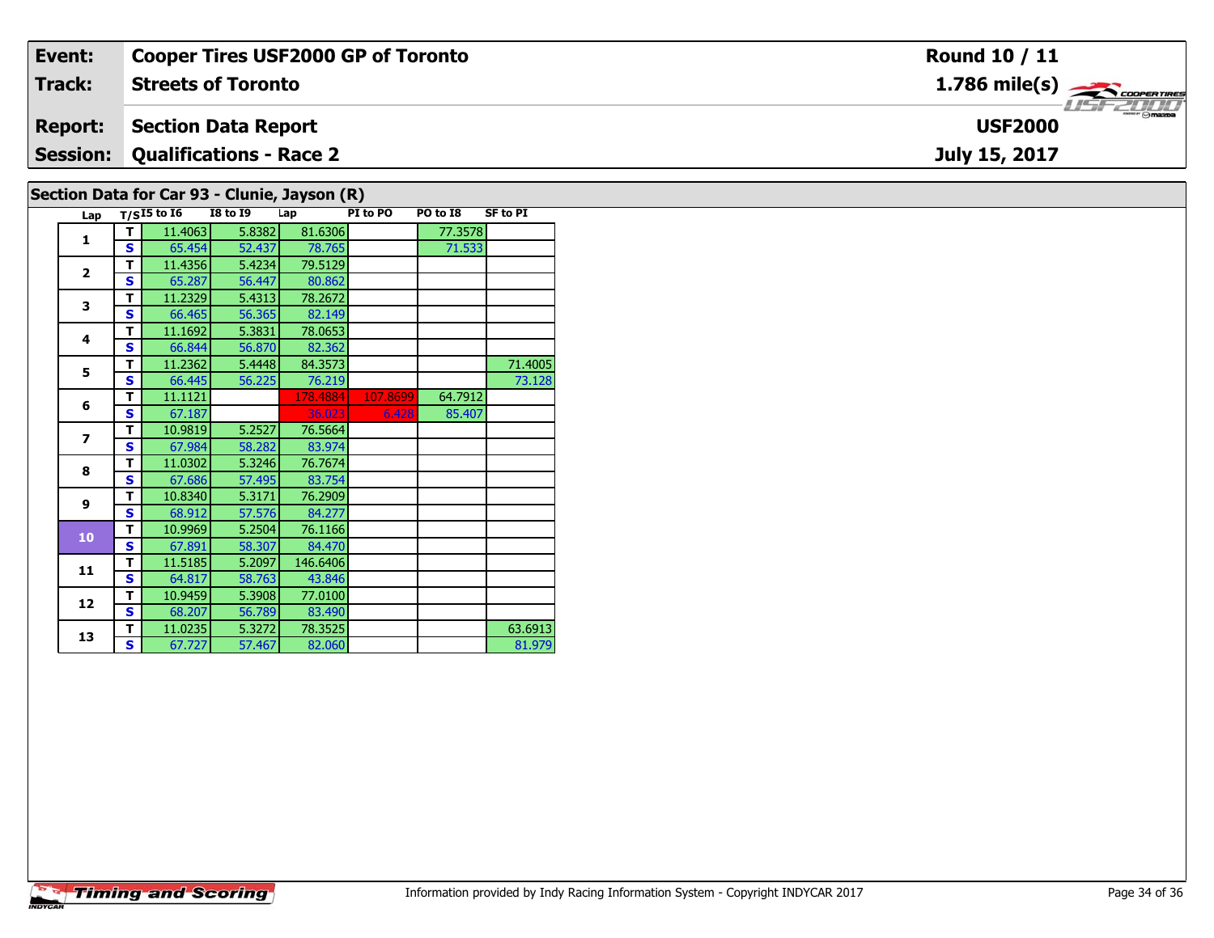| Event: | Cooper Tires USF2000 GP of Toronto | Round 10 / 11 |
|---|---|---|
| Track: | Streets of Toronto | 1.786 mile(s) |
| Report: | Section Data Report | USF2000 |
| Session: | Qualifications - Race 2 | July 15, 2017 |

## Section Data for Car 93 - Clunie, Jayson (R)

| Lap | T/S | I5 to I6 | I8 to I9 | Lap | PI to PO | PO to I8 | SF to PI |
|---|---|---|---|---|---|---|---|
| 1 | T | 11.4063 | 5.8382 | 81.6306 | | 77.3578 | |
| | S | 65.454 | 52.437 | 78.765 | | 71.533 | |
| 2 | T | 11.4356 | 5.4234 | 79.5129 | | | |
| | S | 65.287 | 56.447 | 80.862 | | | |
| 3 | T | 11.2329 | 5.4313 | 78.2672 | | | |
| | S | 66.465 | 56.365 | 82.149 | | | |
| 4 | T | 11.1692 | 5.3831 | 78.0653 | | | |
| | S | 66.844 | 56.870 | 82.362 | | | |
| 5 | T | 11.2362 | 5.4448 | 84.3573 | | | 71.4005 |
| | S | 66.445 | 56.225 | 76.219 | | | 73.128 |
| 6 | T | 11.1121 | | 178.4884 | 107.8699 | 64.7912 | |
| | S | 67.187 | | 36.023 | 6.428 | 85.407 | |
| 7 | T | 10.9819 | 5.2527 | 76.5664 | | | |
| | S | 67.984 | 58.282 | 83.974 | | | |
| 8 | T | 11.0302 | 5.3246 | 76.7674 | | | |
| | S | 67.686 | 57.495 | 83.754 | | | |
| 9 | T | 10.8340 | 5.3171 | 76.2909 | | | |
| | S | 68.912 | 57.576 | 84.277 | | | |
| 10 | T | 10.9969 | 5.2504 | 76.1166 | | | |
| | S | 67.891 | 58.307 | 84.470 | | | |
| 11 | T | 11.5185 | 5.2097 | 146.6406 | | | |
| | S | 64.817 | 58.763 | 43.846 | | | |
| 12 | T | 10.9459 | 5.3908 | 77.0100 | | | |
| | S | 68.207 | 56.789 | 83.490 | | | |
| 13 | T | 11.0235 | 5.3272 | 78.3525 | | | 63.6913 |
| | S | 67.727 | 57.467 | 82.060 | | | 81.979 |

Information provided by Indy Racing Information System - Copyright INDYCAR 2017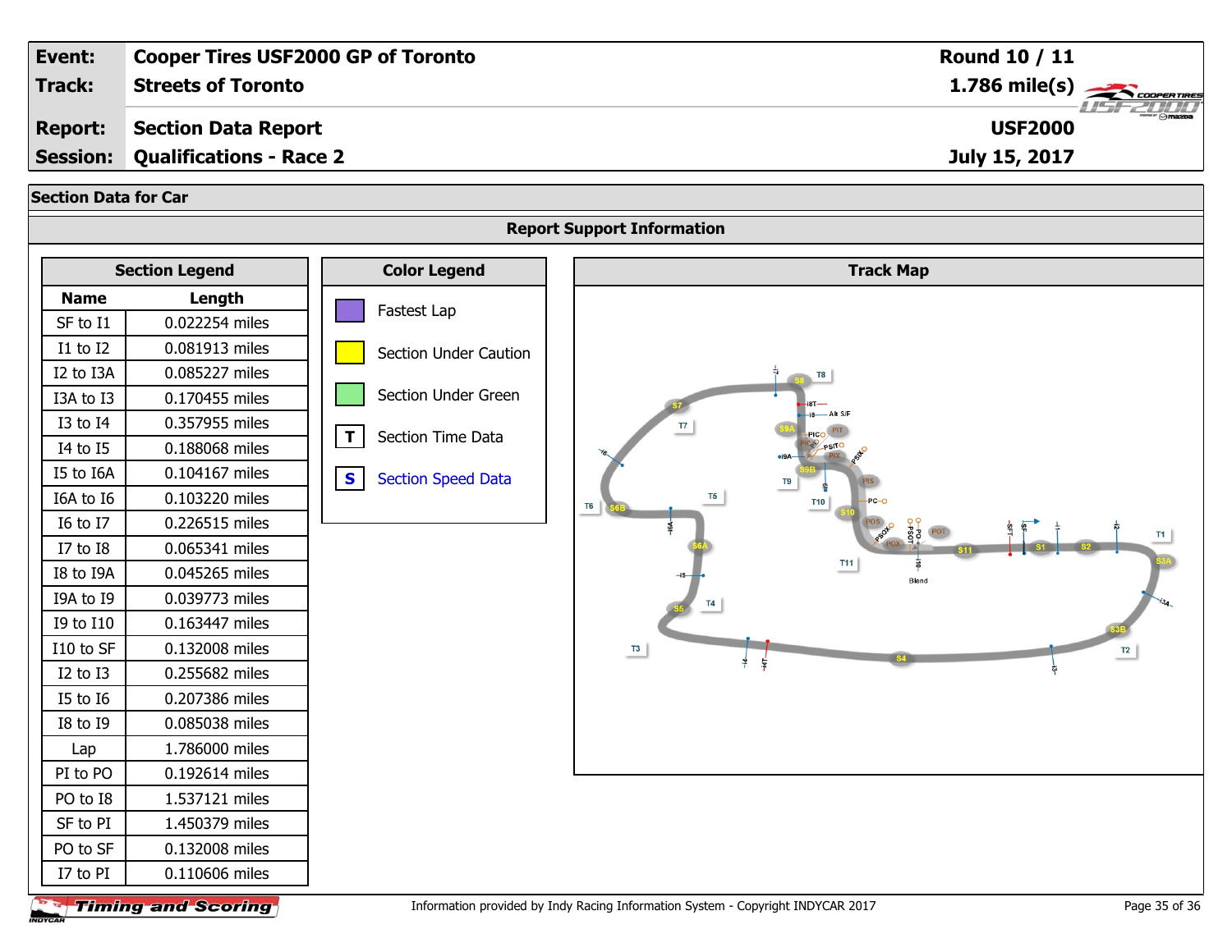| Event: | Cooper Tires USF2000 GP of Toronto | Round 10 / 11 |
|---|---|---|
| Track: | Streets of Toronto | 1.786 mile(s) |
| Report: | Section Data Report | USF2000 |
| Session: | Qualifications - Race 2 | July 15, 2017 |

## Section Data for Car

### Report Support Information

#### Section Legend

| Name | Length |
|---|---|
| SF to I1 | 0.022254 miles |
| I1 to I2 | 0.081913 miles |
| I2 to I3A | 0.085227 miles |
| I3A to I3 | 0.170455 miles |
| I3 to I4 | 0.357955 miles |
| I4 to I5 | 0.188068 miles |
| I5 to I6A | 0.104167 miles |
| I6A to I6 | 0.103220 miles |
| I6 to I7 | 0.226515 miles |
| I7 to I8 | 0.065341 miles |
| I8 to I9A | 0.045265 miles |
| I9A to I9 | 0.039773 miles |
| I9 to I10 | 0.163447 miles |
| I10 to SF | 0.132008 miles |
| I2 to I3 | 0.255682 miles |
| I5 to I6 | 0.207386 miles |
| I8 to I9 | 0.085038 miles |
| Lap | 1.786000 miles |
| PI to PO | 0.192614 miles |
| PO to I8 | 1.537121 miles |
| SF to PI | 1.450379 miles |
| PO to SF | 0.132008 miles |
| I7 to PI | 0.110606 miles |

#### Color Legend

- Fastest Lap
- Section Under Caution
- Section Under Green
- T — Section Time Data
- S — Section Speed Data

#### Track Map

Information provided by Indy Racing Information System - Copyright INDYCAR 2017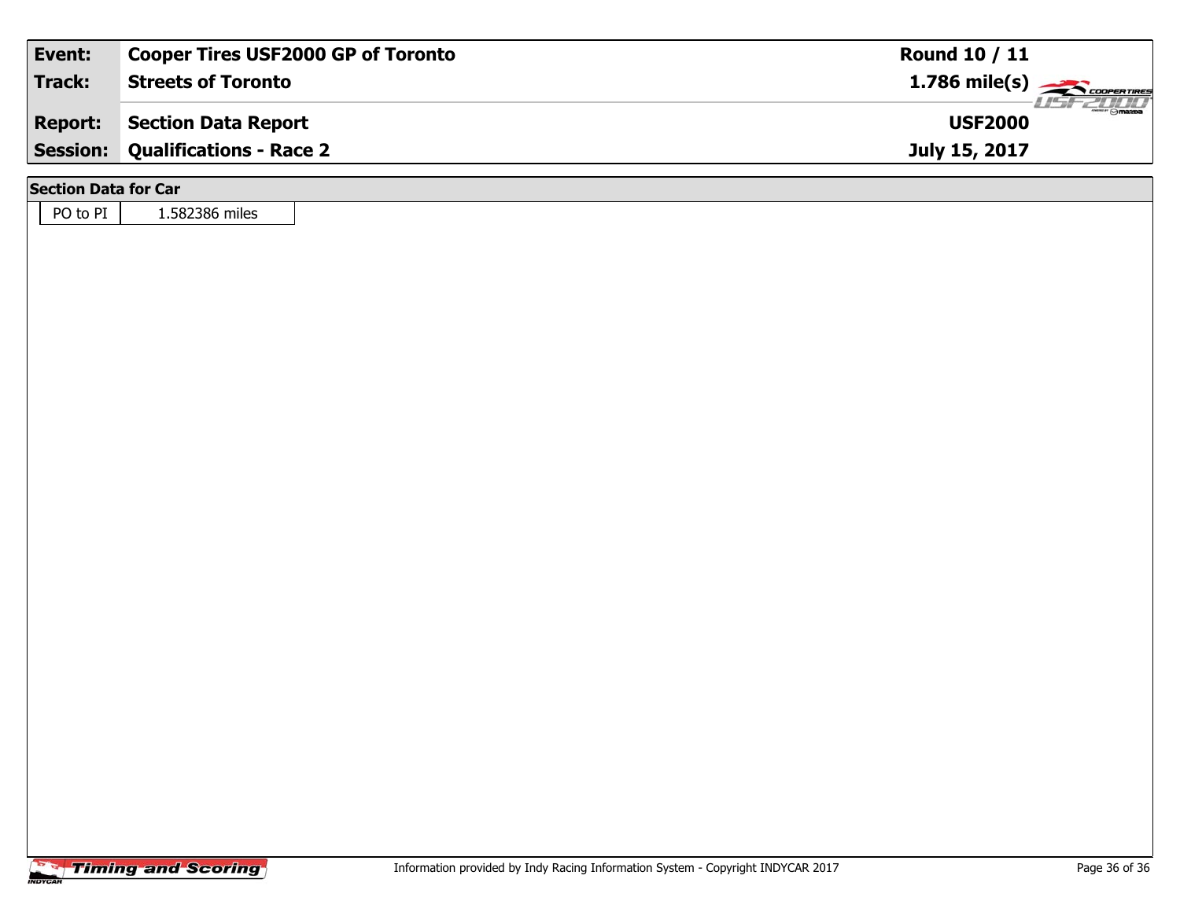| | | | |
|---|---|---|---|
| **Event:** | **Cooper Tires USF2000 GP of Toronto** | **Round 10 / 11** | |
| **Track:** | **Streets of Toronto** | **1.786 mile(s)** | |
| **Report:** | **Section Data Report** | **USF2000** | |
| **Session:** | **Qualifications - Race 2** | **July 15, 2017** | |

## Section Data for Car

| | |
|---|---|
| PO to PI | 1.582386 miles |

Information provided by Indy Racing Information System - Copyright INDYCAR 2017